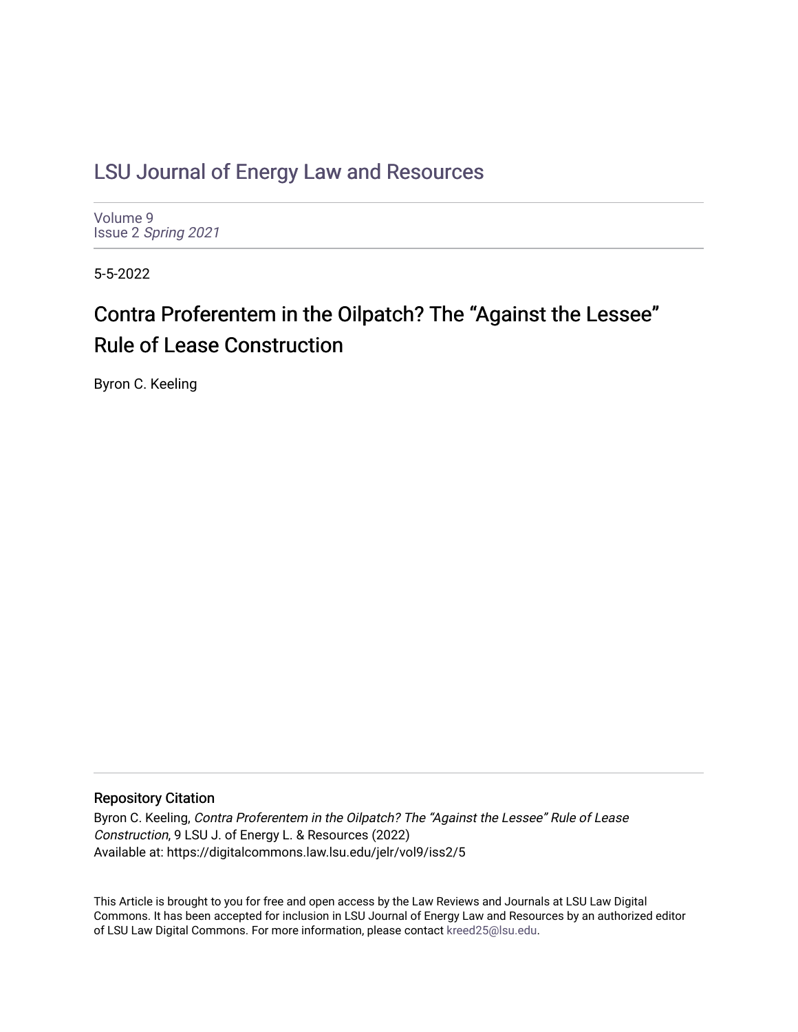# LSU Journal of Energy Law and Resources

Volume 9
Issue 2 *Spring 2021*

5-5-2022

## Contra Proferentem in the Oilpatch? The "Against the Lessee" Rule of Lease Construction

Byron C. Keeling

### Repository Citation

Byron C. Keeling, *Contra Proferentem in the Oilpatch? The "Against the Lessee" Rule of Lease Construction*, 9 LSU J. of Energy L. & Resources (2022)
Available at: https://digitalcommons.law.lsu.edu/jelr/vol9/iss2/5

This Article is brought to you for free and open access by the Law Reviews and Journals at LSU Law Digital Commons. It has been accepted for inclusion in LSU Journal of Energy Law and Resources by an authorized editor of LSU Law Digital Commons. For more information, please contact kreed25@lsu.edu.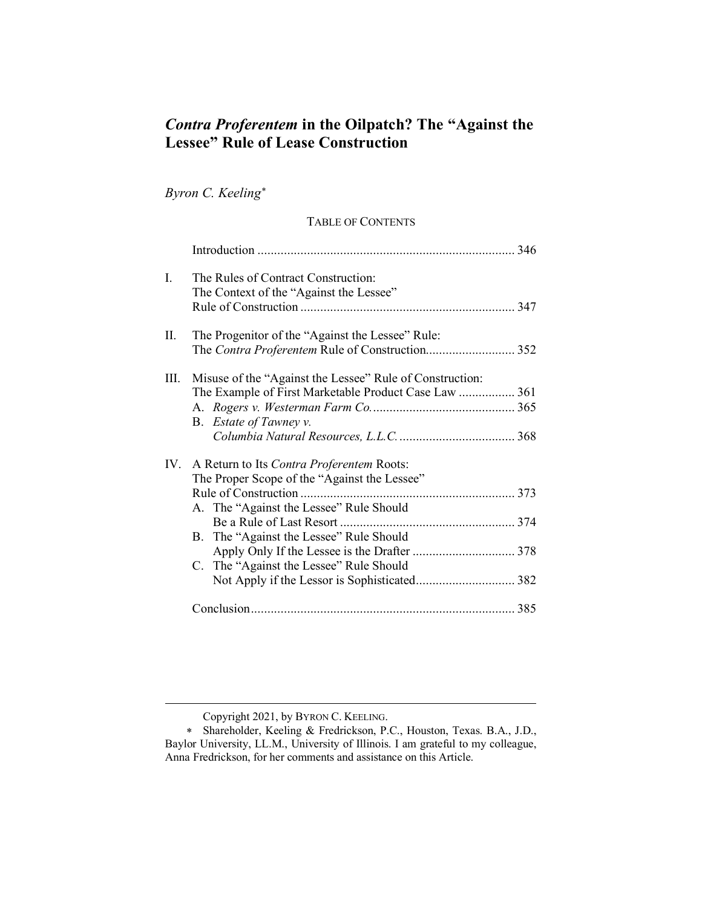# *Contra Proferentem* in the Oilpatch? The "Against the Lessee" Rule of Lease Construction

*Byron C. Keeling*[*]

TABLE OF CONTENTS

| | | |
|---|---|---|
| | Introduction | 346 |
| I. | The Rules of Contract Construction: The Context of the "Against the Lessee" Rule of Construction | 347 |
| II. | The Progenitor of the "Against the Lessee" Rule: The *Contra Proferentem* Rule of Construction | 352 |
| III. | Misuse of the "Against the Lessee" Rule of Construction: The Example of First Marketable Product Case Law | 361 |
| | A. *Rogers v. Westerman Farm Co.* | 365 |
| | B. *Estate of Tawney v. Columbia Natural Resources, L.L.C.* | 368 |
| IV. | A Return to Its *Contra Proferentem* Roots: The Proper Scope of the "Against the Lessee" Rule of Construction | 373 |
| | A. The "Against the Lessee" Rule Should Be a Rule of Last Resort | 374 |
| | B. The "Against the Lessee" Rule Should Apply Only If the Lessee is the Drafter | 378 |
| | C. The "Against the Lessee" Rule Should Not Apply if the Lessor is Sophisticated | 382 |
| | Conclusion | 385 |

---

Copyright 2021, by BYRON C. KEELING.

[*] Shareholder, Keeling & Fredrickson, P.C., Houston, Texas. B.A., J.D., Baylor University, LL.M., University of Illinois. I am grateful to my colleague, Anna Fredrickson, for her comments and assistance on this Article.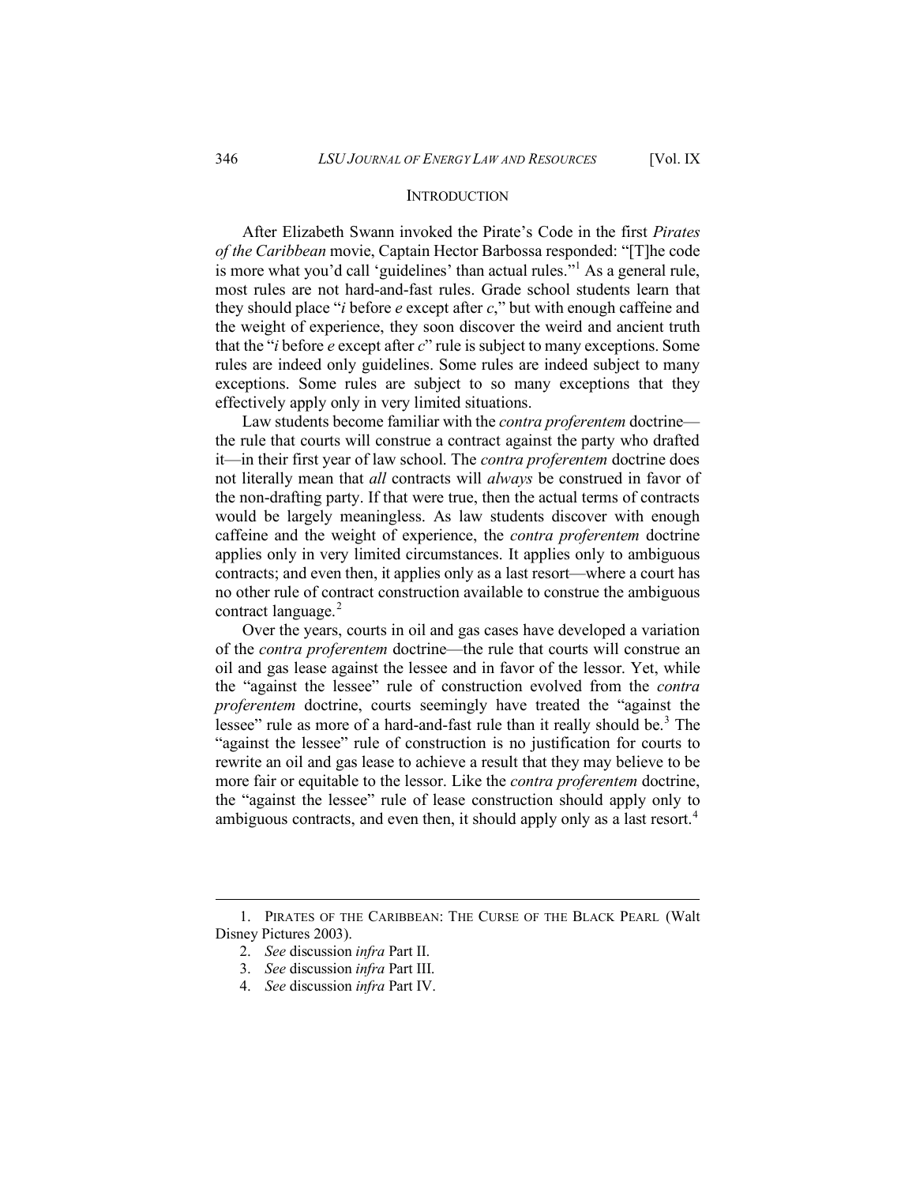## INTRODUCTION

After Elizabeth Swann invoked the Pirate's Code in the first *Pirates of the Caribbean* movie, Captain Hector Barbossa responded: "[T]he code is more what you'd call 'guidelines' than actual rules."[1] As a general rule, most rules are not hard-and-fast rules. Grade school students learn that they should place "*i* before *e* except after *c*," but with enough caffeine and the weight of experience, they soon discover the weird and ancient truth that the "*i* before *e* except after *c*" rule is subject to many exceptions. Some rules are indeed only guidelines. Some rules are indeed subject to many exceptions. Some rules are subject to so many exceptions that they effectively apply only in very limited situations.

Law students become familiar with the *contra proferentem* doctrine—the rule that courts will construe a contract against the party who drafted it—in their first year of law school. The *contra proferentem* doctrine does not literally mean that *all* contracts will *always* be construed in favor of the non-drafting party. If that were true, then the actual terms of contracts would be largely meaningless. As law students discover with enough caffeine and the weight of experience, the *contra proferentem* doctrine applies only in very limited circumstances. It applies only to ambiguous contracts; and even then, it applies only as a last resort—where a court has no other rule of contract construction available to construe the ambiguous contract language.[2]

Over the years, courts in oil and gas cases have developed a variation of the *contra proferentem* doctrine—the rule that courts will construe an oil and gas lease against the lessee and in favor of the lessor. Yet, while the "against the lessee" rule of construction evolved from the *contra proferentem* doctrine, courts seemingly have treated the "against the lessee" rule as more of a hard-and-fast rule than it really should be.[3] The "against the lessee" rule of construction is no justification for courts to rewrite an oil and gas lease to achieve a result that they may believe to be more fair or equitable to the lessor. Like the *contra proferentem* doctrine, the "against the lessee" rule of lease construction should apply only to ambiguous contracts, and even then, it should apply only as a last resort.[4]

---

1. PIRATES OF THE CARIBBEAN: THE CURSE OF THE BLACK PEARL (Walt Disney Pictures 2003).
2. *See* discussion *infra* Part II.
3. *See* discussion *infra* Part III.
4. *See* discussion *infra* Part IV.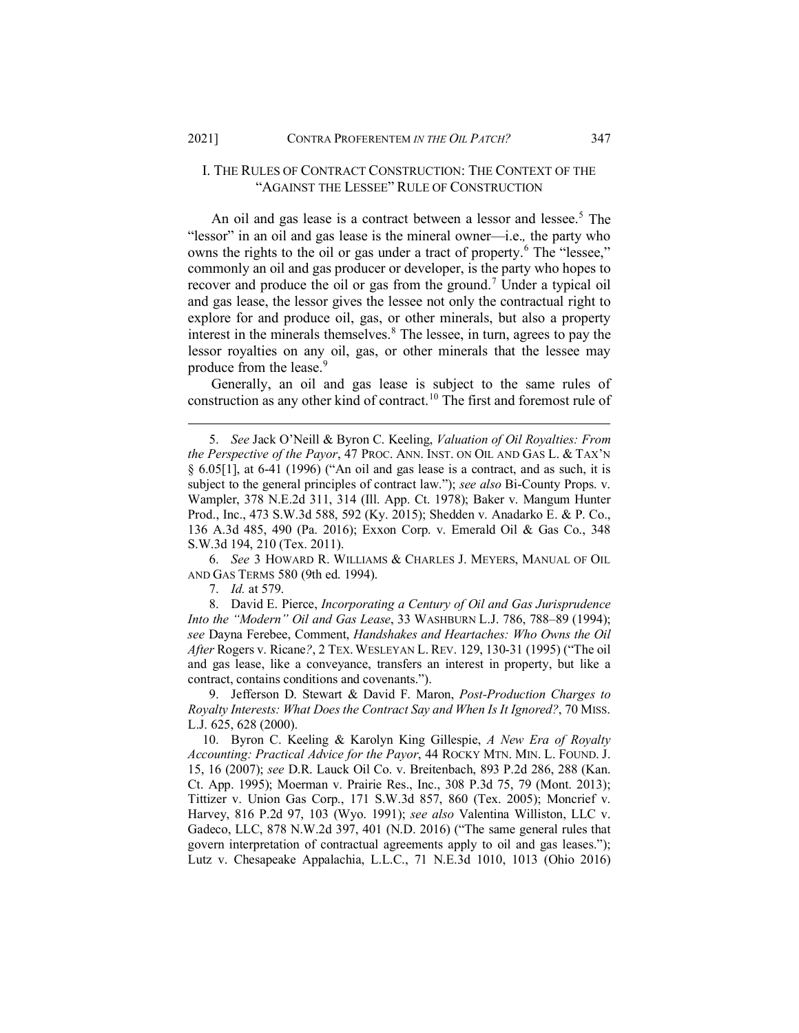## I. The Rules of Contract Construction: The Context of the "Against the Lessee" Rule of Construction

An oil and gas lease is a contract between a lessor and lessee.[5] The "lessor" in an oil and gas lease is the mineral owner—i.e.*,* the party who owns the rights to the oil or gas under a tract of property.[6] The "lessee," commonly an oil and gas producer or developer, is the party who hopes to recover and produce the oil or gas from the ground.[7] Under a typical oil and gas lease, the lessor gives the lessee not only the contractual right to explore for and produce oil, gas, or other minerals, but also a property interest in the minerals themselves.[8] The lessee, in turn, agrees to pay the lessor royalties on any oil, gas, or other minerals that the lessee may produce from the lease.[9]

Generally, an oil and gas lease is subject to the same rules of construction as any other kind of contract.[10] The first and foremost rule of

---

5. *See* Jack O'Neill & Byron C. Keeling, *Valuation of Oil Royalties: From the Perspective of the Payor*, 47 Proc. Ann. Inst. on Oil and Gas L. & Tax'n § 6.05[1], at 6-41 (1996) ("An oil and gas lease is a contract, and as such, it is subject to the general principles of contract law."); *see also* Bi-County Props. v. Wampler, 378 N.E.2d 311, 314 (Ill. App. Ct. 1978); Baker v. Mangum Hunter Prod., Inc., 473 S.W.3d 588, 592 (Ky. 2015); Shedden v. Anadarko E. & P. Co., 136 A.3d 485, 490 (Pa. 2016); Exxon Corp. v. Emerald Oil & Gas Co., 348 S.W.3d 194, 210 (Tex. 2011).

6. *See* 3 Howard R. Williams & Charles J. Meyers, Manual of Oil and Gas Terms 580 (9th ed. 1994).

7. *Id.* at 579.

8. David E. Pierce, *Incorporating a Century of Oil and Gas Jurisprudence Into the "Modern" Oil and Gas Lease*, 33 Washburn L.J. 786, 788–89 (1994); *see* Dayna Ferebee, Comment, *Handshakes and Heartaches: Who Owns the Oil After* Rogers v. Ricane*?*, 2 Tex. Wesleyan L. Rev. 129, 130-31 (1995) ("The oil and gas lease, like a conveyance, transfers an interest in property, but like a contract, contains conditions and covenants.").

9. Jefferson D. Stewart & David F. Maron, *Post-Production Charges to Royalty Interests: What Does the Contract Say and When Is It Ignored?*, 70 Miss. L.J. 625, 628 (2000).

10. Byron C. Keeling & Karolyn King Gillespie, *A New Era of Royalty Accounting: Practical Advice for the Payor*, 44 Rocky Mtn. Min. L. Found. J. 15, 16 (2007); *see* D.R. Lauck Oil Co. v. Breitenbach, 893 P.2d 286, 288 (Kan. Ct. App. 1995); Moerman v. Prairie Res., Inc., 308 P.3d 75, 79 (Mont. 2013); Tittizer v. Union Gas Corp., 171 S.W.3d 857, 860 (Tex. 2005); Moncrief v. Harvey, 816 P.2d 97, 103 (Wyo. 1991); *see also* Valentina Williston, LLC v. Gadeco, LLC, 878 N.W.2d 397, 401 (N.D. 2016) ("The same general rules that govern interpretation of contractual agreements apply to oil and gas leases."); Lutz v. Chesapeake Appalachia, L.L.C., 71 N.E.3d 1010, 1013 (Ohio 2016)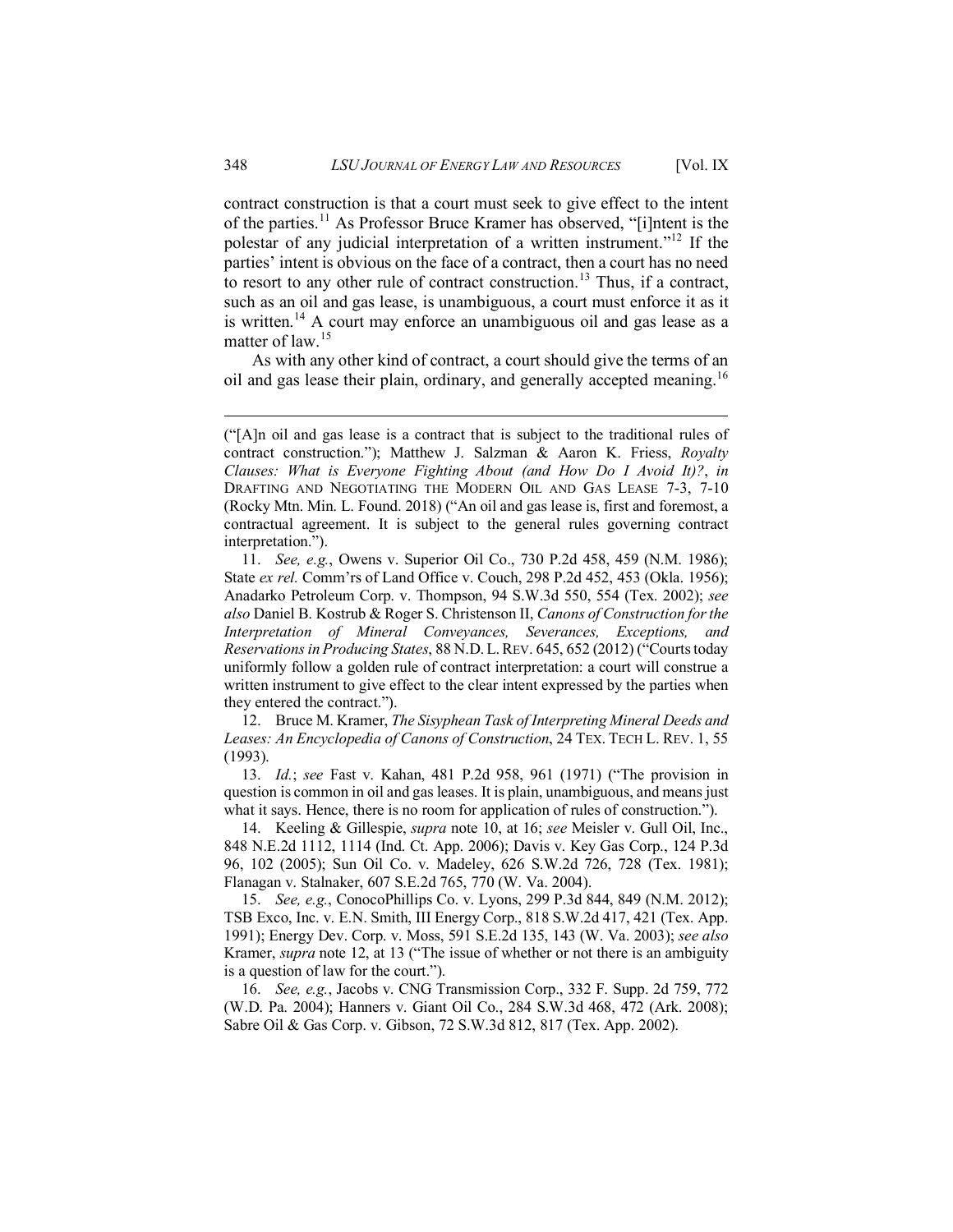contract construction is that a court must seek to give effect to the intent of the parties.[11] As Professor Bruce Kramer has observed, "[i]ntent is the polestar of any judicial interpretation of a written instrument."[12] If the parties' intent is obvious on the face of a contract, then a court has no need to resort to any other rule of contract construction.[13] Thus, if a contract, such as an oil and gas lease, is unambiguous, a court must enforce it as it is written.[14] A court may enforce an unambiguous oil and gas lease as a matter of law.[15]

As with any other kind of contract, a court should give the terms of an oil and gas lease their plain, ordinary, and generally accepted meaning.[16]

---

("[A]n oil and gas lease is a contract that is subject to the traditional rules of contract construction."); Matthew J. Salzman & Aaron K. Friess, *Royalty Clauses: What is Everyone Fighting About (and How Do I Avoid It)?*, *in* DRAFTING AND NEGOTIATING THE MODERN OIL AND GAS LEASE 7-3, 7-10 (Rocky Mtn. Min. L. Found. 2018) ("An oil and gas lease is, first and foremost, a contractual agreement. It is subject to the general rules governing contract interpretation.").

11. *See, e.g.*, Owens v. Superior Oil Co., 730 P.2d 458, 459 (N.M. 1986); State *ex rel.* Comm'rs of Land Office v. Couch, 298 P.2d 452, 453 (Okla. 1956); Anadarko Petroleum Corp. v. Thompson, 94 S.W.3d 550, 554 (Tex. 2002); *see also* Daniel B. Kostrub & Roger S. Christenson II, *Canons of Construction for the Interpretation of Mineral Conveyances, Severances, Exceptions, and Reservations in Producing States*, 88 N.D. L. REV. 645, 652 (2012) ("Courts today uniformly follow a golden rule of contract interpretation: a court will construe a written instrument to give effect to the clear intent expressed by the parties when they entered the contract.").

12. Bruce M. Kramer, *The Sisyphean Task of Interpreting Mineral Deeds and Leases: An Encyclopedia of Canons of Construction*, 24 TEX. TECH L. REV. 1, 55 (1993).

13. *Id.*; *see* Fast v. Kahan, 481 P.2d 958, 961 (1971) ("The provision in question is common in oil and gas leases. It is plain, unambiguous, and means just what it says. Hence, there is no room for application of rules of construction.").

14. Keeling & Gillespie, *supra* note 10, at 16; *see* Meisler v. Gull Oil, Inc., 848 N.E.2d 1112, 1114 (Ind. Ct. App. 2006); Davis v. Key Gas Corp., 124 P.3d 96, 102 (2005); Sun Oil Co. v. Madeley, 626 S.W.2d 726, 728 (Tex. 1981); Flanagan v. Stalnaker, 607 S.E.2d 765, 770 (W. Va. 2004).

15. *See, e.g.*, ConocoPhillips Co. v. Lyons, 299 P.3d 844, 849 (N.M. 2012); TSB Exco, Inc. v. E.N. Smith, III Energy Corp., 818 S.W.2d 417, 421 (Tex. App. 1991); Energy Dev. Corp. v. Moss, 591 S.E.2d 135, 143 (W. Va. 2003); *see also* Kramer, *supra* note 12, at 13 ("The issue of whether or not there is an ambiguity is a question of law for the court.").

16. *See, e.g.*, Jacobs v. CNG Transmission Corp., 332 F. Supp. 2d 759, 772 (W.D. Pa. 2004); Hanners v. Giant Oil Co., 284 S.W.3d 468, 472 (Ark. 2008); Sabre Oil & Gas Corp. v. Gibson, 72 S.W.3d 812, 817 (Tex. App. 2002).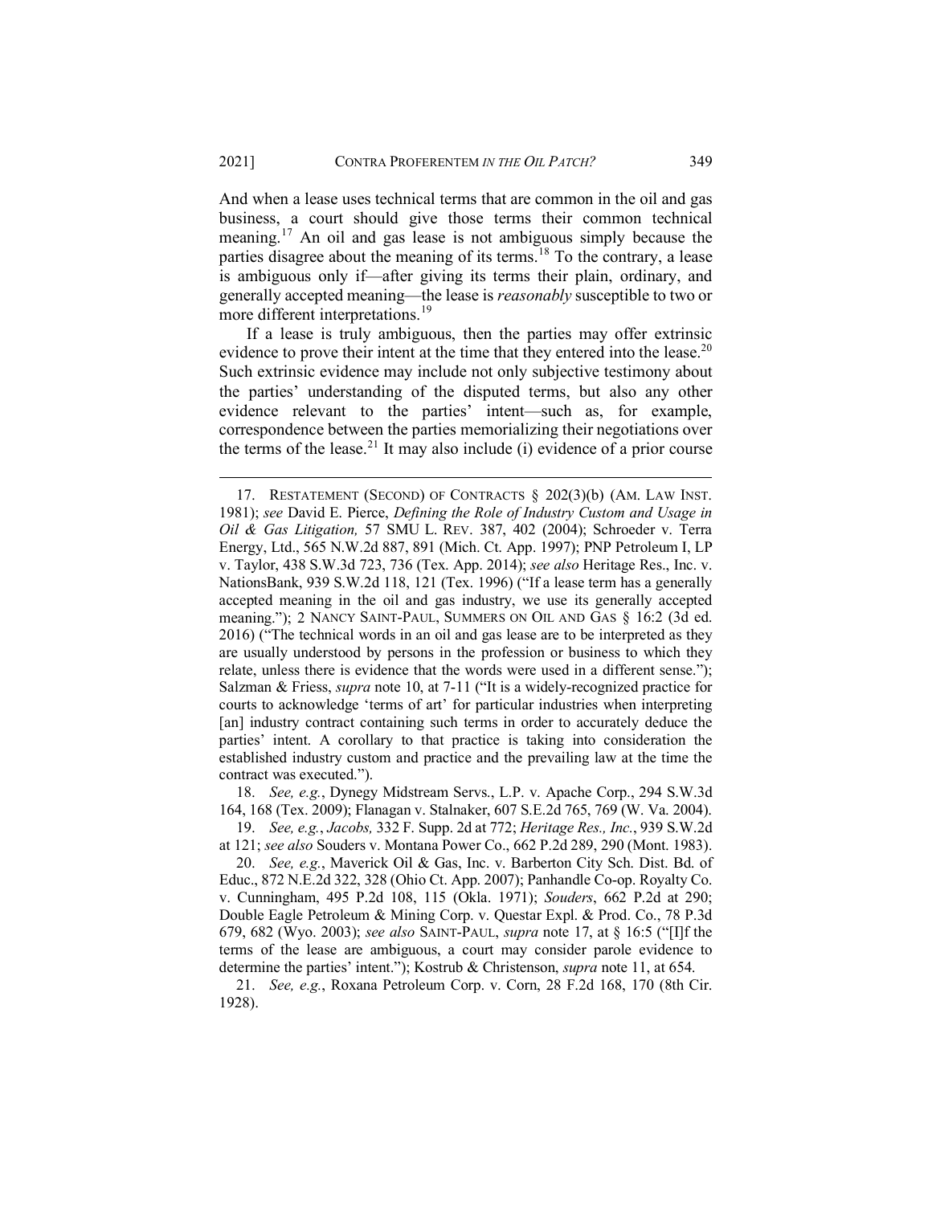And when a lease uses technical terms that are common in the oil and gas business, a court should give those terms their common technical meaning.[17] An oil and gas lease is not ambiguous simply because the parties disagree about the meaning of its terms.[18] To the contrary, a lease is ambiguous only if—after giving its terms their plain, ordinary, and generally accepted meaning—the lease is *reasonably* susceptible to two or more different interpretations.[19]

If a lease is truly ambiguous, then the parties may offer extrinsic evidence to prove their intent at the time that they entered into the lease.[20] Such extrinsic evidence may include not only subjective testimony about the parties' understanding of the disputed terms, but also any other evidence relevant to the parties' intent—such as, for example, correspondence between the parties memorializing their negotiations over the terms of the lease.[21] It may also include (i) evidence of a prior course

---

17. RESTATEMENT (SECOND) OF CONTRACTS § 202(3)(b) (AM. LAW INST. 1981); *see* David E. Pierce, *Defining the Role of Industry Custom and Usage in Oil & Gas Litigation,* 57 SMU L. REV. 387, 402 (2004); Schroeder v. Terra Energy, Ltd., 565 N.W.2d 887, 891 (Mich. Ct. App. 1997); PNP Petroleum I, LP v. Taylor, 438 S.W.3d 723, 736 (Tex. App. 2014); *see also* Heritage Res., Inc. v. NationsBank, 939 S.W.2d 118, 121 (Tex. 1996) ("If a lease term has a generally accepted meaning in the oil and gas industry, we use its generally accepted meaning."); 2 NANCY SAINT-PAUL, SUMMERS ON OIL AND GAS § 16:2 (3d ed. 2016) ("The technical words in an oil and gas lease are to be interpreted as they are usually understood by persons in the profession or business to which they relate, unless there is evidence that the words were used in a different sense."); Salzman & Friess, *supra* note 10, at 7-11 ("It is a widely-recognized practice for courts to acknowledge 'terms of art' for particular industries when interpreting [an] industry contract containing such terms in order to accurately deduce the parties' intent. A corollary to that practice is taking into consideration the established industry custom and practice and the prevailing law at the time the contract was executed.").

18. *See, e.g.*, Dynegy Midstream Servs., L.P. v. Apache Corp., 294 S.W.3d 164, 168 (Tex. 2009); Flanagan v. Stalnaker, 607 S.E.2d 765, 769 (W. Va. 2004).

19. *See, e.g.*, *Jacobs,* 332 F. Supp. 2d at 772; *Heritage Res., Inc.*, 939 S.W.2d at 121; *see also* Souders v. Montana Power Co., 662 P.2d 289, 290 (Mont. 1983).

20. *See, e.g.*, Maverick Oil & Gas, Inc. v. Barberton City Sch. Dist. Bd. of Educ., 872 N.E.2d 322, 328 (Ohio Ct. App. 2007); Panhandle Co-op. Royalty Co. v. Cunningham, 495 P.2d 108, 115 (Okla. 1971); *Souders*, 662 P.2d at 290; Double Eagle Petroleum & Mining Corp. v. Questar Expl. & Prod. Co., 78 P.3d 679, 682 (Wyo. 2003); *see also* SAINT-PAUL, *supra* note 17, at § 16:5 ("[I]f the terms of the lease are ambiguous, a court may consider parole evidence to determine the parties' intent."); Kostrub & Christenson, *supra* note 11, at 654.

21. *See, e.g.*, Roxana Petroleum Corp. v. Corn, 28 F.2d 168, 170 (8th Cir. 1928).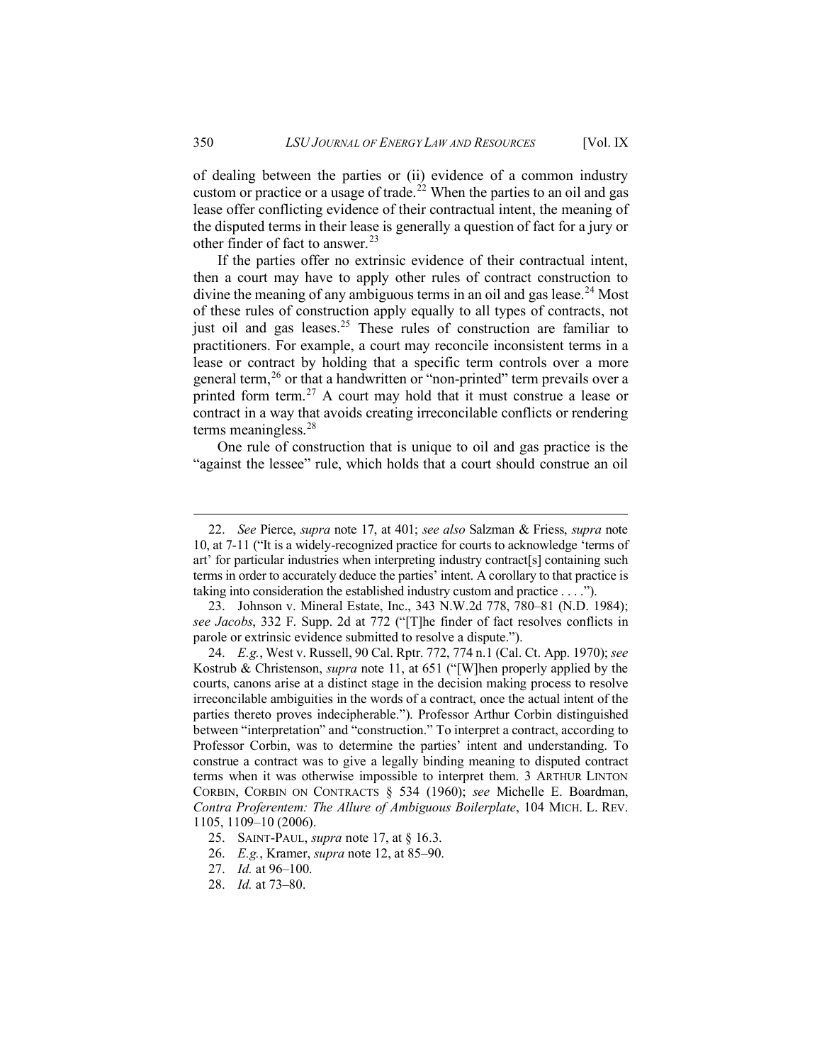of dealing between the parties or (ii) evidence of a common industry custom or practice or a usage of trade.[22] When the parties to an oil and gas lease offer conflicting evidence of their contractual intent, the meaning of the disputed terms in their lease is generally a question of fact for a jury or other finder of fact to answer.[23]

If the parties offer no extrinsic evidence of their contractual intent, then a court may have to apply other rules of contract construction to divine the meaning of any ambiguous terms in an oil and gas lease.[24] Most of these rules of construction apply equally to all types of contracts, not just oil and gas leases.[25] These rules of construction are familiar to practitioners. For example, a court may reconcile inconsistent terms in a lease or contract by holding that a specific term controls over a more general term,[26] or that a handwritten or "non-printed" term prevails over a printed form term.[27] A court may hold that it must construe a lease or contract in a way that avoids creating irreconcilable conflicts or rendering terms meaningless.[28]

One rule of construction that is unique to oil and gas practice is the "against the lessee" rule, which holds that a court should construe an oil

---

22. *See* Pierce, *supra* note 17, at 401; *see also* Salzman & Friess, *supra* note 10, at 7-11 ("It is a widely-recognized practice for courts to acknowledge 'terms of art' for particular industries when interpreting industry contract[s] containing such terms in order to accurately deduce the parties' intent. A corollary to that practice is taking into consideration the established industry custom and practice . . . .").

23. Johnson v. Mineral Estate, Inc., 343 N.W.2d 778, 780–81 (N.D. 1984); *see Jacobs*, 332 F. Supp. 2d at 772 ("[T]he finder of fact resolves conflicts in parole or extrinsic evidence submitted to resolve a dispute.").

24. *E.g.*, West v. Russell, 90 Cal. Rptr. 772, 774 n.1 (Cal. Ct. App. 1970); *see* Kostrub & Christenson, *supra* note 11, at 651 ("[W]hen properly applied by the courts, canons arise at a distinct stage in the decision making process to resolve irreconcilable ambiguities in the words of a contract, once the actual intent of the parties thereto proves indecipherable."). Professor Arthur Corbin distinguished between "interpretation" and "construction." To interpret a contract, according to Professor Corbin, was to determine the parties' intent and understanding. To construe a contract was to give a legally binding meaning to disputed contract terms when it was otherwise impossible to interpret them. 3 ARTHUR LINTON CORBIN, CORBIN ON CONTRACTS § 534 (1960); *see* Michelle E. Boardman, *Contra Proferentem: The Allure of Ambiguous Boilerplate*, 104 MICH. L. REV. 1105, 1109–10 (2006).

25. SAINT-PAUL, *supra* note 17, at § 16.3.

26. *E.g.*, Kramer, *supra* note 12, at 85–90.

27. *Id.* at 96–100.

28. *Id.* at 73–80.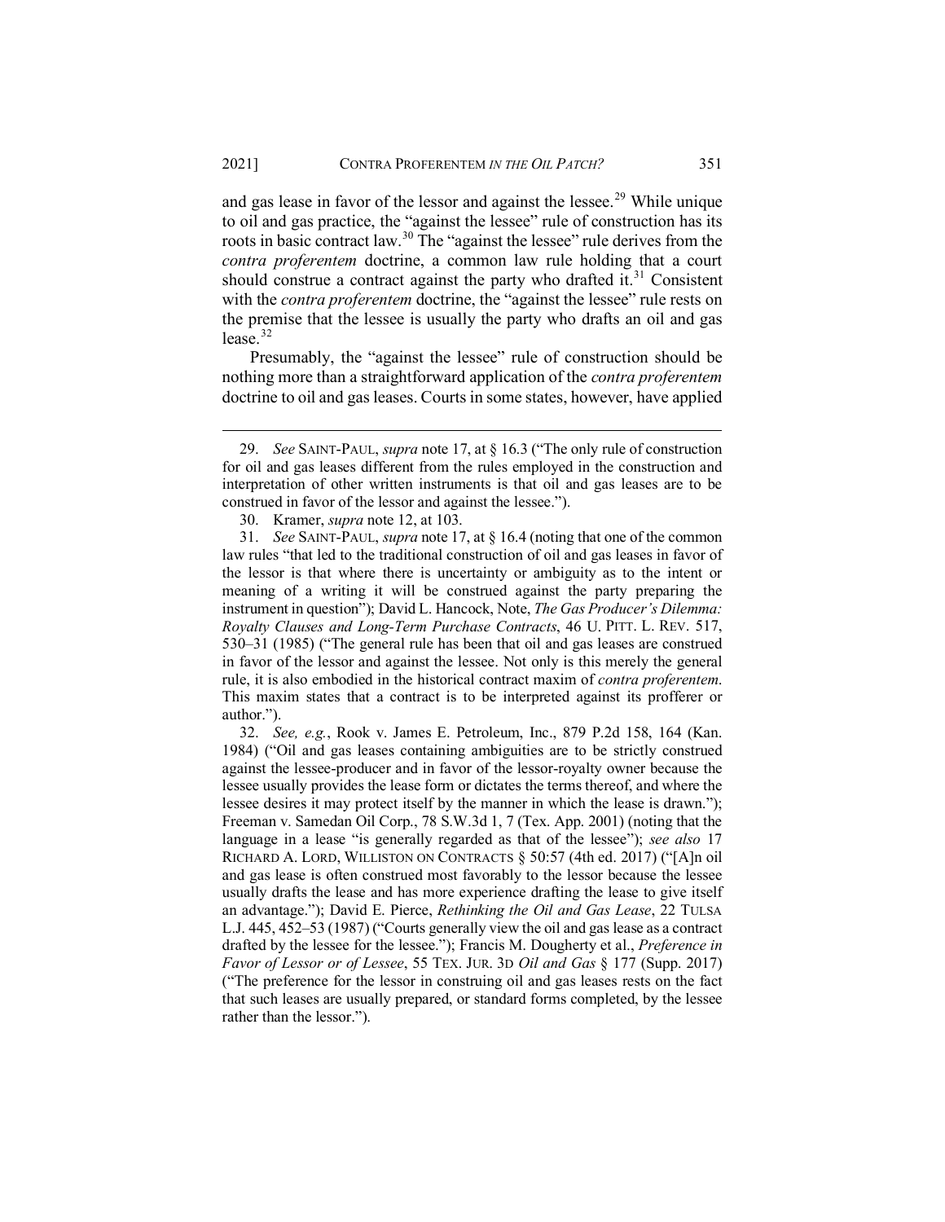and gas lease in favor of the lessor and against the lessee.[29] While unique to oil and gas practice, the "against the lessee" rule of construction has its roots in basic contract law.[30] The "against the lessee" rule derives from the *contra proferentem* doctrine, a common law rule holding that a court should construe a contract against the party who drafted it.[31] Consistent with the *contra proferentem* doctrine, the "against the lessee" rule rests on the premise that the lessee is usually the party who drafts an oil and gas lease.[32]

Presumably, the "against the lessee" rule of construction should be nothing more than a straightforward application of the *contra proferentem* doctrine to oil and gas leases. Courts in some states, however, have applied

---

29. *See* SAINT-PAUL, *supra* note 17, at § 16.3 ("The only rule of construction for oil and gas leases different from the rules employed in the construction and interpretation of other written instruments is that oil and gas leases are to be construed in favor of the lessor and against the lessee.").

30. Kramer, *supra* note 12, at 103.

31. *See* SAINT-PAUL, *supra* note 17, at § 16.4 (noting that one of the common law rules "that led to the traditional construction of oil and gas leases in favor of the lessor is that where there is uncertainty or ambiguity as to the intent or meaning of a writing it will be construed against the party preparing the instrument in question"); David L. Hancock, Note, *The Gas Producer's Dilemma: Royalty Clauses and Long-Term Purchase Contracts*, 46 U. PITT. L. REV. 517, 530–31 (1985) ("The general rule has been that oil and gas leases are construed in favor of the lessor and against the lessee. Not only is this merely the general rule, it is also embodied in the historical contract maxim of *contra proferentem*. This maxim states that a contract is to be interpreted against its profferer or author.").

32. *See, e.g.*, Rook v. James E. Petroleum, Inc., 879 P.2d 158, 164 (Kan. 1984) ("Oil and gas leases containing ambiguities are to be strictly construed against the lessee-producer and in favor of the lessor-royalty owner because the lessee usually provides the lease form or dictates the terms thereof, and where the lessee desires it may protect itself by the manner in which the lease is drawn."); Freeman v. Samedan Oil Corp., 78 S.W.3d 1, 7 (Tex. App. 2001) (noting that the language in a lease "is generally regarded as that of the lessee"); *see also* 17 RICHARD A. LORD, WILLISTON ON CONTRACTS § 50:57 (4th ed. 2017) ("[A]n oil and gas lease is often construed most favorably to the lessor because the lessee usually drafts the lease and has more experience drafting the lease to give itself an advantage."); David E. Pierce, *Rethinking the Oil and Gas Lease*, 22 TULSA L.J. 445, 452–53 (1987) ("Courts generally view the oil and gas lease as a contract drafted by the lessee for the lessee."); Francis M. Dougherty et al., *Preference in Favor of Lessor or of Lessee*, 55 TEX. JUR. 3D *Oil and Gas* § 177 (Supp. 2017) ("The preference for the lessor in construing oil and gas leases rests on the fact that such leases are usually prepared, or standard forms completed, by the lessee rather than the lessor.").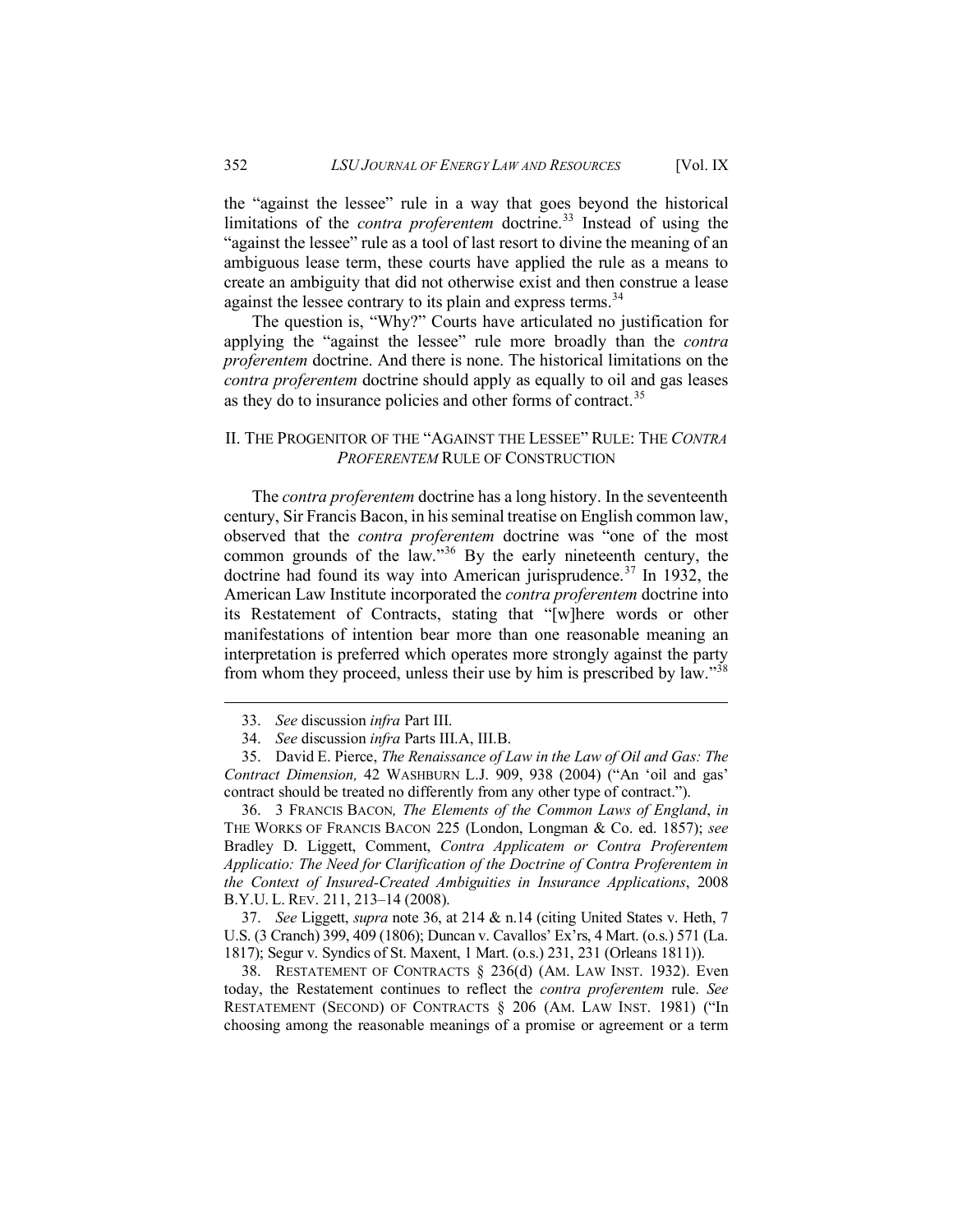the "against the lessee" rule in a way that goes beyond the historical limitations of the *contra proferentem* doctrine.[33] Instead of using the "against the lessee" rule as a tool of last resort to divine the meaning of an ambiguous lease term, these courts have applied the rule as a means to create an ambiguity that did not otherwise exist and then construe a lease against the lessee contrary to its plain and express terms.[34]

The question is, "Why?" Courts have articulated no justification for applying the "against the lessee" rule more broadly than the *contra proferentem* doctrine. And there is none. The historical limitations on the *contra proferentem* doctrine should apply as equally to oil and gas leases as they do to insurance policies and other forms of contract.[35]

## II. THE PROGENITOR OF THE "AGAINST THE LESSEE" RULE: THE *CONTRA PROFERENTEM* RULE OF CONSTRUCTION

The *contra proferentem* doctrine has a long history. In the seventeenth century, Sir Francis Bacon, in his seminal treatise on English common law, observed that the *contra proferentem* doctrine was "one of the most common grounds of the law."[36] By the early nineteenth century, the doctrine had found its way into American jurisprudence.[37] In 1932, the American Law Institute incorporated the *contra proferentem* doctrine into its Restatement of Contracts, stating that "[w]here words or other manifestations of intention bear more than one reasonable meaning an interpretation is preferred which operates more strongly against the party from whom they proceed, unless their use by him is prescribed by law."[38]

---

33. *See* discussion *infra* Part III.

34. *See* discussion *infra* Parts III.A, III.B.

35. David E. Pierce, *The Renaissance of Law in the Law of Oil and Gas: The Contract Dimension,* 42 WASHBURN L.J. 909, 938 (2004) ("An 'oil and gas' contract should be treated no differently from any other type of contract.").

36. 3 FRANCIS BACON*, The Elements of the Common Laws of England*, *in* THE WORKS OF FRANCIS BACON 225 (London, Longman & Co. ed. 1857); *see* Bradley D. Liggett, Comment, *Contra Applicatem or Contra Proferentem Applicatio: The Need for Clarification of the Doctrine of Contra Proferentem in the Context of Insured-Created Ambiguities in Insurance Applications*, 2008 B.Y.U. L. REV. 211, 213–14 (2008).

37. *See* Liggett, *supra* note 36, at 214 & n.14 (citing United States v. Heth, 7 U.S. (3 Cranch) 399, 409 (1806); Duncan v. Cavallos' Ex'rs, 4 Mart. (o.s.) 571 (La. 1817); Segur v. Syndics of St. Maxent, 1 Mart. (o.s.) 231, 231 (Orleans 1811)).

38. RESTATEMENT OF CONTRACTS § 236(d) (AM. LAW INST. 1932). Even today, the Restatement continues to reflect the *contra proferentem* rule. *See* RESTATEMENT (SECOND) OF CONTRACTS § 206 (AM. LAW INST. 1981) ("In choosing among the reasonable meanings of a promise or agreement or a term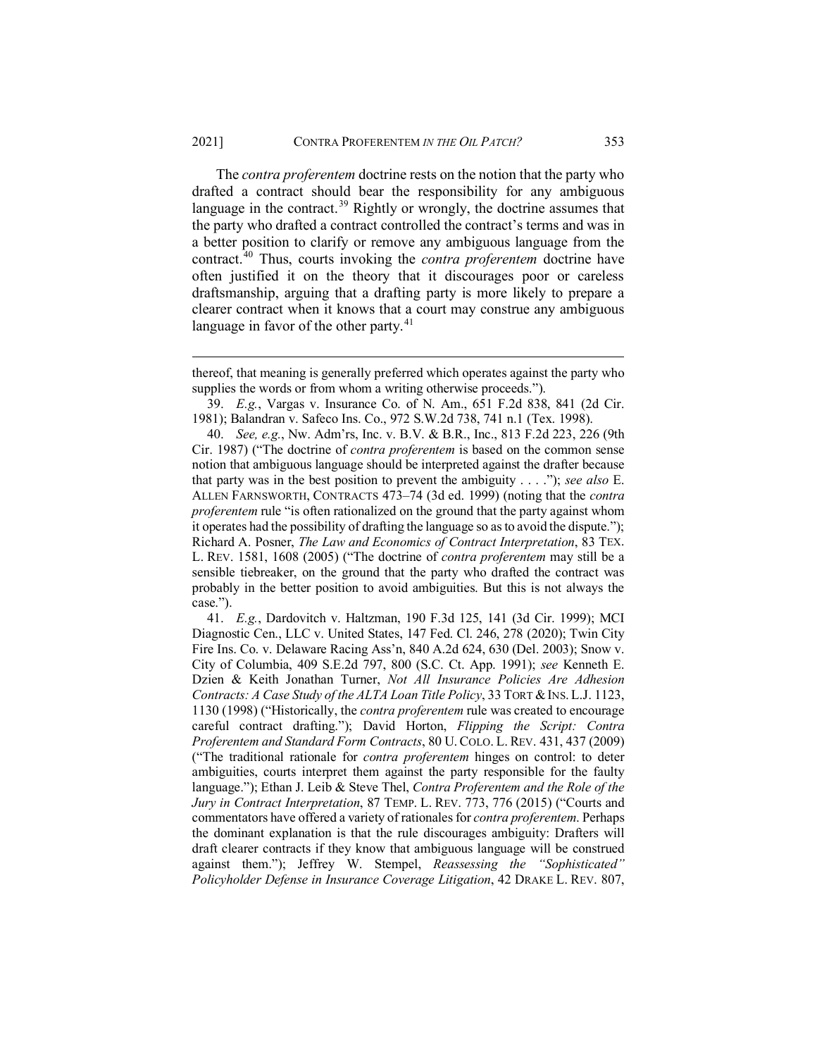The *contra proferentem* doctrine rests on the notion that the party who drafted a contract should bear the responsibility for any ambiguous language in the contract.[39] Rightly or wrongly, the doctrine assumes that the party who drafted a contract controlled the contract's terms and was in a better position to clarify or remove any ambiguous language from the contract.[40] Thus, courts invoking the *contra proferentem* doctrine have often justified it on the theory that it discourages poor or careless draftsmanship, arguing that a drafting party is more likely to prepare a clearer contract when it knows that a court may construe any ambiguous language in favor of the other party.[41]

---

thereof, that meaning is generally preferred which operates against the party who supplies the words or from whom a writing otherwise proceeds.").

39. *E.g.*, Vargas v. Insurance Co. of N. Am., 651 F.2d 838, 841 (2d Cir. 1981); Balandran v. Safeco Ins. Co., 972 S.W.2d 738, 741 n.1 (Tex. 1998).

40. *See, e.g.*, Nw. Adm'rs, Inc. v. B.V. & B.R., Inc., 813 F.2d 223, 226 (9th Cir. 1987) ("The doctrine of *contra proferentem* is based on the common sense notion that ambiguous language should be interpreted against the drafter because that party was in the best position to prevent the ambiguity . . . ."); *see also* E. ALLEN FARNSWORTH, CONTRACTS 473–74 (3d ed. 1999) (noting that the *contra proferentem* rule "is often rationalized on the ground that the party against whom it operates had the possibility of drafting the language so as to avoid the dispute."); Richard A. Posner, *The Law and Economics of Contract Interpretation*, 83 TEX. L. REV. 1581, 1608 (2005) ("The doctrine of *contra proferentem* may still be a sensible tiebreaker, on the ground that the party who drafted the contract was probably in the better position to avoid ambiguities. But this is not always the case.").

41. *E.g.*, Dardovitch v. Haltzman, 190 F.3d 125, 141 (3d Cir. 1999); MCI Diagnostic Cen., LLC v. United States, 147 Fed. Cl. 246, 278 (2020); Twin City Fire Ins. Co. v. Delaware Racing Ass'n, 840 A.2d 624, 630 (Del. 2003); Snow v. City of Columbia, 409 S.E.2d 797, 800 (S.C. Ct. App. 1991); *see* Kenneth E. Dzien & Keith Jonathan Turner, *Not All Insurance Policies Are Adhesion Contracts: A Case Study of the ALTA Loan Title Policy*, 33 TORT & INS. L.J. 1123, 1130 (1998) ("Historically, the *contra proferentem* rule was created to encourage careful contract drafting."); David Horton, *Flipping the Script: Contra Proferentem and Standard Form Contracts*, 80 U. COLO. L. REV. 431, 437 (2009) ("The traditional rationale for *contra proferentem* hinges on control: to deter ambiguities, courts interpret them against the party responsible for the faulty language."); Ethan J. Leib & Steve Thel, *Contra Proferentem and the Role of the Jury in Contract Interpretation*, 87 TEMP. L. REV. 773, 776 (2015) ("Courts and commentators have offered a variety of rationales for *contra proferentem*. Perhaps the dominant explanation is that the rule discourages ambiguity: Drafters will draft clearer contracts if they know that ambiguous language will be construed against them."); Jeffrey W. Stempel, *Reassessing the "Sophisticated" Policyholder Defense in Insurance Coverage Litigation*, 42 DRAKE L. REV. 807,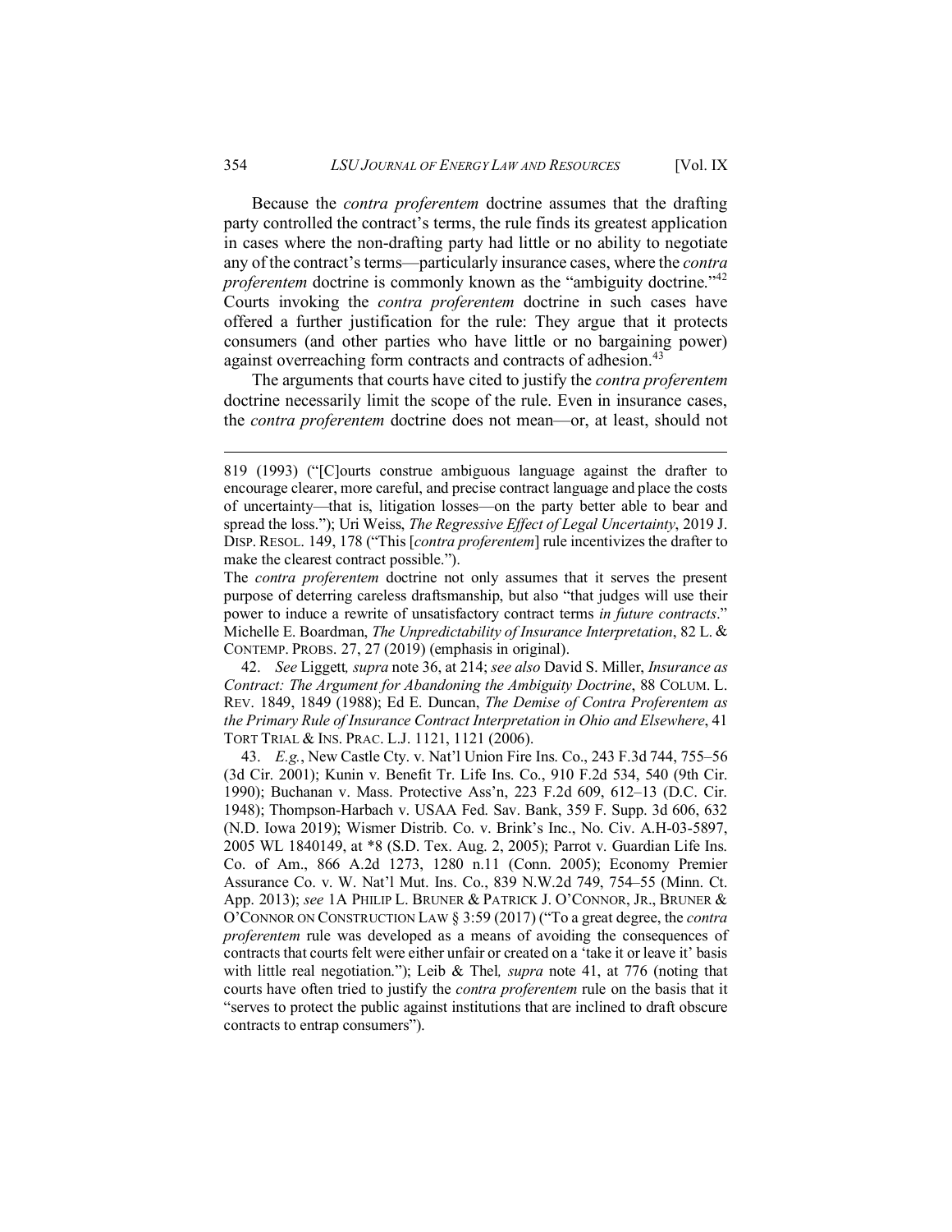Because the *contra proferentem* doctrine assumes that the drafting party controlled the contract's terms, the rule finds its greatest application in cases where the non-drafting party had little or no ability to negotiate any of the contract's terms—particularly insurance cases, where the *contra proferentem* doctrine is commonly known as the "ambiguity doctrine."[42] Courts invoking the *contra proferentem* doctrine in such cases have offered a further justification for the rule: They argue that it protects consumers (and other parties who have little or no bargaining power) against overreaching form contracts and contracts of adhesion.[43]

The arguments that courts have cited to justify the *contra proferentem* doctrine necessarily limit the scope of the rule. Even in insurance cases, the *contra proferentem* doctrine does not mean—or, at least, should not

---

819 (1993) ("[C]ourts construe ambiguous language against the drafter to encourage clearer, more careful, and precise contract language and place the costs of uncertainty—that is, litigation losses—on the party better able to bear and spread the loss."); Uri Weiss, *The Regressive Effect of Legal Uncertainty*, 2019 J. DISP. RESOL. 149, 178 ("This [*contra proferentem*] rule incentivizes the drafter to make the clearest contract possible.").

The *contra proferentem* doctrine not only assumes that it serves the present purpose of deterring careless draftsmanship, but also "that judges will use their power to induce a rewrite of unsatisfactory contract terms *in future contracts*." Michelle E. Boardman, *The Unpredictability of Insurance Interpretation*, 82 L. & CONTEMP. PROBS. 27, 27 (2019) (emphasis in original).

42. *See* Liggett*, supra* note 36, at 214; *see also* David S. Miller, *Insurance as Contract: The Argument for Abandoning the Ambiguity Doctrine*, 88 COLUM. L. REV. 1849, 1849 (1988); Ed E. Duncan, *The Demise of Contra Proferentem as the Primary Rule of Insurance Contract Interpretation in Ohio and Elsewhere*, 41 TORT TRIAL & INS. PRAC. L.J. 1121, 1121 (2006).

43. *E.g.*, New Castle Cty. v. Nat'l Union Fire Ins. Co., 243 F.3d 744, 755–56 (3d Cir. 2001); Kunin v. Benefit Tr. Life Ins. Co., 910 F.2d 534, 540 (9th Cir. 1990); Buchanan v. Mass. Protective Ass'n, 223 F.2d 609, 612–13 (D.C. Cir. 1948); Thompson-Harbach v. USAA Fed. Sav. Bank, 359 F. Supp. 3d 606, 632 (N.D. Iowa 2019); Wismer Distrib. Co. v. Brink's Inc., No. Civ. A.H-03-5897, 2005 WL 1840149, at *8 (S.D. Tex. Aug. 2, 2005); Parrot v. Guardian Life Ins. Co. of Am., 866 A.2d 1273, 1280 n.11 (Conn. 2005); Economy Premier Assurance Co. v. W. Nat'l Mut. Ins. Co., 839 N.W.2d 749, 754–55 (Minn. Ct. App. 2013); *see* 1A PHILIP L. BRUNER & PATRICK J. O'CONNOR, JR., BRUNER & O'CONNOR ON CONSTRUCTION LAW § 3:59 (2017) ("To a great degree, the *contra proferentem* rule was developed as a means of avoiding the consequences of contracts that courts felt were either unfair or created on a 'take it or leave it' basis with little real negotiation."); Leib & Thel*, supra* note 41, at 776 (noting that courts have often tried to justify the *contra proferentem* rule on the basis that it "serves to protect the public against institutions that are inclined to draft obscure contracts to entrap consumers").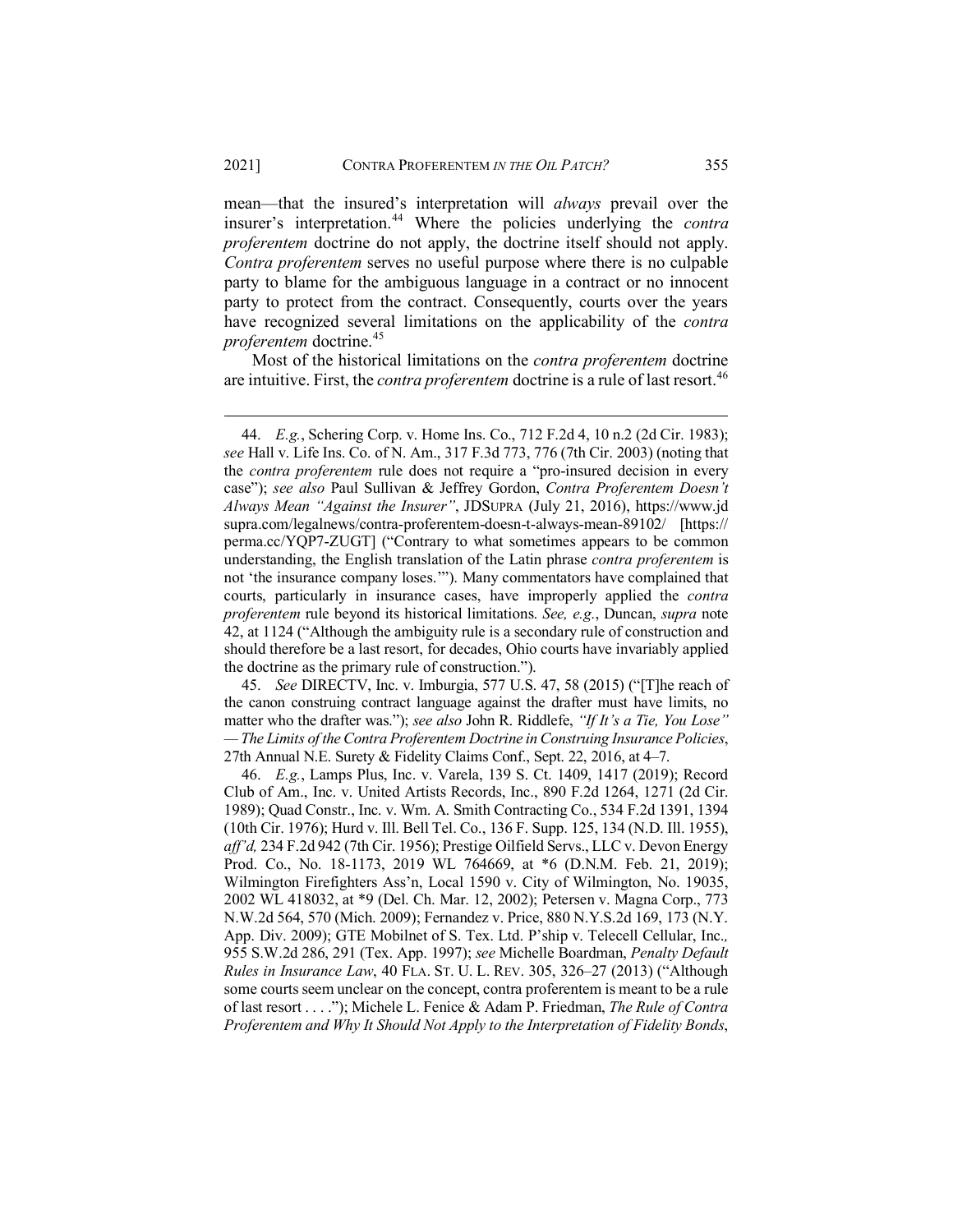mean—that the insured's interpretation will *always* prevail over the insurer's interpretation.[44] Where the policies underlying the *contra proferentem* doctrine do not apply, the doctrine itself should not apply. *Contra proferentem* serves no useful purpose where there is no culpable party to blame for the ambiguous language in a contract or no innocent party to protect from the contract. Consequently, courts over the years have recognized several limitations on the applicability of the *contra proferentem* doctrine.[45]

Most of the historical limitations on the *contra proferentem* doctrine are intuitive. First, the *contra proferentem* doctrine is a rule of last resort.[46]

---

44. *E.g.*, Schering Corp. v. Home Ins. Co., 712 F.2d 4, 10 n.2 (2d Cir. 1983); *see* Hall v. Life Ins. Co. of N. Am., 317 F.3d 773, 776 (7th Cir. 2003) (noting that the *contra proferentem* rule does not require a "pro-insured decision in every case"); *see also* Paul Sullivan & Jeffrey Gordon, *Contra Proferentem Doesn't Always Mean "Against the Insurer"*, JDSUPRA (July 21, 2016), https://www.jdsupra.com/legalnews/contra-proferentem-doesn-t-always-mean-89102/ [https://perma.cc/YQP7-ZUGT] ("Contrary to what sometimes appears to be common understanding, the English translation of the Latin phrase *contra proferentem* is not 'the insurance company loses.'"). Many commentators have complained that courts, particularly in insurance cases, have improperly applied the *contra proferentem* rule beyond its historical limitations. *See, e.g.*, Duncan, *supra* note 42, at 1124 ("Although the ambiguity rule is a secondary rule of construction and should therefore be a last resort, for decades, Ohio courts have invariably applied the doctrine as the primary rule of construction.").

45. *See* DIRECTV, Inc. v. Imburgia, 577 U.S. 47, 58 (2015) ("[T]he reach of the canon construing contract language against the drafter must have limits, no matter who the drafter was."); *see also* John R. Riddlefe, *"If It's a Tie, You Lose" — The Limits of the Contra Proferentem Doctrine in Construing Insurance Policies*, 27th Annual N.E. Surety & Fidelity Claims Conf., Sept. 22, 2016, at 4–7.

46. *E.g.*, Lamps Plus, Inc. v. Varela, 139 S. Ct. 1409, 1417 (2019); Record Club of Am., Inc. v. United Artists Records, Inc., 890 F.2d 1264, 1271 (2d Cir. 1989); Quad Constr., Inc. v. Wm. A. Smith Contracting Co., 534 F.2d 1391, 1394 (10th Cir. 1976); Hurd v. Ill. Bell Tel. Co., 136 F. Supp. 125, 134 (N.D. Ill. 1955), *aff'd,* 234 F.2d 942 (7th Cir. 1956); Prestige Oilfield Servs., LLC v. Devon Energy Prod. Co., No. 18-1173, 2019 WL 764669, at *6 (D.N.M. Feb. 21, 2019); Wilmington Firefighters Ass'n, Local 1590 v. City of Wilmington, No. 19035, 2002 WL 418032, at *9 (Del. Ch. Mar. 12, 2002); Petersen v. Magna Corp., 773 N.W.2d 564, 570 (Mich. 2009); Fernandez v. Price, 880 N.Y.S.2d 169, 173 (N.Y. App. Div. 2009); GTE Mobilnet of S. Tex. Ltd. P'ship v. Telecell Cellular, Inc.*,* 955 S.W.2d 286, 291 (Tex. App. 1997); *see* Michelle Boardman, *Penalty Default Rules in Insurance Law*, 40 FLA. ST. U. L. REV. 305, 326–27 (2013) ("Although some courts seem unclear on the concept, contra proferentem is meant to be a rule of last resort . . . ."); Michele L. Fenice & Adam P. Friedman, *The Rule of Contra Proferentem and Why It Should Not Apply to the Interpretation of Fidelity Bonds*,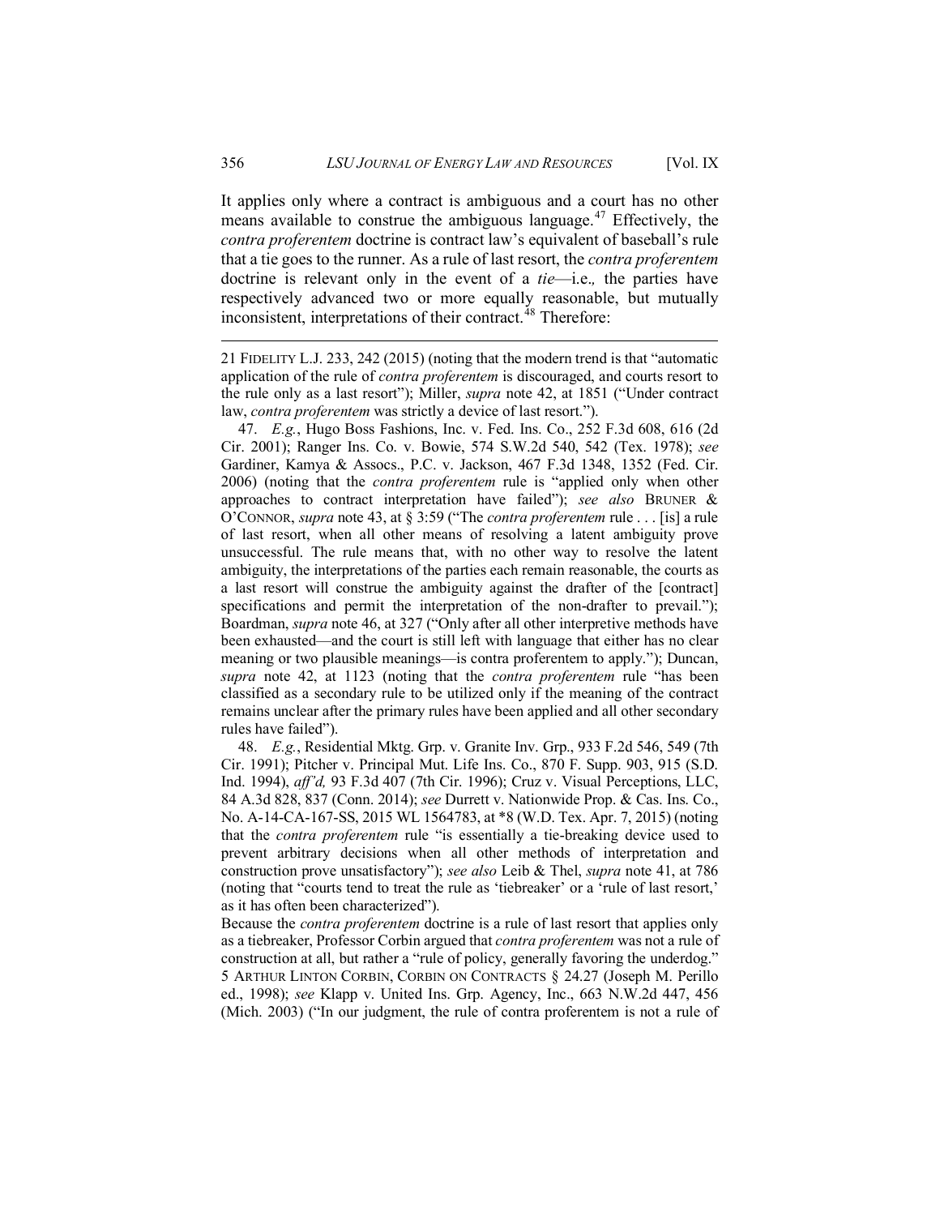It applies only where a contract is ambiguous and a court has no other means available to construe the ambiguous language.[47] Effectively, the *contra proferentem* doctrine is contract law's equivalent of baseball's rule that a tie goes to the runner. As a rule of last resort, the *contra proferentem* doctrine is relevant only in the event of a *tie*—i.e., the parties have respectively advanced two or more equally reasonable, but mutually inconsistent, interpretations of their contract.[48] Therefore:

---

21 FIDELITY L.J. 233, 242 (2015) (noting that the modern trend is that "automatic application of the rule of *contra proferentem* is discouraged, and courts resort to the rule only as a last resort"); Miller, *supra* note 42, at 1851 ("Under contract law, *contra proferentem* was strictly a device of last resort.").

47. *E.g.*, Hugo Boss Fashions, Inc. v. Fed. Ins. Co., 252 F.3d 608, 616 (2d Cir. 2001); Ranger Ins. Co. v. Bowie, 574 S.W.2d 540, 542 (Tex. 1978); *see* Gardiner, Kamya & Assocs., P.C. v. Jackson, 467 F.3d 1348, 1352 (Fed. Cir. 2006) (noting that the *contra proferentem* rule is "applied only when other approaches to contract interpretation have failed"); *see also* BRUNER & O'CONNOR, *supra* note 43, at § 3:59 ("The *contra proferentem* rule . . . [is] a rule of last resort, when all other means of resolving a latent ambiguity prove unsuccessful. The rule means that, with no other way to resolve the latent ambiguity, the interpretations of the parties each remain reasonable, the courts as a last resort will construe the ambiguity against the drafter of the [contract] specifications and permit the interpretation of the non-drafter to prevail."); Boardman, *supra* note 46, at 327 ("Only after all other interpretive methods have been exhausted—and the court is still left with language that either has no clear meaning or two plausible meanings—is contra proferentem to apply."); Duncan, *supra* note 42, at 1123 (noting that the *contra proferentem* rule "has been classified as a secondary rule to be utilized only if the meaning of the contract remains unclear after the primary rules have been applied and all other secondary rules have failed").

48. *E.g.*, Residential Mktg. Grp. v. Granite Inv. Grp., 933 F.2d 546, 549 (7th Cir. 1991); Pitcher v. Principal Mut. Life Ins. Co., 870 F. Supp. 903, 915 (S.D. Ind. 1994), *aff'd,* 93 F.3d 407 (7th Cir. 1996); Cruz v. Visual Perceptions, LLC, 84 A.3d 828, 837 (Conn. 2014); *see* Durrett v. Nationwide Prop. & Cas. Ins. Co., No. A-14-CA-167-SS, 2015 WL 1564783, at *8 (W.D. Tex. Apr. 7, 2015) (noting that the *contra proferentem* rule "is essentially a tie-breaking device used to prevent arbitrary decisions when all other methods of interpretation and construction prove unsatisfactory"); *see also* Leib & Thel, *supra* note 41, at 786 (noting that "courts tend to treat the rule as 'tiebreaker' or a 'rule of last resort,' as it has often been characterized").

Because the *contra proferentem* doctrine is a rule of last resort that applies only as a tiebreaker, Professor Corbin argued that *contra proferentem* was not a rule of construction at all, but rather a "rule of policy, generally favoring the underdog." 5 ARTHUR LINTON CORBIN, CORBIN ON CONTRACTS § 24.27 (Joseph M. Perillo ed., 1998); *see* Klapp v. United Ins. Grp. Agency, Inc., 663 N.W.2d 447, 456 (Mich. 2003) ("In our judgment, the rule of contra proferentem is not a rule of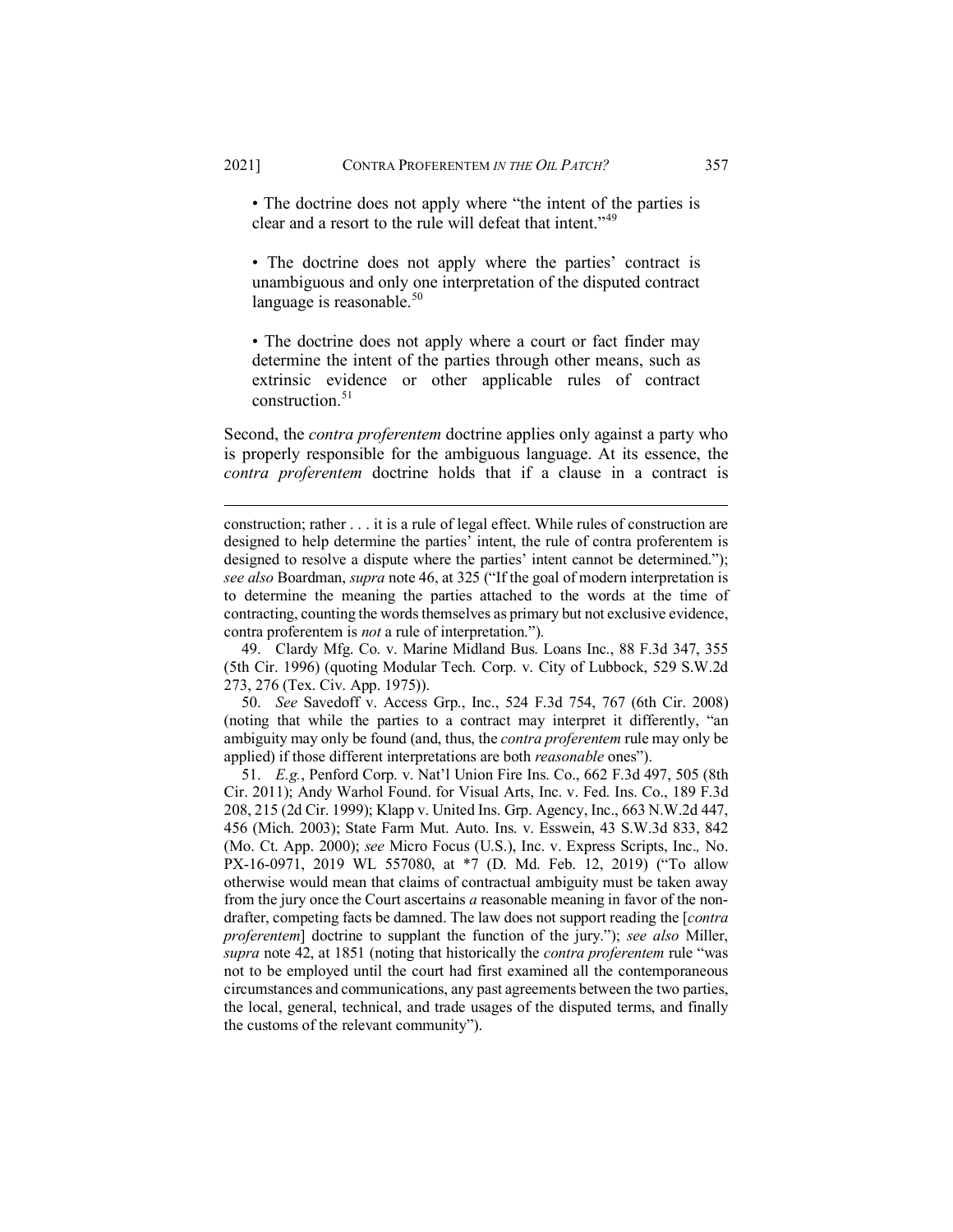• The doctrine does not apply where "the intent of the parties is clear and a resort to the rule will defeat that intent."[49]

• The doctrine does not apply where the parties' contract is unambiguous and only one interpretation of the disputed contract language is reasonable.[50]

• The doctrine does not apply where a court or fact finder may determine the intent of the parties through other means, such as extrinsic evidence or other applicable rules of contract construction.[51]

Second, the *contra proferentem* doctrine applies only against a party who is properly responsible for the ambiguous language. At its essence, the *contra proferentem* doctrine holds that if a clause in a contract is

---

construction; rather . . . it is a rule of legal effect. While rules of construction are designed to help determine the parties' intent, the rule of contra proferentem is designed to resolve a dispute where the parties' intent cannot be determined."); *see also* Boardman, *supra* note 46, at 325 ("If the goal of modern interpretation is to determine the meaning the parties attached to the words at the time of contracting, counting the words themselves as primary but not exclusive evidence, contra proferentem is *not* a rule of interpretation.").

49. Clardy Mfg. Co. v. Marine Midland Bus. Loans Inc., 88 F.3d 347, 355 (5th Cir. 1996) (quoting Modular Tech. Corp. v. City of Lubbock, 529 S.W.2d 273, 276 (Tex. Civ. App. 1975)).

50. *See* Savedoff v. Access Grp., Inc., 524 F.3d 754, 767 (6th Cir. 2008) (noting that while the parties to a contract may interpret it differently, "an ambiguity may only be found (and, thus, the *contra proferentem* rule may only be applied) if those different interpretations are both *reasonable* ones").

51. *E.g.*, Penford Corp. v. Nat'l Union Fire Ins. Co., 662 F.3d 497, 505 (8th Cir. 2011); Andy Warhol Found. for Visual Arts, Inc. v. Fed. Ins. Co., 189 F.3d 208, 215 (2d Cir. 1999); Klapp v. United Ins. Grp. Agency, Inc., 663 N.W.2d 447, 456 (Mich. 2003); State Farm Mut. Auto. Ins. v. Esswein, 43 S.W.3d 833, 842 (Mo. Ct. App. 2000); *see* Micro Focus (U.S.), Inc. v. Express Scripts, Inc*.,* No. PX-16-0971, 2019 WL 557080, at *7 (D. Md. Feb. 12, 2019) ("To allow otherwise would mean that claims of contractual ambiguity must be taken away from the jury once the Court ascertains *a* reasonable meaning in favor of the non-drafter, competing facts be damned. The law does not support reading the [*contra proferentem*] doctrine to supplant the function of the jury."); *see also* Miller, *supra* note 42, at 1851 (noting that historically the *contra proferentem* rule "was not to be employed until the court had first examined all the contemporaneous circumstances and communications, any past agreements between the two parties, the local, general, technical, and trade usages of the disputed terms, and finally the customs of the relevant community").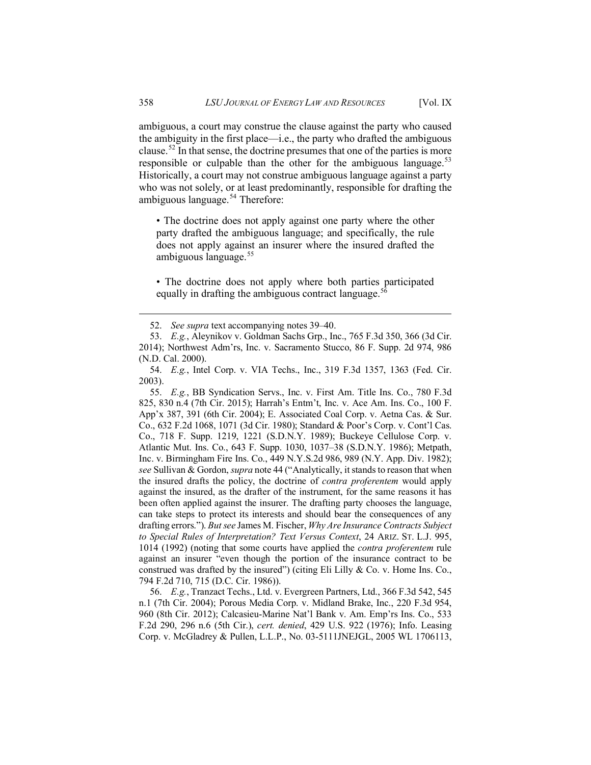ambiguous, a court may construe the clause against the party who caused the ambiguity in the first place—i.e., the party who drafted the ambiguous clause.[52] In that sense, the doctrine presumes that one of the parties is more responsible or culpable than the other for the ambiguous language.[53] Historically, a court may not construe ambiguous language against a party who was not solely, or at least predominantly, responsible for drafting the ambiguous language.[54] Therefore:

> • The doctrine does not apply against one party where the other party drafted the ambiguous language; and specifically, the rule does not apply against an insurer where the insured drafted the ambiguous language.[55]
>
> • The doctrine does not apply where both parties participated equally in drafting the ambiguous contract language.[56]

---

52. *See supra* text accompanying notes 39–40.

53. *E.g.*, Aleynikov v. Goldman Sachs Grp., Inc., 765 F.3d 350, 366 (3d Cir. 2014); Northwest Adm'rs, Inc. v. Sacramento Stucco, 86 F. Supp. 2d 974, 986 (N.D. Cal. 2000).

54. *E.g.*, Intel Corp. v. VIA Techs., Inc., 319 F.3d 1357, 1363 (Fed. Cir. 2003).

55. *E.g.*, BB Syndication Servs., Inc. v. First Am. Title Ins. Co., 780 F.3d 825, 830 n.4 (7th Cir. 2015); Harrah's Entm't, Inc. v. Ace Am. Ins. Co., 100 F. App'x 387, 391 (6th Cir. 2004); E. Associated Coal Corp. v. Aetna Cas. & Sur. Co., 632 F.2d 1068, 1071 (3d Cir. 1980); Standard & Poor's Corp. v. Cont'l Cas. Co., 718 F. Supp. 1219, 1221 (S.D.N.Y. 1989); Buckeye Cellulose Corp. v. Atlantic Mut. Ins. Co., 643 F. Supp. 1030, 1037–38 (S.D.N.Y. 1986); Metpath, Inc. v. Birmingham Fire Ins. Co., 449 N.Y.S.2d 986, 989 (N.Y. App. Div. 1982); *see* Sullivan & Gordon, *supra* note 44 ("Analytically, it stands to reason that when the insured drafts the policy, the doctrine of *contra proferentem* would apply against the insured, as the drafter of the instrument, for the same reasons it has been often applied against the insurer. The drafting party chooses the language, can take steps to protect its interests and should bear the consequences of any drafting errors."). *But see* James M. Fischer, *Why Are Insurance Contracts Subject to Special Rules of Interpretation? Text Versus Context*, 24 ARIZ. ST. L.J. 995, 1014 (1992) (noting that some courts have applied the *contra proferentem* rule against an insurer "even though the portion of the insurance contract to be construed was drafted by the insured") (citing Eli Lilly & Co. v. Home Ins. Co., 794 F.2d 710, 715 (D.C. Cir. 1986)).

56. *E.g.*, Tranzact Techs., Ltd. v. Evergreen Partners, Ltd., 366 F.3d 542, 545 n.1 (7th Cir. 2004); Porous Media Corp. v. Midland Brake, Inc., 220 F.3d 954, 960 (8th Cir. 2012); Calcasieu-Marine Nat'l Bank v. Am. Emp'rs Ins. Co., 533 F.2d 290, 296 n.6 (5th Cir.), *cert. denied*, 429 U.S. 922 (1976); Info. Leasing Corp. v. McGladrey & Pullen, L.L.P., No. 03-5111JNEJGL, 2005 WL 1706113,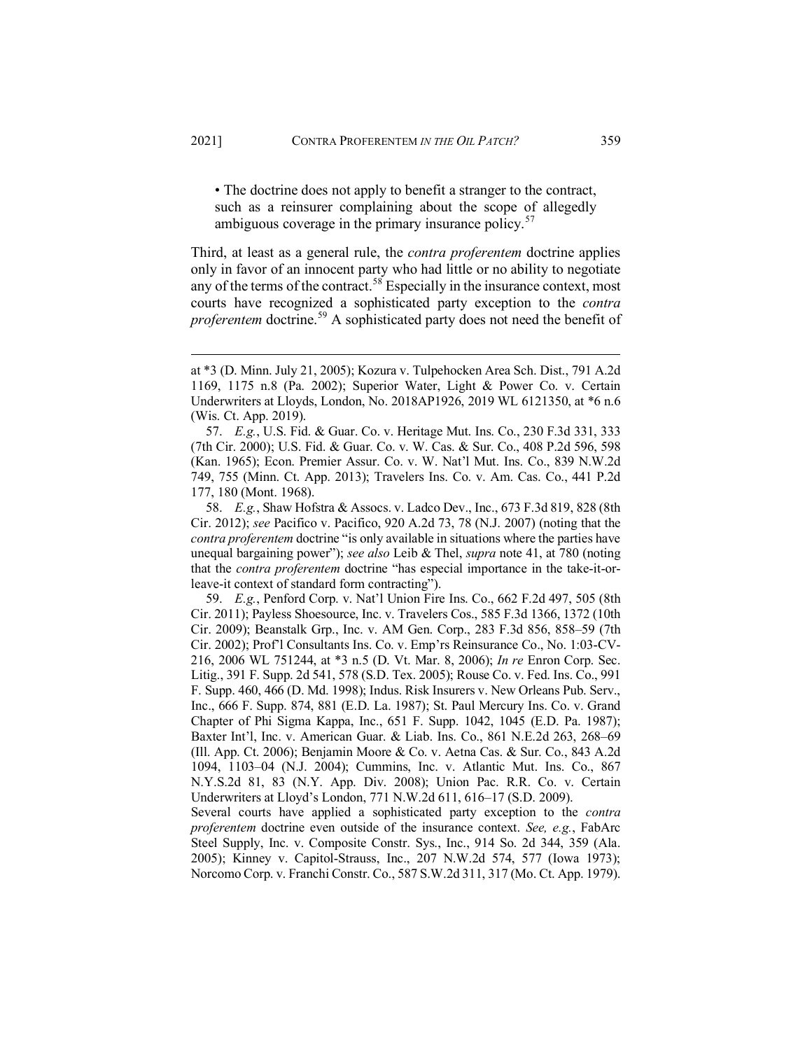• The doctrine does not apply to benefit a stranger to the contract, such as a reinsurer complaining about the scope of allegedly ambiguous coverage in the primary insurance policy.[57]

Third, at least as a general rule, the *contra proferentem* doctrine applies only in favor of an innocent party who had little or no ability to negotiate any of the terms of the contract.[58] Especially in the insurance context, most courts have recognized a sophisticated party exception to the *contra proferentem* doctrine.[59] A sophisticated party does not need the benefit of

---

at *3 (D. Minn. July 21, 2005); Kozura v. Tulpehocken Area Sch. Dist., 791 A.2d 1169, 1175 n.8 (Pa. 2002); Superior Water, Light & Power Co. v. Certain Underwriters at Lloyds, London, No. 2018AP1926, 2019 WL 6121350, at *6 n.6 (Wis. Ct. App. 2019).

57. *E.g.*, U.S. Fid. & Guar. Co. v. Heritage Mut. Ins. Co., 230 F.3d 331, 333 (7th Cir. 2000); U.S. Fid. & Guar. Co. v. W. Cas. & Sur. Co., 408 P.2d 596, 598 (Kan. 1965); Econ. Premier Assur. Co. v. W. Nat'l Mut. Ins. Co., 839 N.W.2d 749, 755 (Minn. Ct. App. 2013); Travelers Ins. Co. v. Am. Cas. Co., 441 P.2d 177, 180 (Mont. 1968).

58. *E.g.*, Shaw Hofstra & Assocs. v. Ladco Dev., Inc., 673 F.3d 819, 828 (8th Cir. 2012); *see* Pacifico v. Pacifico, 920 A.2d 73, 78 (N.J. 2007) (noting that the *contra proferentem* doctrine "is only available in situations where the parties have unequal bargaining power"); *see also* Leib & Thel, *supra* note 41, at 780 (noting that the *contra proferentem* doctrine "has especial importance in the take-it-or-leave-it context of standard form contracting").

59. *E.g.*, Penford Corp. v. Nat'l Union Fire Ins. Co., 662 F.2d 497, 505 (8th Cir. 2011); Payless Shoesource, Inc. v. Travelers Cos., 585 F.3d 1366, 1372 (10th Cir. 2009); Beanstalk Grp., Inc. v. AM Gen. Corp., 283 F.3d 856, 858–59 (7th Cir. 2002); Prof'l Consultants Ins. Co. v. Emp'rs Reinsurance Co., No. 1:03-CV-216, 2006 WL 751244, at *3 n.5 (D. Vt. Mar. 8, 2006); *In re* Enron Corp. Sec. Litig., 391 F. Supp. 2d 541, 578 (S.D. Tex. 2005); Rouse Co. v. Fed. Ins. Co., 991 F. Supp. 460, 466 (D. Md. 1998); Indus. Risk Insurers v. New Orleans Pub. Serv., Inc., 666 F. Supp. 874, 881 (E.D. La. 1987); St. Paul Mercury Ins. Co. v. Grand Chapter of Phi Sigma Kappa, Inc., 651 F. Supp. 1042, 1045 (E.D. Pa. 1987); Baxter Int'l, Inc. v. American Guar. & Liab. Ins. Co., 861 N.E.2d 263, 268–69 (Ill. App. Ct. 2006); Benjamin Moore & Co. v. Aetna Cas. & Sur. Co., 843 A.2d 1094, 1103–04 (N.J. 2004); Cummins, Inc. v. Atlantic Mut. Ins. Co., 867 N.Y.S.2d 81, 83 (N.Y. App. Div. 2008); Union Pac. R.R. Co. v. Certain Underwriters at Lloyd's London, 771 N.W.2d 611, 616–17 (S.D. 2009).

Several courts have applied a sophisticated party exception to the *contra proferentem* doctrine even outside of the insurance context. *See, e.g.*, FabArc Steel Supply, Inc. v. Composite Constr. Sys., Inc., 914 So. 2d 344, 359 (Ala. 2005); Kinney v. Capitol-Strauss, Inc., 207 N.W.2d 574, 577 (Iowa 1973); Norcomo Corp. v. Franchi Constr. Co., 587 S.W.2d 311, 317 (Mo. Ct. App. 1979).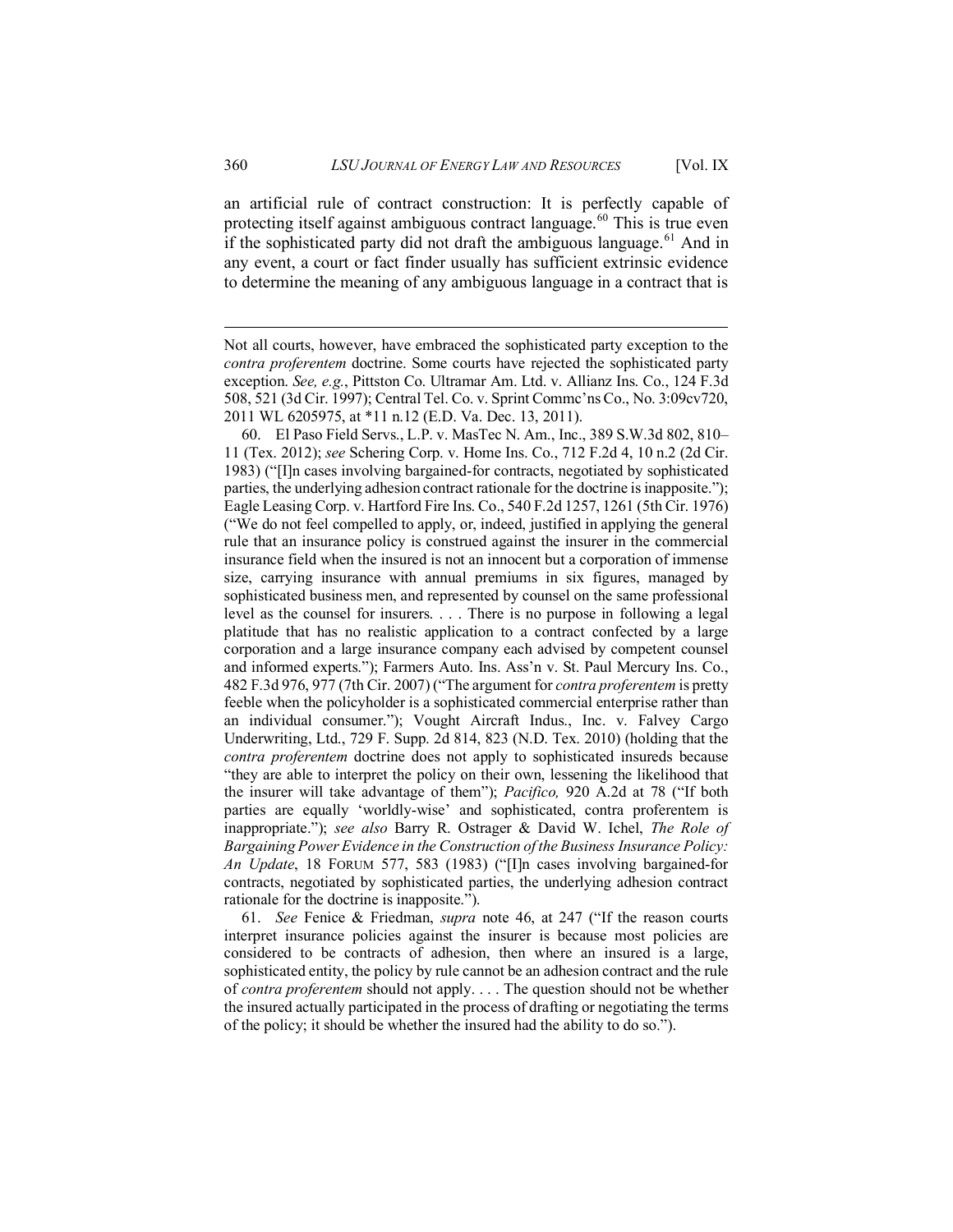an artificial rule of contract construction: It is perfectly capable of protecting itself against ambiguous contract language.[60] This is true even if the sophisticated party did not draft the ambiguous language.[61] And in any event, a court or fact finder usually has sufficient extrinsic evidence to determine the meaning of any ambiguous language in a contract that is

---

Not all courts, however, have embraced the sophisticated party exception to the *contra proferentem* doctrine. Some courts have rejected the sophisticated party exception. *See, e.g.*, Pittston Co. Ultramar Am. Ltd. v. Allianz Ins. Co., 124 F.3d 508, 521 (3d Cir. 1997); Central Tel. Co. v. Sprint Commc'ns Co., No. 3:09cv720, 2011 WL 6205975, at *11 n.12 (E.D. Va. Dec. 13, 2011).

60. El Paso Field Servs., L.P. v. MasTec N. Am., Inc., 389 S.W.3d 802, 810–11 (Tex. 2012); *see* Schering Corp. v. Home Ins. Co., 712 F.2d 4, 10 n.2 (2d Cir. 1983) ("[I]n cases involving bargained-for contracts, negotiated by sophisticated parties, the underlying adhesion contract rationale for the doctrine is inapposite."); Eagle Leasing Corp. v. Hartford Fire Ins. Co., 540 F.2d 1257, 1261 (5th Cir. 1976) ("We do not feel compelled to apply, or, indeed, justified in applying the general rule that an insurance policy is construed against the insurer in the commercial insurance field when the insured is not an innocent but a corporation of immense size, carrying insurance with annual premiums in six figures, managed by sophisticated business men, and represented by counsel on the same professional level as the counsel for insurers. . . . There is no purpose in following a legal platitude that has no realistic application to a contract confected by a large corporation and a large insurance company each advised by competent counsel and informed experts."); Farmers Auto. Ins. Ass'n v. St. Paul Mercury Ins. Co., 482 F.3d 976, 977 (7th Cir. 2007) ("The argument for *contra proferentem* is pretty feeble when the policyholder is a sophisticated commercial enterprise rather than an individual consumer."); Vought Aircraft Indus., Inc. v. Falvey Cargo Underwriting, Ltd., 729 F. Supp. 2d 814, 823 (N.D. Tex. 2010) (holding that the *contra proferentem* doctrine does not apply to sophisticated insureds because "they are able to interpret the policy on their own, lessening the likelihood that the insurer will take advantage of them"); *Pacifico,* 920 A.2d at 78 ("If both parties are equally 'worldly-wise' and sophisticated, contra proferentem is inappropriate."); *see also* Barry R. Ostrager & David W. Ichel, *The Role of Bargaining Power Evidence in the Construction of the Business Insurance Policy: An Update*, 18 FORUM 577, 583 (1983) ("[I]n cases involving bargained-for contracts, negotiated by sophisticated parties, the underlying adhesion contract rationale for the doctrine is inapposite.").

61. *See* Fenice & Friedman, *supra* note 46, at 247 ("If the reason courts interpret insurance policies against the insurer is because most policies are considered to be contracts of adhesion, then where an insured is a large, sophisticated entity, the policy by rule cannot be an adhesion contract and the rule of *contra proferentem* should not apply. . . . The question should not be whether the insured actually participated in the process of drafting or negotiating the terms of the policy; it should be whether the insured had the ability to do so.").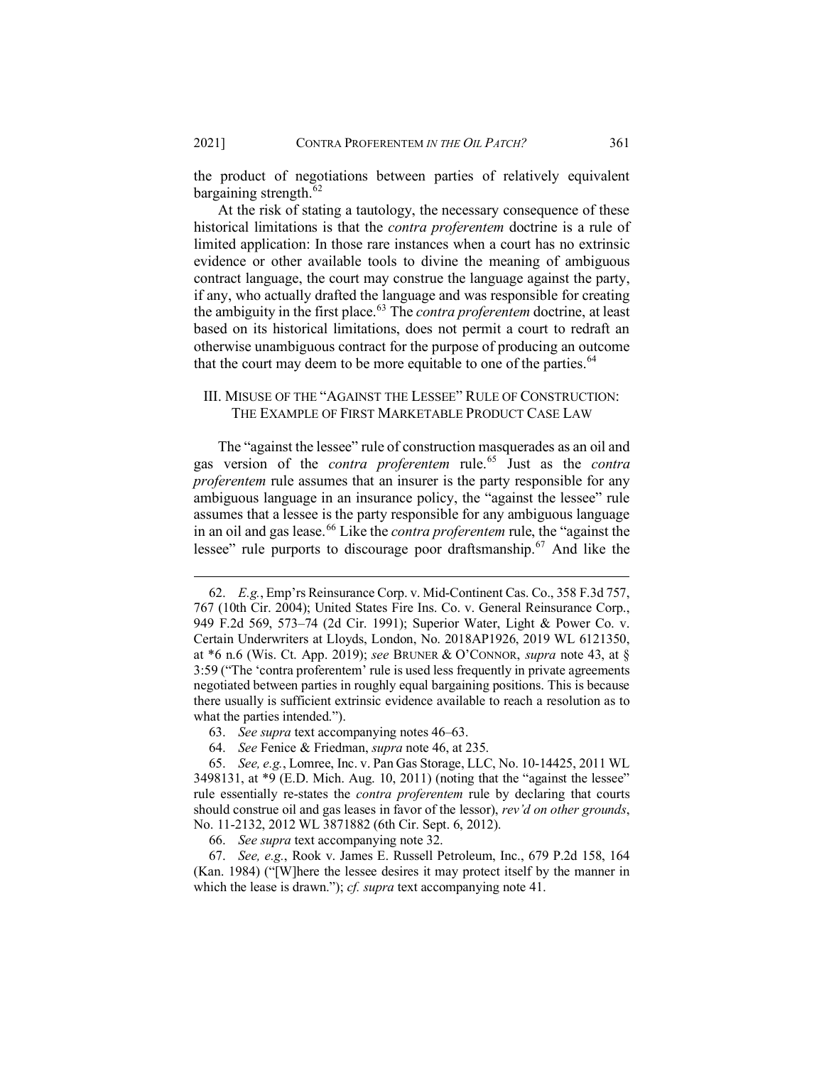the product of negotiations between parties of relatively equivalent bargaining strength.[62]

At the risk of stating a tautology, the necessary consequence of these historical limitations is that the *contra proferentem* doctrine is a rule of limited application: In those rare instances when a court has no extrinsic evidence or other available tools to divine the meaning of ambiguous contract language, the court may construe the language against the party, if any, who actually drafted the language and was responsible for creating the ambiguity in the first place.[63] The *contra proferentem* doctrine, at least based on its historical limitations, does not permit a court to redraft an otherwise unambiguous contract for the purpose of producing an outcome that the court may deem to be more equitable to one of the parties.[64]

## III. Misuse of the "Against the Lessee" Rule of Construction: The Example of First Marketable Product Case Law

The "against the lessee" rule of construction masquerades as an oil and gas version of the *contra proferentem* rule.[65] Just as the *contra proferentem* rule assumes that an insurer is the party responsible for any ambiguous language in an insurance policy, the "against the lessee" rule assumes that a lessee is the party responsible for any ambiguous language in an oil and gas lease.[66] Like the *contra proferentem* rule, the "against the lessee" rule purports to discourage poor draftsmanship.[67] And like the

---

62. *E.g.*, Emp'rs Reinsurance Corp. v. Mid-Continent Cas. Co., 358 F.3d 757, 767 (10th Cir. 2004); United States Fire Ins. Co. v. General Reinsurance Corp., 949 F.2d 569, 573–74 (2d Cir. 1991); Superior Water, Light & Power Co. v. Certain Underwriters at Lloyds, London, No. 2018AP1926, 2019 WL 6121350, at *6 n.6 (Wis. Ct. App. 2019); *see* Bruner & O'Connor, *supra* note 43, at § 3:59 ("The 'contra proferentem' rule is used less frequently in private agreements negotiated between parties in roughly equal bargaining positions. This is because there usually is sufficient extrinsic evidence available to reach a resolution as to what the parties intended.").

63. *See supra* text accompanying notes 46–63.

64. *See* Fenice & Friedman, *supra* note 46, at 235.

65. *See, e.g.*, Lomree, Inc. v. Pan Gas Storage, LLC, No. 10-14425, 2011 WL 3498131, at *9 (E.D. Mich. Aug. 10, 2011) (noting that the "against the lessee" rule essentially re-states the *contra proferentem* rule by declaring that courts should construe oil and gas leases in favor of the lessor), *rev'd on other grounds*, No. 11-2132, 2012 WL 3871882 (6th Cir. Sept. 6, 2012).

66. *See supra* text accompanying note 32.

67. *See, e.g.*, Rook v. James E. Russell Petroleum, Inc., 679 P.2d 158, 164 (Kan. 1984) ("[W]here the lessee desires it may protect itself by the manner in which the lease is drawn."); *cf. supra* text accompanying note 41.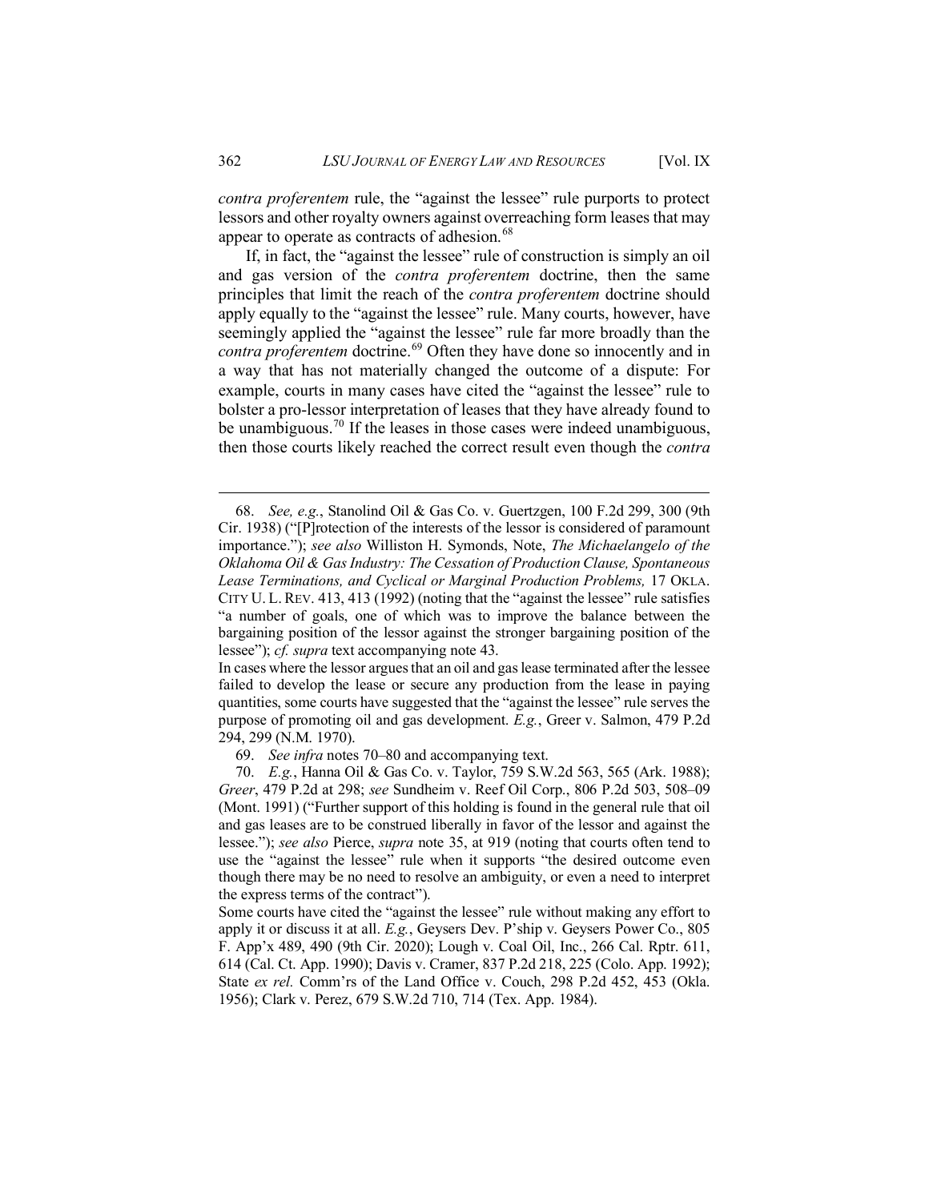*contra proferentem* rule, the "against the lessee" rule purports to protect lessors and other royalty owners against overreaching form leases that may appear to operate as contracts of adhesion.[68]

If, in fact, the "against the lessee" rule of construction is simply an oil and gas version of the *contra proferentem* doctrine, then the same principles that limit the reach of the *contra proferentem* doctrine should apply equally to the "against the lessee" rule. Many courts, however, have seemingly applied the "against the lessee" rule far more broadly than the *contra proferentem* doctrine.[69] Often they have done so innocently and in a way that has not materially changed the outcome of a dispute: For example, courts in many cases have cited the "against the lessee" rule to bolster a pro-lessor interpretation of leases that they have already found to be unambiguous.[70] If the leases in those cases were indeed unambiguous, then those courts likely reached the correct result even though the *contra*

---

68. *See, e.g.*, Stanolind Oil & Gas Co. v. Guertzgen, 100 F.2d 299, 300 (9th Cir. 1938) ("[P]rotection of the interests of the lessor is considered of paramount importance."); *see also* Williston H. Symonds, Note, *The Michaelangelo of the Oklahoma Oil & Gas Industry: The Cessation of Production Clause, Spontaneous Lease Terminations, and Cyclical or Marginal Production Problems,* 17 OKLA. CITY U. L. REV. 413, 413 (1992) (noting that the "against the lessee" rule satisfies "a number of goals, one of which was to improve the balance between the bargaining position of the lessor against the stronger bargaining position of the lessee"); *cf. supra* text accompanying note 43.

In cases where the lessor argues that an oil and gas lease terminated after the lessee failed to develop the lease or secure any production from the lease in paying quantities, some courts have suggested that the "against the lessee" rule serves the purpose of promoting oil and gas development. *E.g.*, Greer v. Salmon, 479 P.2d 294, 299 (N.M. 1970).

69. *See infra* notes 70–80 and accompanying text.

70. *E.g.*, Hanna Oil & Gas Co. v. Taylor, 759 S.W.2d 563, 565 (Ark. 1988); *Greer*, 479 P.2d at 298; *see* Sundheim v. Reef Oil Corp., 806 P.2d 503, 508–09 (Mont. 1991) ("Further support of this holding is found in the general rule that oil and gas leases are to be construed liberally in favor of the lessor and against the lessee."); *see also* Pierce, *supra* note 35, at 919 (noting that courts often tend to use the "against the lessee" rule when it supports "the desired outcome even though there may be no need to resolve an ambiguity, or even a need to interpret the express terms of the contract").

Some courts have cited the "against the lessee" rule without making any effort to apply it or discuss it at all. *E.g.*, Geysers Dev. P'ship v. Geysers Power Co., 805 F. App'x 489, 490 (9th Cir. 2020); Lough v. Coal Oil, Inc., 266 Cal. Rptr. 611, 614 (Cal. Ct. App. 1990); Davis v. Cramer, 837 P.2d 218, 225 (Colo. App. 1992); State *ex rel.* Comm'rs of the Land Office v. Couch, 298 P.2d 452, 453 (Okla. 1956); Clark v. Perez, 679 S.W.2d 710, 714 (Tex. App. 1984).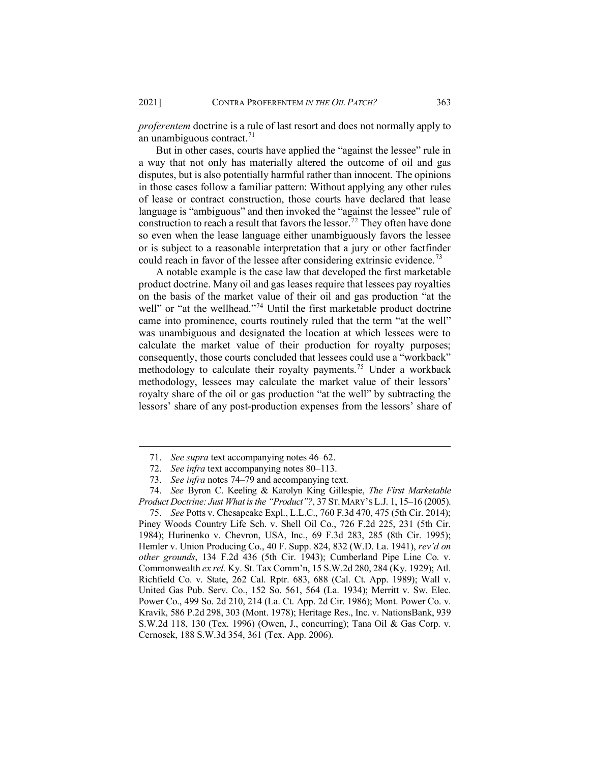*proferentem* doctrine is a rule of last resort and does not normally apply to an unambiguous contract.[71]

But in other cases, courts have applied the "against the lessee" rule in a way that not only has materially altered the outcome of oil and gas disputes, but is also potentially harmful rather than innocent. The opinions in those cases follow a familiar pattern: Without applying any other rules of lease or contract construction, those courts have declared that lease language is "ambiguous" and then invoked the "against the lessee" rule of construction to reach a result that favors the lessor.[72] They often have done so even when the lease language either unambiguously favors the lessee or is subject to a reasonable interpretation that a jury or other factfinder could reach in favor of the lessee after considering extrinsic evidence.[73]

A notable example is the case law that developed the first marketable product doctrine. Many oil and gas leases require that lessees pay royalties on the basis of the market value of their oil and gas production "at the well" or "at the wellhead."[74] Until the first marketable product doctrine came into prominence, courts routinely ruled that the term "at the well" was unambiguous and designated the location at which lessees were to calculate the market value of their production for royalty purposes; consequently, those courts concluded that lessees could use a "workback" methodology to calculate their royalty payments.[75] Under a workback methodology, lessees may calculate the market value of their lessors' royalty share of the oil or gas production "at the well" by subtracting the lessors' share of any post-production expenses from the lessors' share of

---

71. *See supra* text accompanying notes 46–62.

72. *See infra* text accompanying notes 80–113.

73. *See infra* notes 74–79 and accompanying text.

74. *See* Byron C. Keeling & Karolyn King Gillespie, *The First Marketable Product Doctrine: Just What is the "Product"?*, 37 ST. MARY'S L.J. 1, 15–16 (2005).

75. *See* Potts v. Chesapeake Expl., L.L.C., 760 F.3d 470, 475 (5th Cir. 2014); Piney Woods Country Life Sch. v. Shell Oil Co., 726 F.2d 225, 231 (5th Cir. 1984); Hurinenko v. Chevron, USA, Inc., 69 F.3d 283, 285 (8th Cir. 1995); Hemler v. Union Producing Co., 40 F. Supp. 824, 832 (W.D. La. 1941), *rev'd on other grounds*, 134 F.2d 436 (5th Cir. 1943); Cumberland Pipe Line Co. v. Commonwealth *ex rel.* Ky. St. Tax Comm'n, 15 S.W.2d 280, 284 (Ky. 1929); Atl. Richfield Co. v. State, 262 Cal. Rptr. 683, 688 (Cal. Ct. App. 1989); Wall v. United Gas Pub. Serv. Co., 152 So. 561, 564 (La. 1934); Merritt v. Sw. Elec. Power Co., 499 So. 2d 210, 214 (La. Ct. App. 2d Cir. 1986); Mont. Power Co. v. Kravik, 586 P.2d 298, 303 (Mont. 1978); Heritage Res., Inc. v. NationsBank, 939 S.W.2d 118, 130 (Tex. 1996) (Owen, J., concurring); Tana Oil & Gas Corp. v. Cernosek, 188 S.W.3d 354, 361 (Tex. App. 2006).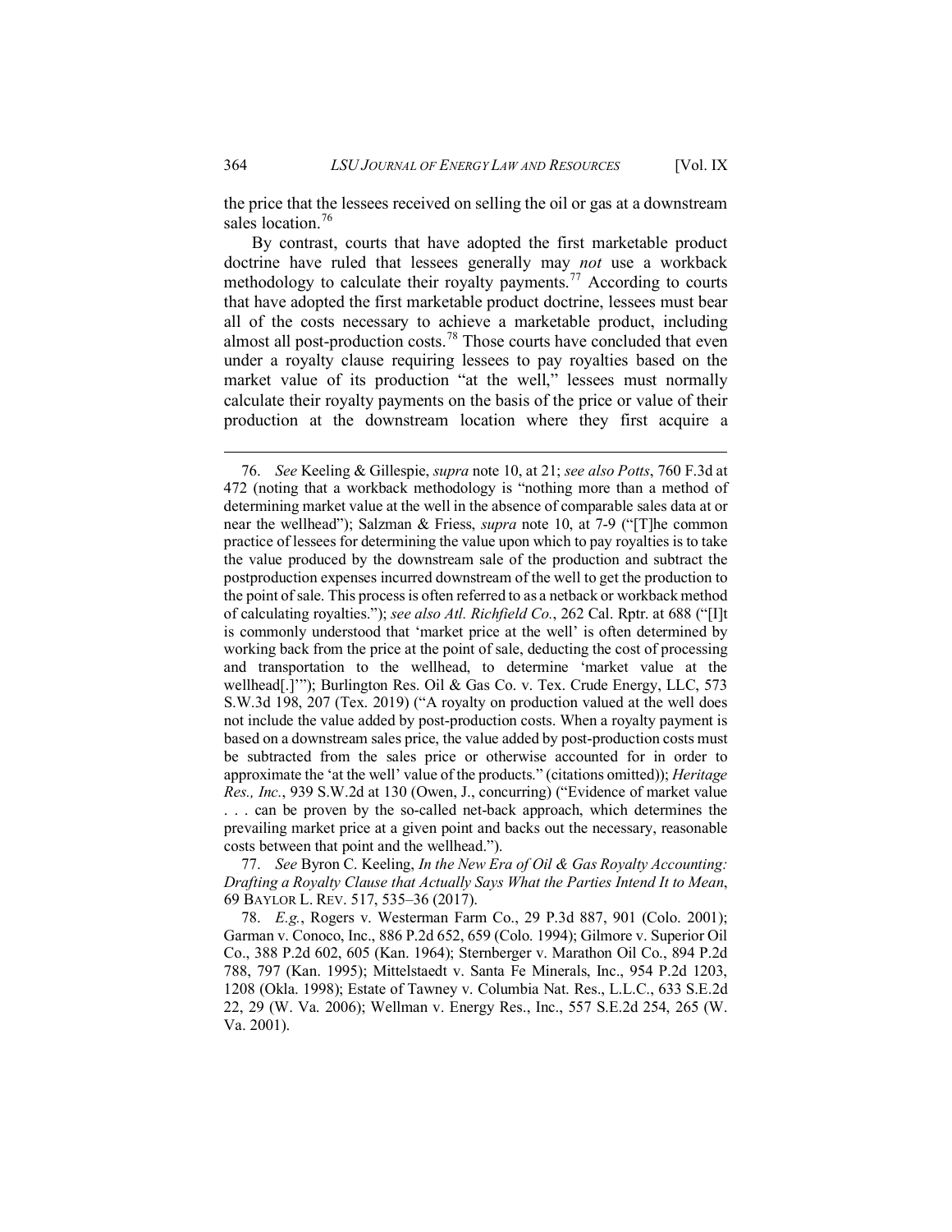the price that the lessees received on selling the oil or gas at a downstream sales location.[76]

By contrast, courts that have adopted the first marketable product doctrine have ruled that lessees generally may *not* use a workback methodology to calculate their royalty payments.[77] According to courts that have adopted the first marketable product doctrine, lessees must bear all of the costs necessary to achieve a marketable product, including almost all post-production costs.[78] Those courts have concluded that even under a royalty clause requiring lessees to pay royalties based on the market value of its production "at the well," lessees must normally calculate their royalty payments on the basis of the price or value of their production at the downstream location where they first acquire a

---

76. *See* Keeling & Gillespie, *supra* note 10, at 21; *see also Potts*, 760 F.3d at 472 (noting that a workback methodology is "nothing more than a method of determining market value at the well in the absence of comparable sales data at or near the wellhead"); Salzman & Friess, *supra* note 10, at 7-9 ("[T]he common practice of lessees for determining the value upon which to pay royalties is to take the value produced by the downstream sale of the production and subtract the postproduction expenses incurred downstream of the well to get the production to the point of sale. This process is often referred to as a netback or workback method of calculating royalties."); *see also Atl. Richfield Co.*, 262 Cal. Rptr. at 688 ("[I]t is commonly understood that 'market price at the well' is often determined by working back from the price at the point of sale, deducting the cost of processing and transportation to the wellhead, to determine 'market value at the wellhead[.]'"); Burlington Res. Oil & Gas Co. v. Tex. Crude Energy, LLC, 573 S.W.3d 198, 207 (Tex. 2019) ("A royalty on production valued at the well does not include the value added by post-production costs. When a royalty payment is based on a downstream sales price, the value added by post-production costs must be subtracted from the sales price or otherwise accounted for in order to approximate the 'at the well' value of the products." (citations omitted)); *Heritage Res., Inc.*, 939 S.W.2d at 130 (Owen, J., concurring) ("Evidence of market value . . . can be proven by the so-called net-back approach, which determines the prevailing market price at a given point and backs out the necessary, reasonable costs between that point and the wellhead.").

77. *See* Byron C. Keeling, *In the New Era of Oil & Gas Royalty Accounting: Drafting a Royalty Clause that Actually Says What the Parties Intend It to Mean*, 69 BAYLOR L. REV. 517, 535–36 (2017).

78. *E.g.*, Rogers v. Westerman Farm Co., 29 P.3d 887, 901 (Colo. 2001); Garman v. Conoco, Inc., 886 P.2d 652, 659 (Colo. 1994); Gilmore v. Superior Oil Co., 388 P.2d 602, 605 (Kan. 1964); Sternberger v. Marathon Oil Co., 894 P.2d 788, 797 (Kan. 1995); Mittelstaedt v. Santa Fe Minerals, Inc., 954 P.2d 1203, 1208 (Okla. 1998); Estate of Tawney v. Columbia Nat. Res., L.L.C., 633 S.E.2d 22, 29 (W. Va. 2006); Wellman v. Energy Res., Inc., 557 S.E.2d 254, 265 (W. Va. 2001).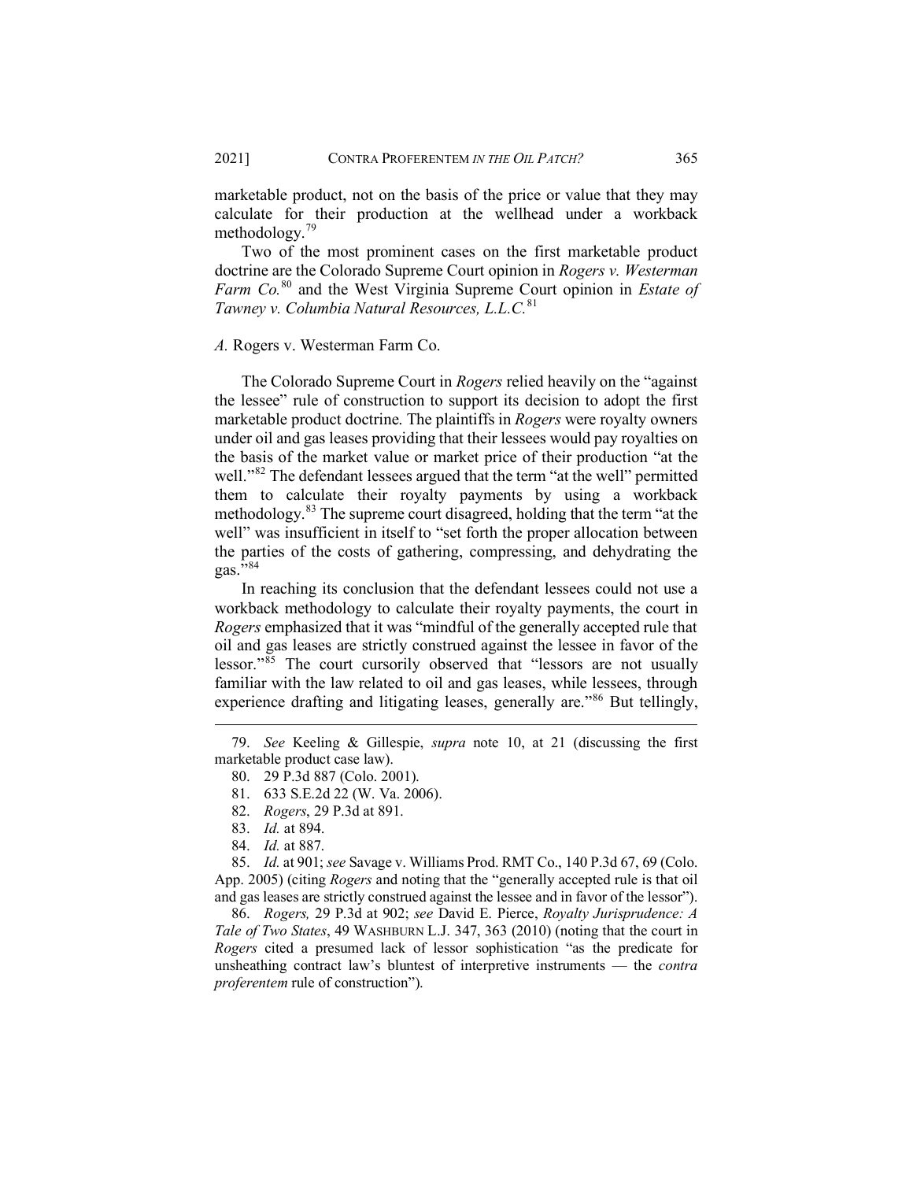marketable product, not on the basis of the price or value that they may calculate for their production at the wellhead under a workback methodology.[79]

Two of the most prominent cases on the first marketable product doctrine are the Colorado Supreme Court opinion in *Rogers v. Westerman Farm Co.*[80] and the West Virginia Supreme Court opinion in *Estate of Tawney v. Columbia Natural Resources, L.L.C.*[81]

### *A.* Rogers v. Westerman Farm Co.

The Colorado Supreme Court in *Rogers* relied heavily on the "against the lessee" rule of construction to support its decision to adopt the first marketable product doctrine. The plaintiffs in *Rogers* were royalty owners under oil and gas leases providing that their lessees would pay royalties on the basis of the market value or market price of their production "at the well."[82] The defendant lessees argued that the term "at the well" permitted them to calculate their royalty payments by using a workback methodology.[83] The supreme court disagreed, holding that the term "at the well" was insufficient in itself to "set forth the proper allocation between the parties of the costs of gathering, compressing, and dehydrating the gas."[84]

In reaching its conclusion that the defendant lessees could not use a workback methodology to calculate their royalty payments, the court in *Rogers* emphasized that it was "mindful of the generally accepted rule that oil and gas leases are strictly construed against the lessee in favor of the lessor."[85] The court cursorily observed that "lessors are not usually familiar with the law related to oil and gas leases, while lessees, through experience drafting and litigating leases, generally are."[86] But tellingly,

---

79. *See* Keeling & Gillespie, *supra* note 10, at 21 (discussing the first marketable product case law).

80. 29 P.3d 887 (Colo. 2001).

81. 633 S.E.2d 22 (W. Va. 2006).

82. *Rogers*, 29 P.3d at 891.

83. *Id.* at 894.

84. *Id.* at 887.

85. *Id.* at 901; *see* Savage v. Williams Prod. RMT Co., 140 P.3d 67, 69 (Colo. App. 2005) (citing *Rogers* and noting that the "generally accepted rule is that oil and gas leases are strictly construed against the lessee and in favor of the lessor").

86. *Rogers,* 29 P.3d at 902; *see* David E. Pierce, *Royalty Jurisprudence: A Tale of Two States*, 49 WASHBURN L.J. 347, 363 (2010) (noting that the court in *Rogers* cited a presumed lack of lessor sophistication "as the predicate for unsheathing contract law's bluntest of interpretive instruments — the *contra proferentem* rule of construction").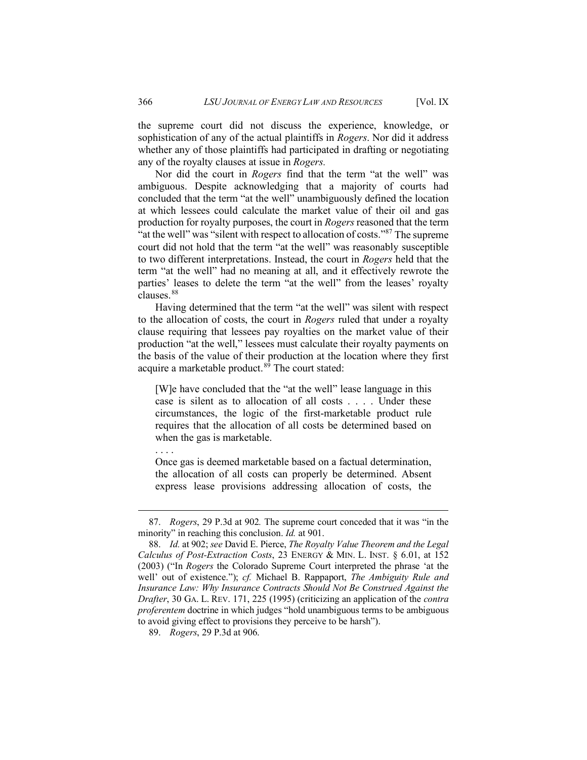the supreme court did not discuss the experience, knowledge, or sophistication of any of the actual plaintiffs in *Rogers*. Nor did it address whether any of those plaintiffs had participated in drafting or negotiating any of the royalty clauses at issue in *Rogers.*

Nor did the court in *Rogers* find that the term "at the well" was ambiguous. Despite acknowledging that a majority of courts had concluded that the term "at the well" unambiguously defined the location at which lessees could calculate the market value of their oil and gas production for royalty purposes, the court in *Rogers* reasoned that the term "at the well" was "silent with respect to allocation of costs."[87] The supreme court did not hold that the term "at the well" was reasonably susceptible to two different interpretations. Instead, the court in *Rogers* held that the term "at the well" had no meaning at all, and it effectively rewrote the parties' leases to delete the term "at the well" from the leases' royalty clauses.[88]

Having determined that the term "at the well" was silent with respect to the allocation of costs, the court in *Rogers* ruled that under a royalty clause requiring that lessees pay royalties on the market value of their production "at the well," lessees must calculate their royalty payments on the basis of the value of their production at the location where they first acquire a marketable product.[89] The court stated:

> [W]e have concluded that the "at the well" lease language in this case is silent as to allocation of all costs . . . . Under these circumstances, the logic of the first-marketable product rule requires that the allocation of all costs be determined based on when the gas is marketable.
>
> . . . .
>
> Once gas is deemed marketable based on a factual determination, the allocation of all costs can properly be determined. Absent express lease provisions addressing allocation of costs, the

---

87. *Rogers*, 29 P.3d at 902*.* The supreme court conceded that it was "in the minority" in reaching this conclusion. *Id.* at 901.

88. *Id.* at 902; *see* David E. Pierce, *The Royalty Value Theorem and the Legal Calculus of Post-Extraction Costs*, 23 ENERGY & MIN. L. INST. § 6.01, at 152 (2003) ("In *Rogers* the Colorado Supreme Court interpreted the phrase 'at the well' out of existence."); *cf.* Michael B. Rappaport, *The Ambiguity Rule and Insurance Law: Why Insurance Contracts Should Not Be Construed Against the Drafter*, 30 GA. L. REV. 171, 225 (1995) (criticizing an application of the *contra proferentem* doctrine in which judges "hold unambiguous terms to be ambiguous to avoid giving effect to provisions they perceive to be harsh").

89. *Rogers*, 29 P.3d at 906.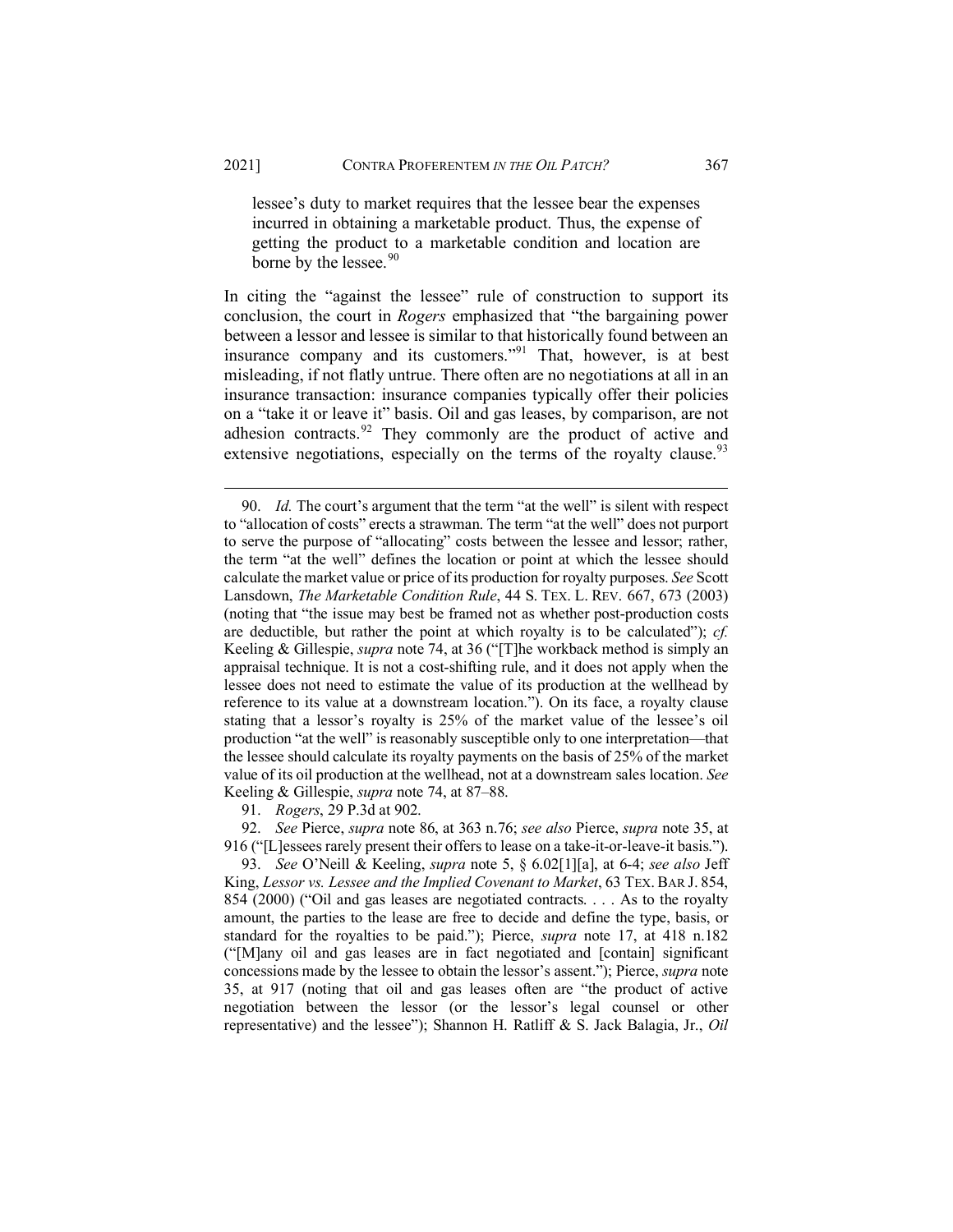lessee's duty to market requires that the lessee bear the expenses incurred in obtaining a marketable product. Thus, the expense of getting the product to a marketable condition and location are borne by the lessee.[90]

In citing the "against the lessee" rule of construction to support its conclusion, the court in *Rogers* emphasized that "the bargaining power between a lessor and lessee is similar to that historically found between an insurance company and its customers."[91] That, however, is at best misleading, if not flatly untrue. There often are no negotiations at all in an insurance transaction: insurance companies typically offer their policies on a "take it or leave it" basis. Oil and gas leases, by comparison, are not adhesion contracts.[92] They commonly are the product of active and extensive negotiations, especially on the terms of the royalty clause.[93]

---

90. *Id.* The court's argument that the term "at the well" is silent with respect to "allocation of costs" erects a strawman. The term "at the well" does not purport to serve the purpose of "allocating" costs between the lessee and lessor; rather, the term "at the well" defines the location or point at which the lessee should calculate the market value or price of its production for royalty purposes. *See* Scott Lansdown, *The Marketable Condition Rule*, 44 S. TEX. L. REV. 667, 673 (2003) (noting that "the issue may best be framed not as whether post-production costs are deductible, but rather the point at which royalty is to be calculated"); *cf.* Keeling & Gillespie, *supra* note 74, at 36 ("[T]he workback method is simply an appraisal technique. It is not a cost-shifting rule, and it does not apply when the lessee does not need to estimate the value of its production at the wellhead by reference to its value at a downstream location."). On its face, a royalty clause stating that a lessor's royalty is 25% of the market value of the lessee's oil production "at the well" is reasonably susceptible only to one interpretation—that the lessee should calculate its royalty payments on the basis of 25% of the market value of its oil production at the wellhead, not at a downstream sales location. *See* Keeling & Gillespie, *supra* note 74, at 87–88.

91. *Rogers*, 29 P.3d at 902.

92. *See* Pierce, *supra* note 86, at 363 n.76; *see also* Pierce, *supra* note 35, at 916 ("[L]essees rarely present their offers to lease on a take-it-or-leave-it basis.").

93. *See* O'Neill & Keeling, *supra* note 5, § 6.02[1][a], at 6-4; *see also* Jeff King, *Lessor vs. Lessee and the Implied Covenant to Market*, 63 TEX. BAR J. 854, 854 (2000) ("Oil and gas leases are negotiated contracts. . . . As to the royalty amount, the parties to the lease are free to decide and define the type, basis, or standard for the royalties to be paid."); Pierce, *supra* note 17, at 418 n.182 ("[M]any oil and gas leases are in fact negotiated and [contain] significant concessions made by the lessee to obtain the lessor's assent."); Pierce, *supra* note 35, at 917 (noting that oil and gas leases often are "the product of active negotiation between the lessor (or the lessor's legal counsel or other representative) and the lessee"); Shannon H. Ratliff & S. Jack Balagia, Jr., *Oil*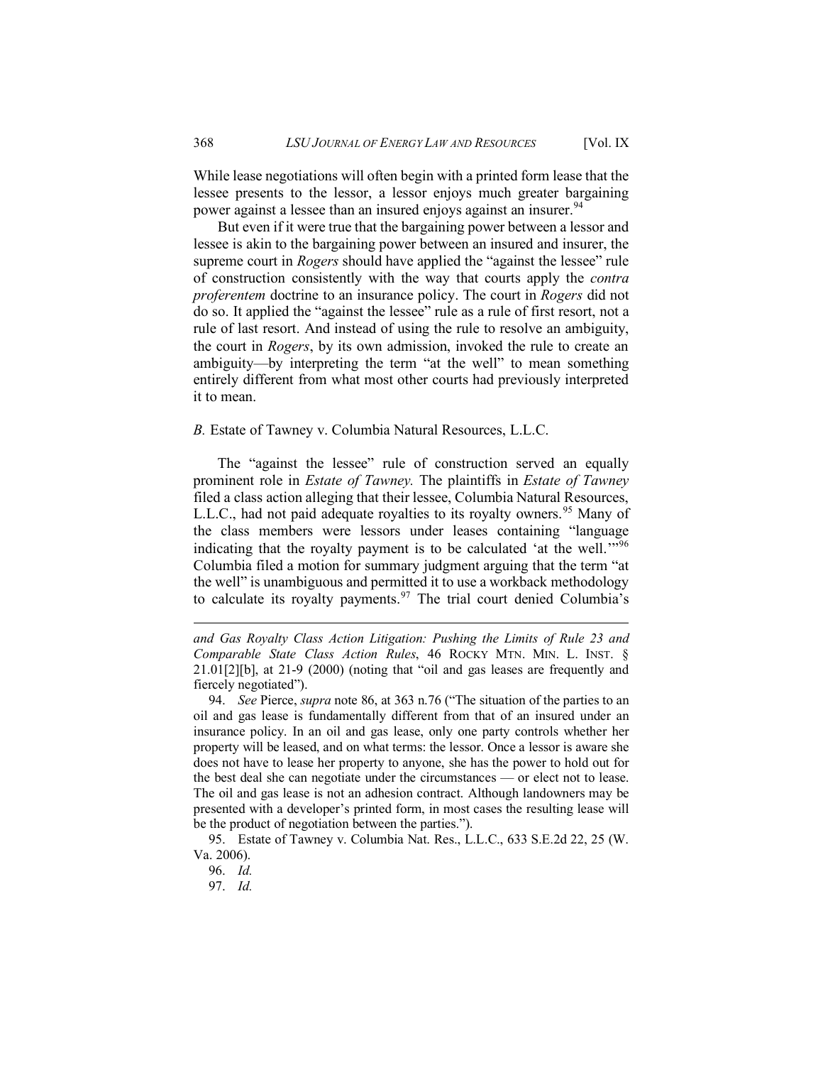While lease negotiations will often begin with a printed form lease that the lessee presents to the lessor, a lessor enjoys much greater bargaining power against a lessee than an insured enjoys against an insurer.[94]

But even if it were true that the bargaining power between a lessor and lessee is akin to the bargaining power between an insured and insurer, the supreme court in *Rogers* should have applied the "against the lessee" rule of construction consistently with the way that courts apply the *contra proferentem* doctrine to an insurance policy. The court in *Rogers* did not do so. It applied the "against the lessee" rule as a rule of first resort, not a rule of last resort. And instead of using the rule to resolve an ambiguity, the court in *Rogers*, by its own admission, invoked the rule to create an ambiguity—by interpreting the term "at the well" to mean something entirely different from what most other courts had previously interpreted it to mean.

### *B.* Estate of Tawney v. Columbia Natural Resources, L.L.C.

The "against the lessee" rule of construction served an equally prominent role in *Estate of Tawney.* The plaintiffs in *Estate of Tawney* filed a class action alleging that their lessee, Columbia Natural Resources, L.L.C., had not paid adequate royalties to its royalty owners.[95] Many of the class members were lessors under leases containing "language indicating that the royalty payment is to be calculated 'at the well.'"[96] Columbia filed a motion for summary judgment arguing that the term "at the well" is unambiguous and permitted it to use a workback methodology to calculate its royalty payments.[97] The trial court denied Columbia's

---

*and Gas Royalty Class Action Litigation: Pushing the Limits of Rule 23 and Comparable State Class Action Rules*, 46 ROCKY MTN. MIN. L. INST. § 21.01[2][b], at 21-9 (2000) (noting that "oil and gas leases are frequently and fiercely negotiated").

94. *See* Pierce, *supra* note 86, at 363 n.76 ("The situation of the parties to an oil and gas lease is fundamentally different from that of an insured under an insurance policy. In an oil and gas lease, only one party controls whether her property will be leased, and on what terms: the lessor. Once a lessor is aware she does not have to lease her property to anyone, she has the power to hold out for the best deal she can negotiate under the circumstances — or elect not to lease. The oil and gas lease is not an adhesion contract. Although landowners may be presented with a developer's printed form, in most cases the resulting lease will be the product of negotiation between the parties.").

95. Estate of Tawney v. Columbia Nat. Res., L.L.C., 633 S.E.2d 22, 25 (W. Va. 2006).

96. *Id.*

97. *Id.*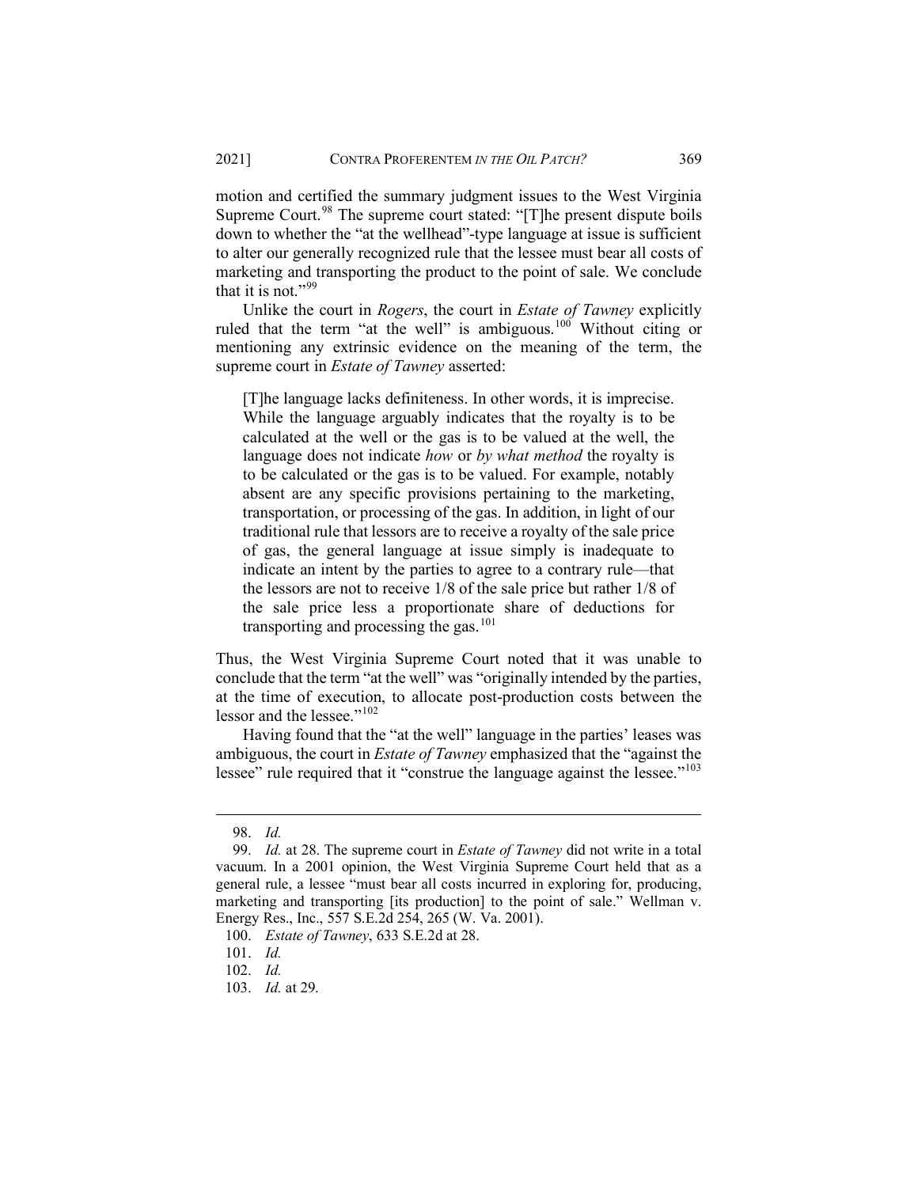motion and certified the summary judgment issues to the West Virginia Supreme Court.[98] The supreme court stated: "[T]he present dispute boils down to whether the "at the wellhead"-type language at issue is sufficient to alter our generally recognized rule that the lessee must bear all costs of marketing and transporting the product to the point of sale. We conclude that it is not."[99]

Unlike the court in *Rogers*, the court in *Estate of Tawney* explicitly ruled that the term "at the well" is ambiguous.[100] Without citing or mentioning any extrinsic evidence on the meaning of the term, the supreme court in *Estate of Tawney* asserted:

> [T]he language lacks definiteness. In other words, it is imprecise. While the language arguably indicates that the royalty is to be calculated at the well or the gas is to be valued at the well, the language does not indicate *how* or *by what method* the royalty is to be calculated or the gas is to be valued. For example, notably absent are any specific provisions pertaining to the marketing, transportation, or processing of the gas. In addition, in light of our traditional rule that lessors are to receive a royalty of the sale price of gas, the general language at issue simply is inadequate to indicate an intent by the parties to agree to a contrary rule—that the lessors are not to receive 1/8 of the sale price but rather 1/8 of the sale price less a proportionate share of deductions for transporting and processing the gas.[101]

Thus, the West Virginia Supreme Court noted that it was unable to conclude that the term "at the well" was "originally intended by the parties, at the time of execution, to allocate post-production costs between the lessor and the lessee."[102]

Having found that the "at the well" language in the parties' leases was ambiguous, the court in *Estate of Tawney* emphasized that the "against the lessee" rule required that it "construe the language against the lessee."[103]

---

98. *Id.*

99. *Id.* at 28. The supreme court in *Estate of Tawney* did not write in a total vacuum. In a 2001 opinion, the West Virginia Supreme Court held that as a general rule, a lessee "must bear all costs incurred in exploring for, producing, marketing and transporting [its production] to the point of sale." Wellman v. Energy Res., Inc., 557 S.E.2d 254, 265 (W. Va. 2001).

100. *Estate of Tawney*, 633 S.E.2d at 28.

101. *Id.*

102. *Id.*

103. *Id.* at 29.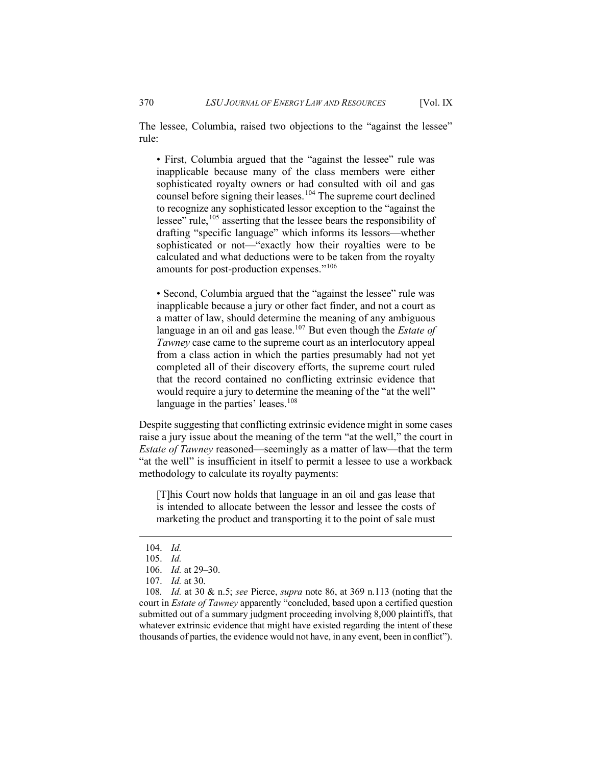The lessee, Columbia, raised two objections to the "against the lessee" rule:

> • First, Columbia argued that the "against the lessee" rule was inapplicable because many of the class members were either sophisticated royalty owners or had consulted with oil and gas counsel before signing their leases.[104] The supreme court declined to recognize any sophisticated lessor exception to the "against the lessee" rule,[105] asserting that the lessee bears the responsibility of drafting "specific language" which informs its lessors—whether sophisticated or not—"exactly how their royalties were to be calculated and what deductions were to be taken from the royalty amounts for post-production expenses."[106]
>
> • Second, Columbia argued that the "against the lessee" rule was inapplicable because a jury or other fact finder, and not a court as a matter of law, should determine the meaning of any ambiguous language in an oil and gas lease.[107] But even though the *Estate of Tawney* case came to the supreme court as an interlocutory appeal from a class action in which the parties presumably had not yet completed all of their discovery efforts, the supreme court ruled that the record contained no conflicting extrinsic evidence that would require a jury to determine the meaning of the "at the well" language in the parties' leases.[108]

Despite suggesting that conflicting extrinsic evidence might in some cases raise a jury issue about the meaning of the term "at the well," the court in *Estate of Tawney* reasoned—seemingly as a matter of law—that the term "at the well" is insufficient in itself to permit a lessee to use a workback methodology to calculate its royalty payments:

> [T]his Court now holds that language in an oil and gas lease that is intended to allocate between the lessor and lessee the costs of marketing the product and transporting it to the point of sale must

---

104. *Id.*

105. *Id.*

106. *Id.* at 29–30.

107. *Id.* at 30.

108. *Id.* at 30 & n.5; *see* Pierce, *supra* note 86, at 369 n.113 (noting that the court in *Estate of Tawney* apparently "concluded, based upon a certified question submitted out of a summary judgment proceeding involving 8,000 plaintiffs, that whatever extrinsic evidence that might have existed regarding the intent of these thousands of parties, the evidence would not have, in any event, been in conflict").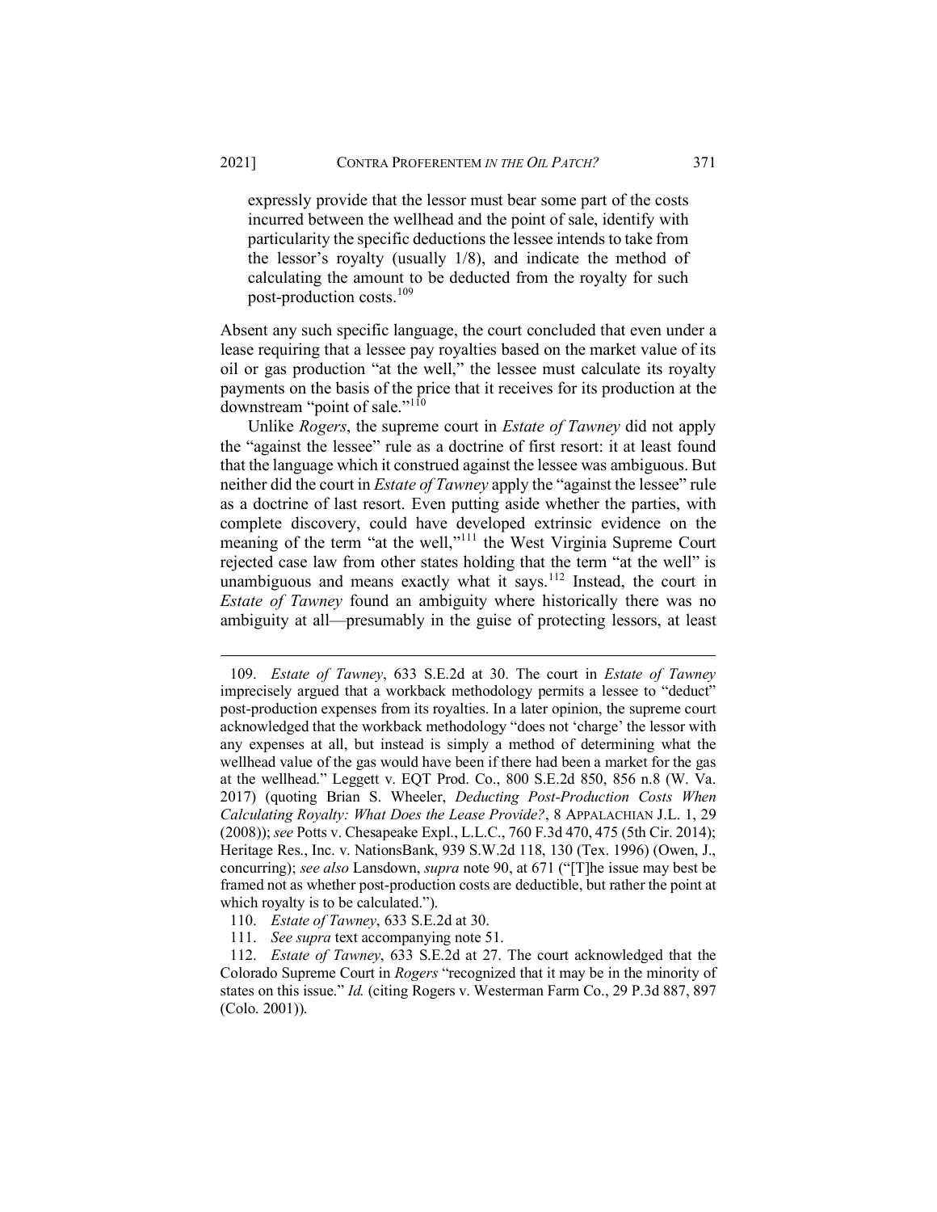expressly provide that the lessor must bear some part of the costs incurred between the wellhead and the point of sale, identify with particularity the specific deductions the lessee intends to take from the lessor's royalty (usually 1/8), and indicate the method of calculating the amount to be deducted from the royalty for such post-production costs.[109]

Absent any such specific language, the court concluded that even under a lease requiring that a lessee pay royalties based on the market value of its oil or gas production "at the well," the lessee must calculate its royalty payments on the basis of the price that it receives for its production at the downstream "point of sale."[110]

Unlike *Rogers*, the supreme court in *Estate of Tawney* did not apply the "against the lessee" rule as a doctrine of first resort: it at least found that the language which it construed against the lessee was ambiguous. But neither did the court in *Estate of Tawney* apply the "against the lessee" rule as a doctrine of last resort. Even putting aside whether the parties, with complete discovery, could have developed extrinsic evidence on the meaning of the term "at the well,"[111] the West Virginia Supreme Court rejected case law from other states holding that the term "at the well" is unambiguous and means exactly what it says.[112] Instead, the court in *Estate of Tawney* found an ambiguity where historically there was no ambiguity at all—presumably in the guise of protecting lessors, at least

---

109. *Estate of Tawney*, 633 S.E.2d at 30. The court in *Estate of Tawney* imprecisely argued that a workback methodology permits a lessee to "deduct" post-production expenses from its royalties. In a later opinion, the supreme court acknowledged that the workback methodology "does not 'charge' the lessor with any expenses at all, but instead is simply a method of determining what the wellhead value of the gas would have been if there had been a market for the gas at the wellhead." Leggett v. EQT Prod. Co., 800 S.E.2d 850, 856 n.8 (W. Va. 2017) (quoting Brian S. Wheeler, *Deducting Post-Production Costs When Calculating Royalty: What Does the Lease Provide?*, 8 APPALACHIAN J.L. 1, 29 (2008)); *see* Potts v. Chesapeake Expl., L.L.C., 760 F.3d 470, 475 (5th Cir. 2014); Heritage Res., Inc. v. NationsBank, 939 S.W.2d 118, 130 (Tex. 1996) (Owen, J., concurring); *see also* Lansdown, *supra* note 90, at 671 ("[T]he issue may best be framed not as whether post-production costs are deductible, but rather the point at which royalty is to be calculated.").

110. *Estate of Tawney*, 633 S.E.2d at 30.

111. *See supra* text accompanying note 51.

112. *Estate of Tawney*, 633 S.E.2d at 27. The court acknowledged that the Colorado Supreme Court in *Rogers* "recognized that it may be in the minority of states on this issue." *Id.* (citing Rogers v. Westerman Farm Co., 29 P.3d 887, 897 (Colo. 2001)).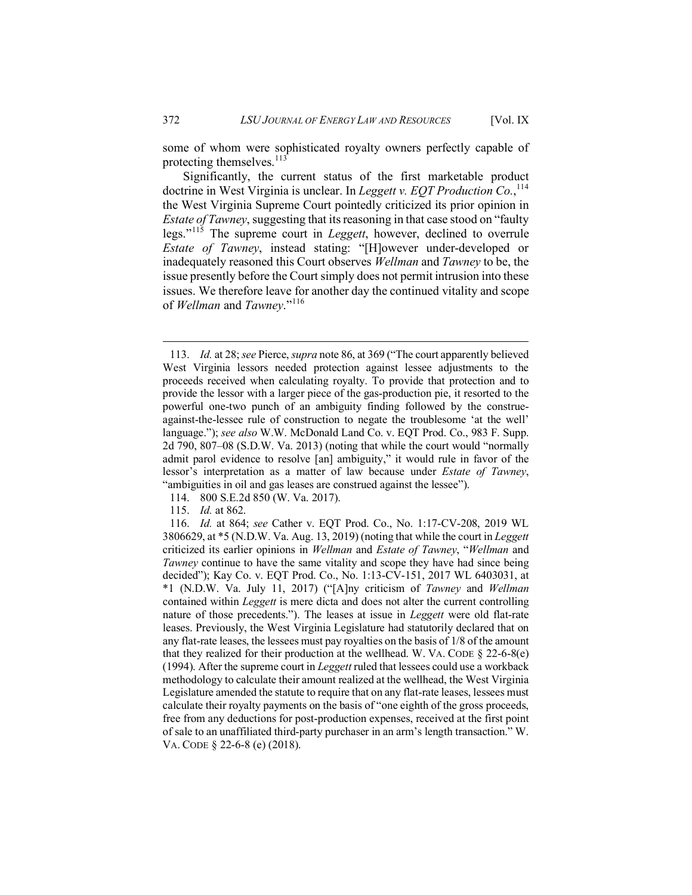some of whom were sophisticated royalty owners perfectly capable of protecting themselves.[113]

Significantly, the current status of the first marketable product doctrine in West Virginia is unclear. In *Leggett v. EQT Production Co.*,[114] the West Virginia Supreme Court pointedly criticized its prior opinion in *Estate of Tawney*, suggesting that its reasoning in that case stood on "faulty legs."[115] The supreme court in *Leggett*, however, declined to overrule *Estate of Tawney*, instead stating: "[H]owever under-developed or inadequately reasoned this Court observes *Wellman* and *Tawney* to be, the issue presently before the Court simply does not permit intrusion into these issues. We therefore leave for another day the continued vitality and scope of *Wellman* and *Tawney*."[116]

---

113. *Id.* at 28; *see* Pierce, *supra* note 86, at 369 ("The court apparently believed West Virginia lessors needed protection against lessee adjustments to the proceeds received when calculating royalty. To provide that protection and to provide the lessor with a larger piece of the gas-production pie, it resorted to the powerful one-two punch of an ambiguity finding followed by the construe-against-the-lessee rule of construction to negate the troublesome 'at the well' language."); *see also* W.W. McDonald Land Co. v. EQT Prod. Co., 983 F. Supp. 2d 790, 807–08 (S.D.W. Va. 2013) (noting that while the court would "normally admit parol evidence to resolve [an] ambiguity," it would rule in favor of the lessor's interpretation as a matter of law because under *Estate of Tawney*, "ambiguities in oil and gas leases are construed against the lessee").

114. 800 S.E.2d 850 (W. Va. 2017).

115. *Id.* at 862.

116. *Id.* at 864; *see* Cather v. EQT Prod. Co., No. 1:17-CV-208, 2019 WL 3806629, at *5 (N.D.W. Va. Aug. 13, 2019) (noting that while the court in *Leggett* criticized its earlier opinions in *Wellman* and *Estate of Tawney*, "*Wellman* and *Tawney* continue to have the same vitality and scope they have had since being decided"); Kay Co. v. EQT Prod. Co., No. 1:13-CV-151, 2017 WL 6403031, at *1 (N.D.W. Va. July 11, 2017) ("[A]ny criticism of *Tawney* and *Wellman* contained within *Leggett* is mere dicta and does not alter the current controlling nature of those precedents."). The leases at issue in *Leggett* were old flat-rate leases. Previously, the West Virginia Legislature had statutorily declared that on any flat-rate leases, the lessees must pay royalties on the basis of 1/8 of the amount that they realized for their production at the wellhead. W. VA. CODE § 22-6-8(e) (1994). After the supreme court in *Leggett* ruled that lessees could use a workback methodology to calculate their amount realized at the wellhead, the West Virginia Legislature amended the statute to require that on any flat-rate leases, lessees must calculate their royalty payments on the basis of "one eighth of the gross proceeds, free from any deductions for post-production expenses, received at the first point of sale to an unaffiliated third-party purchaser in an arm's length transaction." W. VA. CODE § 22-6-8 (e) (2018).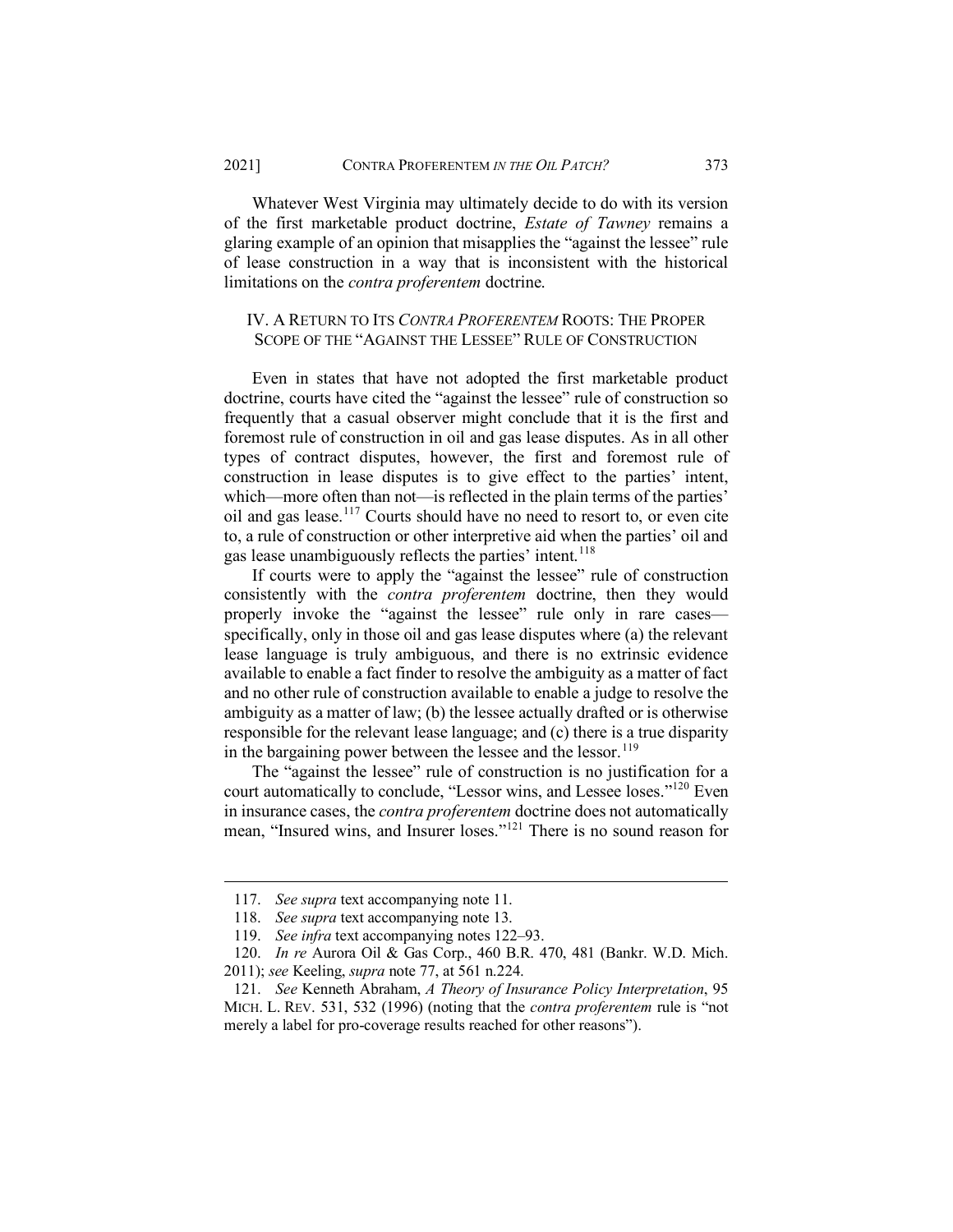Whatever West Virginia may ultimately decide to do with its version of the first marketable product doctrine, *Estate of Tawney* remains a glaring example of an opinion that misapplies the "against the lessee" rule of lease construction in a way that is inconsistent with the historical limitations on the *contra proferentem* doctrine.

## IV. A RETURN TO ITS *CONTRA PROFERENTEM* ROOTS: THE PROPER SCOPE OF THE "AGAINST THE LESSEE" RULE OF CONSTRUCTION

Even in states that have not adopted the first marketable product doctrine, courts have cited the "against the lessee" rule of construction so frequently that a casual observer might conclude that it is the first and foremost rule of construction in oil and gas lease disputes. As in all other types of contract disputes, however, the first and foremost rule of construction in lease disputes is to give effect to the parties' intent, which—more often than not—is reflected in the plain terms of the parties' oil and gas lease.[117] Courts should have no need to resort to, or even cite to, a rule of construction or other interpretive aid when the parties' oil and gas lease unambiguously reflects the parties' intent.[118]

If courts were to apply the "against the lessee" rule of construction consistently with the *contra proferentem* doctrine, then they would properly invoke the "against the lessee" rule only in rare cases—specifically, only in those oil and gas lease disputes where (a) the relevant lease language is truly ambiguous, and there is no extrinsic evidence available to enable a fact finder to resolve the ambiguity as a matter of fact and no other rule of construction available to enable a judge to resolve the ambiguity as a matter of law; (b) the lessee actually drafted or is otherwise responsible for the relevant lease language; and (c) there is a true disparity in the bargaining power between the lessee and the lessor.[119]

The "against the lessee" rule of construction is no justification for a court automatically to conclude, "Lessor wins, and Lessee loses."[120] Even in insurance cases, the *contra proferentem* doctrine does not automatically mean, "Insured wins, and Insurer loses."[121] There is no sound reason for

---

117. *See supra* text accompanying note 11.

118. *See supra* text accompanying note 13.

119. *See infra* text accompanying notes 122–93.

120. *In re* Aurora Oil & Gas Corp., 460 B.R. 470, 481 (Bankr. W.D. Mich. 2011); *see* Keeling, *supra* note 77, at 561 n.224.

121. *See* Kenneth Abraham, *A Theory of Insurance Policy Interpretation*, 95 MICH. L. REV. 531, 532 (1996) (noting that the *contra proferentem* rule is "not merely a label for pro-coverage results reached for other reasons").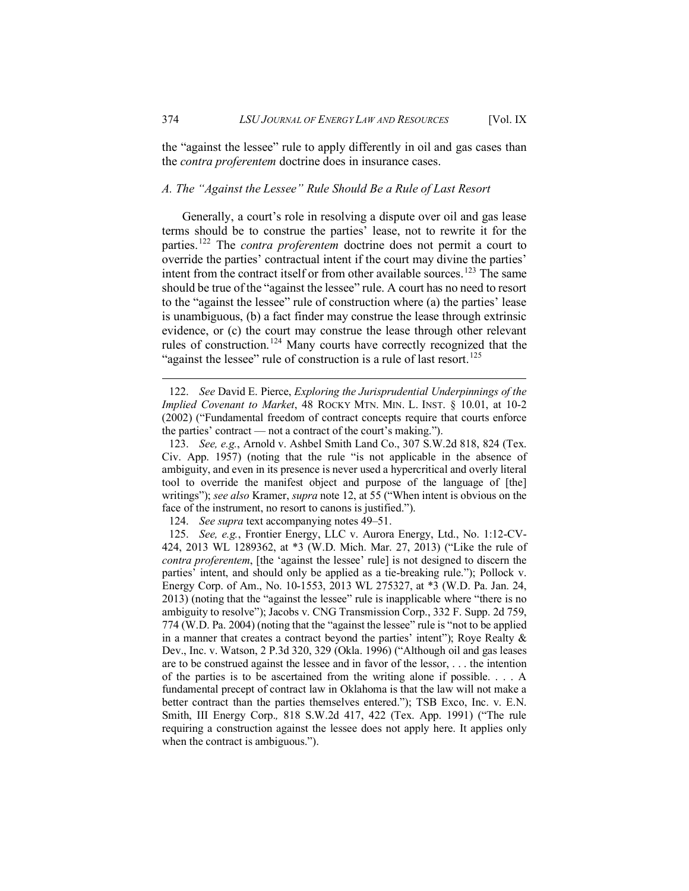the "against the lessee" rule to apply differently in oil and gas cases than the *contra proferentem* doctrine does in insurance cases.

### *A. The "Against the Lessee" Rule Should Be a Rule of Last Resort*

Generally, a court's role in resolving a dispute over oil and gas lease terms should be to construe the parties' lease, not to rewrite it for the parties.[122] The *contra proferentem* doctrine does not permit a court to override the parties' contractual intent if the court may divine the parties' intent from the contract itself or from other available sources.[123] The same should be true of the "against the lessee" rule. A court has no need to resort to the "against the lessee" rule of construction where (a) the parties' lease is unambiguous, (b) a fact finder may construe the lease through extrinsic evidence, or (c) the court may construe the lease through other relevant rules of construction.[124] Many courts have correctly recognized that the "against the lessee" rule of construction is a rule of last resort.[125]

---

122. *See* David E. Pierce, *Exploring the Jurisprudential Underpinnings of the Implied Covenant to Market*, 48 ROCKY MTN. MIN. L. INST. § 10.01, at 10-2 (2002) ("Fundamental freedom of contract concepts require that courts enforce the parties' contract — not a contract of the court's making.").

123. *See, e.g.*, Arnold v. Ashbel Smith Land Co., 307 S.W.2d 818, 824 (Tex. Civ. App. 1957) (noting that the rule "is not applicable in the absence of ambiguity, and even in its presence is never used a hypercritical and overly literal tool to override the manifest object and purpose of the language of [the] writings"); *see also* Kramer, *supra* note 12, at 55 ("When intent is obvious on the face of the instrument, no resort to canons is justified.").

124. *See supra* text accompanying notes 49–51.

125. *See, e.g.*, Frontier Energy, LLC v. Aurora Energy, Ltd., No. 1:12-CV-424, 2013 WL 1289362, at *3 (W.D. Mich. Mar. 27, 2013) ("Like the rule of *contra proferentem*, [the 'against the lessee' rule] is not designed to discern the parties' intent, and should only be applied as a tie-breaking rule."); Pollock v. Energy Corp. of Am., No. 10-1553, 2013 WL 275327, at *3 (W.D. Pa. Jan. 24, 2013) (noting that the "against the lessee" rule is inapplicable where "there is no ambiguity to resolve"); Jacobs v. CNG Transmission Corp., 332 F. Supp. 2d 759, 774 (W.D. Pa. 2004) (noting that the "against the lessee" rule is "not to be applied in a manner that creates a contract beyond the parties' intent"); Roye Realty & Dev., Inc. v. Watson, 2 P.3d 320, 329 (Okla. 1996) ("Although oil and gas leases are to be construed against the lessee and in favor of the lessor, . . . the intention of the parties is to be ascertained from the writing alone if possible. . . . A fundamental precept of contract law in Oklahoma is that the law will not make a better contract than the parties themselves entered."); TSB Exco, Inc. v. E.N. Smith, III Energy Corp., 818 S.W.2d 417, 422 (Tex. App. 1991) ("The rule requiring a construction against the lessee does not apply here. It applies only when the contract is ambiguous.").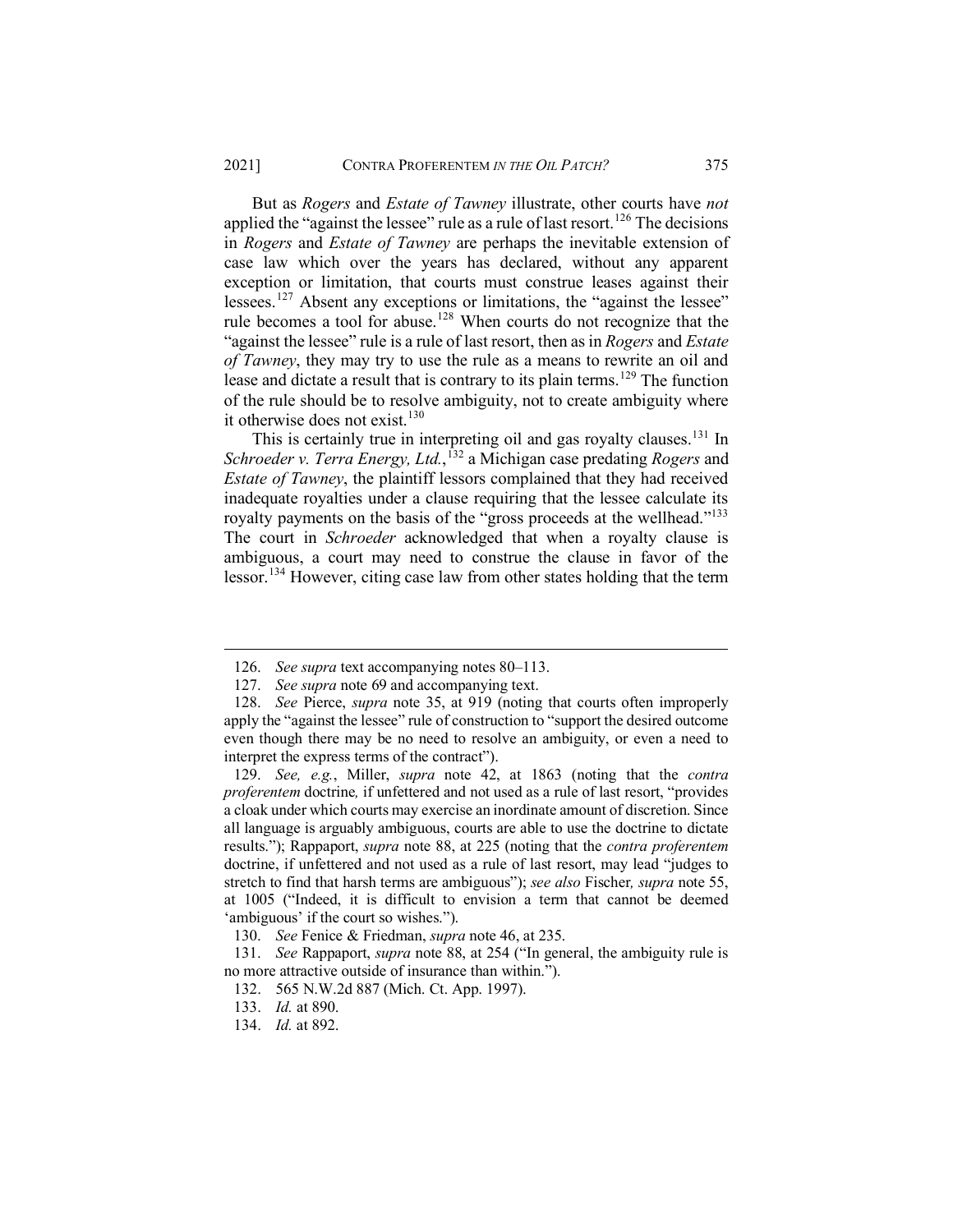But as *Rogers* and *Estate of Tawney* illustrate, other courts have *not* applied the "against the lessee" rule as a rule of last resort.[126] The decisions in *Rogers* and *Estate of Tawney* are perhaps the inevitable extension of case law which over the years has declared, without any apparent exception or limitation, that courts must construe leases against their lessees.[127] Absent any exceptions or limitations, the "against the lessee" rule becomes a tool for abuse.[128] When courts do not recognize that the "against the lessee" rule is a rule of last resort, then as in *Rogers* and *Estate of Tawney*, they may try to use the rule as a means to rewrite an oil and lease and dictate a result that is contrary to its plain terms.[129] The function of the rule should be to resolve ambiguity, not to create ambiguity where it otherwise does not exist.[130]

This is certainly true in interpreting oil and gas royalty clauses.[131] In *Schroeder v. Terra Energy, Ltd.*,[132] a Michigan case predating *Rogers* and *Estate of Tawney*, the plaintiff lessors complained that they had received inadequate royalties under a clause requiring that the lessee calculate its royalty payments on the basis of the "gross proceeds at the wellhead."[133] The court in *Schroeder* acknowledged that when a royalty clause is ambiguous, a court may need to construe the clause in favor of the lessor.[134] However, citing case law from other states holding that the term

---

126. *See supra* text accompanying notes 80–113.

127. *See supra* note 69 and accompanying text.

128. *See* Pierce, *supra* note 35, at 919 (noting that courts often improperly apply the "against the lessee" rule of construction to "support the desired outcome even though there may be no need to resolve an ambiguity, or even a need to interpret the express terms of the contract").

129. *See, e.g.*, Miller, *supra* note 42, at 1863 (noting that the *contra proferentem* doctrine*,* if unfettered and not used as a rule of last resort, "provides a cloak under which courts may exercise an inordinate amount of discretion. Since all language is arguably ambiguous, courts are able to use the doctrine to dictate results."); Rappaport, *supra* note 88, at 225 (noting that the *contra proferentem* doctrine, if unfettered and not used as a rule of last resort, may lead "judges to stretch to find that harsh terms are ambiguous"); *see also* Fischer*, supra* note 55, at 1005 ("Indeed, it is difficult to envision a term that cannot be deemed 'ambiguous' if the court so wishes.").

130. *See* Fenice & Friedman, *supra* note 46, at 235.

131. *See* Rappaport, *supra* note 88, at 254 ("In general, the ambiguity rule is no more attractive outside of insurance than within.").

132. 565 N.W.2d 887 (Mich. Ct. App. 1997).

133. *Id.* at 890.

134. *Id.* at 892.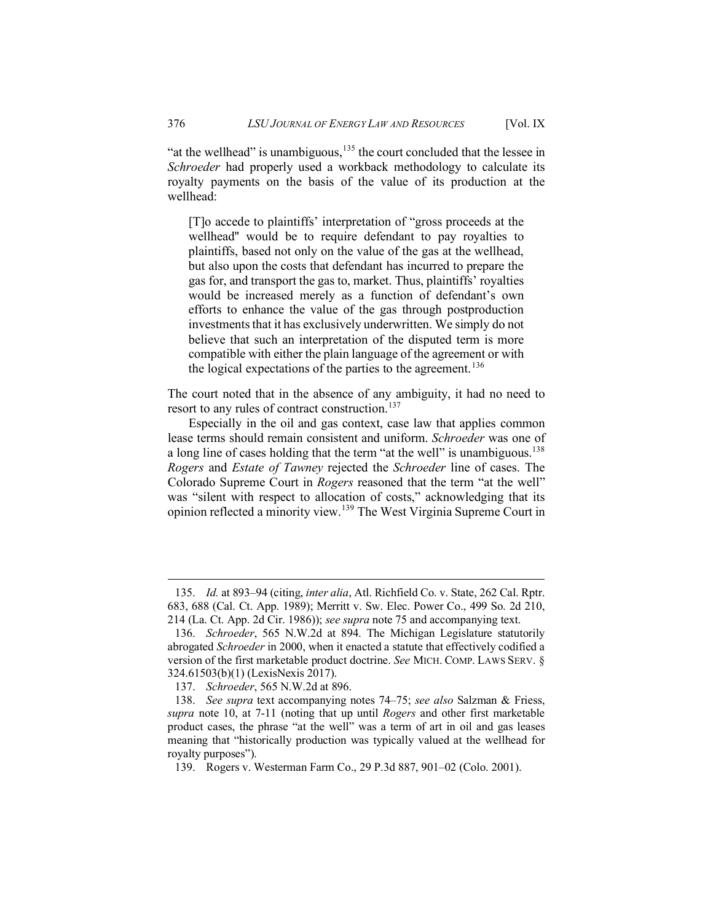"at the wellhead" is unambiguous,[135] the court concluded that the lessee in *Schroeder* had properly used a workback methodology to calculate its royalty payments on the basis of the value of its production at the wellhead:

> [T]o accede to plaintiffs' interpretation of "gross proceeds at the wellhead" would be to require defendant to pay royalties to plaintiffs, based not only on the value of the gas at the wellhead, but also upon the costs that defendant has incurred to prepare the gas for, and transport the gas to, market. Thus, plaintiffs' royalties would be increased merely as a function of defendant's own efforts to enhance the value of the gas through postproduction investments that it has exclusively underwritten. We simply do not believe that such an interpretation of the disputed term is more compatible with either the plain language of the agreement or with the logical expectations of the parties to the agreement.[136]

The court noted that in the absence of any ambiguity, it had no need to resort to any rules of contract construction.[137]

Especially in the oil and gas context, case law that applies common lease terms should remain consistent and uniform. *Schroeder* was one of a long line of cases holding that the term "at the well" is unambiguous.[138] *Rogers* and *Estate of Tawney* rejected the *Schroeder* line of cases. The Colorado Supreme Court in *Rogers* reasoned that the term "at the well" was "silent with respect to allocation of costs," acknowledging that its opinion reflected a minority view.[139] The West Virginia Supreme Court in

---

135. *Id.* at 893–94 (citing, *inter alia*, Atl. Richfield Co. v. State, 262 Cal. Rptr. 683, 688 (Cal. Ct. App. 1989); Merritt v. Sw. Elec. Power Co., 499 So. 2d 210, 214 (La. Ct. App. 2d Cir. 1986)); *see supra* note 75 and accompanying text.

136. *Schroeder*, 565 N.W.2d at 894. The Michigan Legislature statutorily abrogated *Schroeder* in 2000, when it enacted a statute that effectively codified a version of the first marketable product doctrine. *See* MICH. COMP. LAWS SERV. § 324.61503(b)(1) (LexisNexis 2017).

137. *Schroeder*, 565 N.W.2d at 896.

138. *See supra* text accompanying notes 74–75; *see also* Salzman & Friess, *supra* note 10, at 7-11 (noting that up until *Rogers* and other first marketable product cases, the phrase "at the well" was a term of art in oil and gas leases meaning that "historically production was typically valued at the wellhead for royalty purposes").

139. Rogers v. Westerman Farm Co., 29 P.3d 887, 901–02 (Colo. 2001).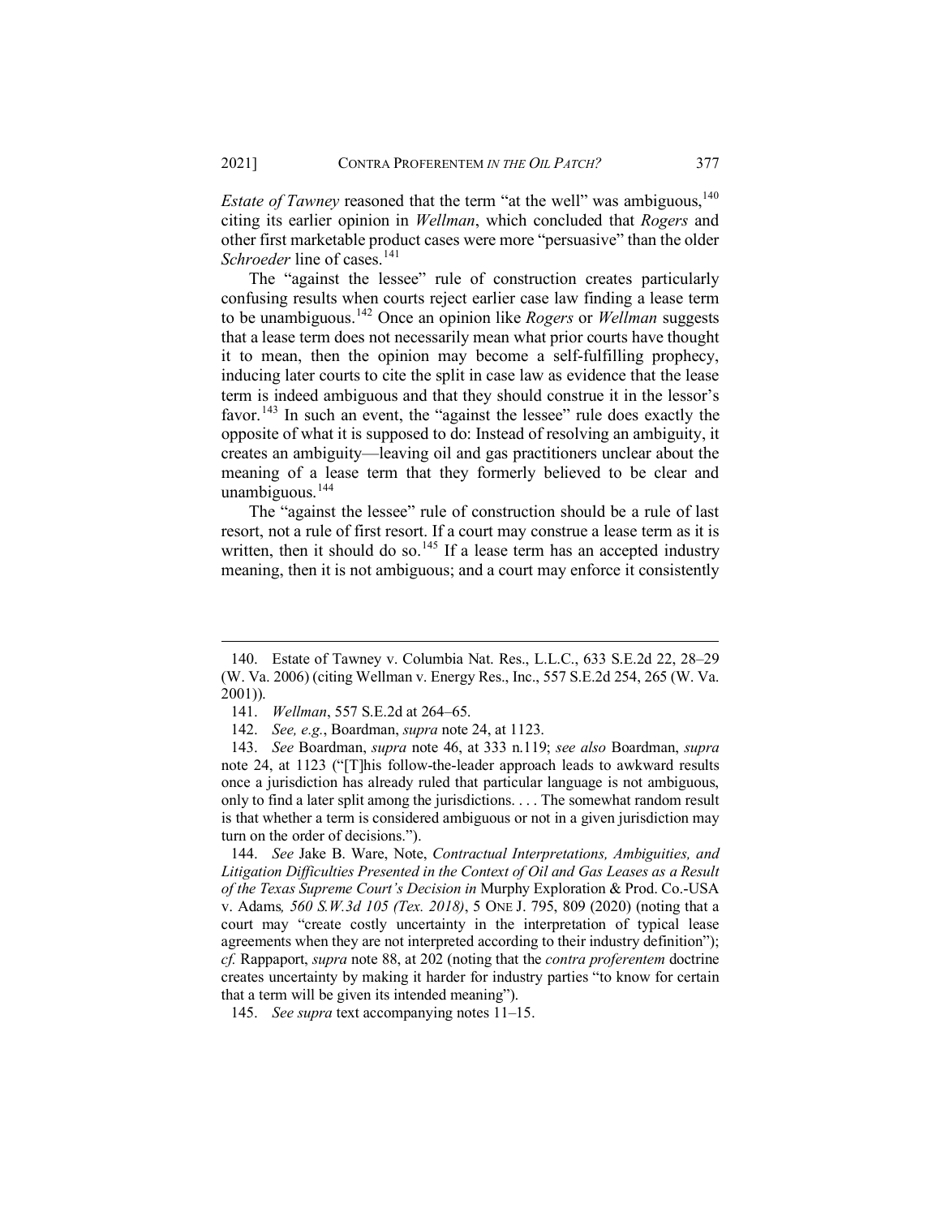*Estate of Tawney* reasoned that the term "at the well" was ambiguous,[140] citing its earlier opinion in *Wellman*, which concluded that *Rogers* and other first marketable product cases were more "persuasive" than the older *Schroeder* line of cases.[141]

The "against the lessee" rule of construction creates particularly confusing results when courts reject earlier case law finding a lease term to be unambiguous.[142] Once an opinion like *Rogers* or *Wellman* suggests that a lease term does not necessarily mean what prior courts have thought it to mean, then the opinion may become a self-fulfilling prophecy, inducing later courts to cite the split in case law as evidence that the lease term is indeed ambiguous and that they should construe it in the lessor's favor.[143] In such an event, the "against the lessee" rule does exactly the opposite of what it is supposed to do: Instead of resolving an ambiguity, it creates an ambiguity—leaving oil and gas practitioners unclear about the meaning of a lease term that they formerly believed to be clear and unambiguous.[144]

The "against the lessee" rule of construction should be a rule of last resort, not a rule of first resort. If a court may construe a lease term as it is written, then it should do so.[145] If a lease term has an accepted industry meaning, then it is not ambiguous; and a court may enforce it consistently

---

140. Estate of Tawney v. Columbia Nat. Res., L.L.C., 633 S.E.2d 22, 28–29 (W. Va. 2006) (citing Wellman v. Energy Res., Inc., 557 S.E.2d 254, 265 (W. Va. 2001)).

141. *Wellman*, 557 S.E.2d at 264–65.

142. *See, e.g.*, Boardman, *supra* note 24, at 1123.

143. *See* Boardman, *supra* note 46, at 333 n.119; *see also* Boardman, *supra* note 24, at 1123 ("[T]his follow-the-leader approach leads to awkward results once a jurisdiction has already ruled that particular language is not ambiguous, only to find a later split among the jurisdictions. . . . The somewhat random result is that whether a term is considered ambiguous or not in a given jurisdiction may turn on the order of decisions.").

144. *See* Jake B. Ware, Note, *Contractual Interpretations, Ambiguities, and Litigation Difficulties Presented in the Context of Oil and Gas Leases as a Result of the Texas Supreme Court's Decision in* Murphy Exploration & Prod. Co.-USA v. Adams*, 560 S.W.3d 105 (Tex. 2018)*, 5 ONE J. 795, 809 (2020) (noting that a court may "create costly uncertainty in the interpretation of typical lease agreements when they are not interpreted according to their industry definition"); *cf.* Rappaport, *supra* note 88, at 202 (noting that the *contra proferentem* doctrine creates uncertainty by making it harder for industry parties "to know for certain that a term will be given its intended meaning").

145. *See supra* text accompanying notes 11–15.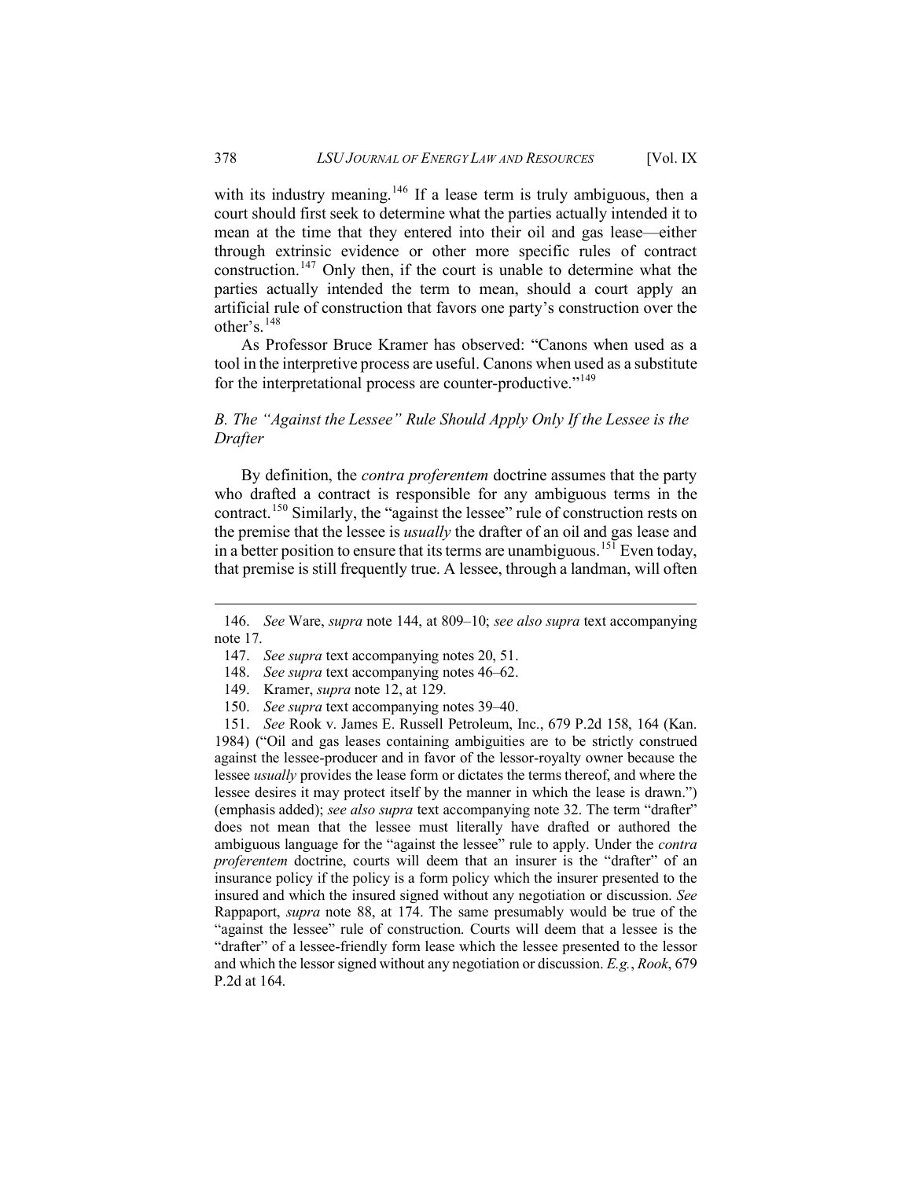with its industry meaning.[146] If a lease term is truly ambiguous, then a court should first seek to determine what the parties actually intended it to mean at the time that they entered into their oil and gas lease—either through extrinsic evidence or other more specific rules of contract construction.[147] Only then, if the court is unable to determine what the parties actually intended the term to mean, should a court apply an artificial rule of construction that favors one party's construction over the other's.[148]

As Professor Bruce Kramer has observed: "Canons when used as a tool in the interpretive process are useful. Canons when used as a substitute for the interpretational process are counter-productive."[149]

### *B. The "Against the Lessee" Rule Should Apply Only If the Lessee is the Drafter*

By definition, the *contra proferentem* doctrine assumes that the party who drafted a contract is responsible for any ambiguous terms in the contract.[150] Similarly, the "against the lessee" rule of construction rests on the premise that the lessee is *usually* the drafter of an oil and gas lease and in a better position to ensure that its terms are unambiguous.[151] Even today, that premise is still frequently true. A lessee, through a landman, will often

---

146. *See* Ware, *supra* note 144, at 809–10; *see also supra* text accompanying note 17.

147. *See supra* text accompanying notes 20, 51.

148. *See supra* text accompanying notes 46–62.

149. Kramer, *supra* note 12, at 129.

150. *See supra* text accompanying notes 39–40.

151. *See* Rook v. James E. Russell Petroleum, Inc., 679 P.2d 158, 164 (Kan. 1984) ("Oil and gas leases containing ambiguities are to be strictly construed against the lessee-producer and in favor of the lessor-royalty owner because the lessee *usually* provides the lease form or dictates the terms thereof, and where the lessee desires it may protect itself by the manner in which the lease is drawn.") (emphasis added); *see also supra* text accompanying note 32. The term "drafter" does not mean that the lessee must literally have drafted or authored the ambiguous language for the "against the lessee" rule to apply. Under the *contra proferentem* doctrine, courts will deem that an insurer is the "drafter" of an insurance policy if the policy is a form policy which the insurer presented to the insured and which the insured signed without any negotiation or discussion. *See* Rappaport, *supra* note 88, at 174. The same presumably would be true of the "against the lessee" rule of construction. Courts will deem that a lessee is the "drafter" of a lessee-friendly form lease which the lessee presented to the lessor and which the lessor signed without any negotiation or discussion. *E.g.*, *Rook*, 679 P.2d at 164.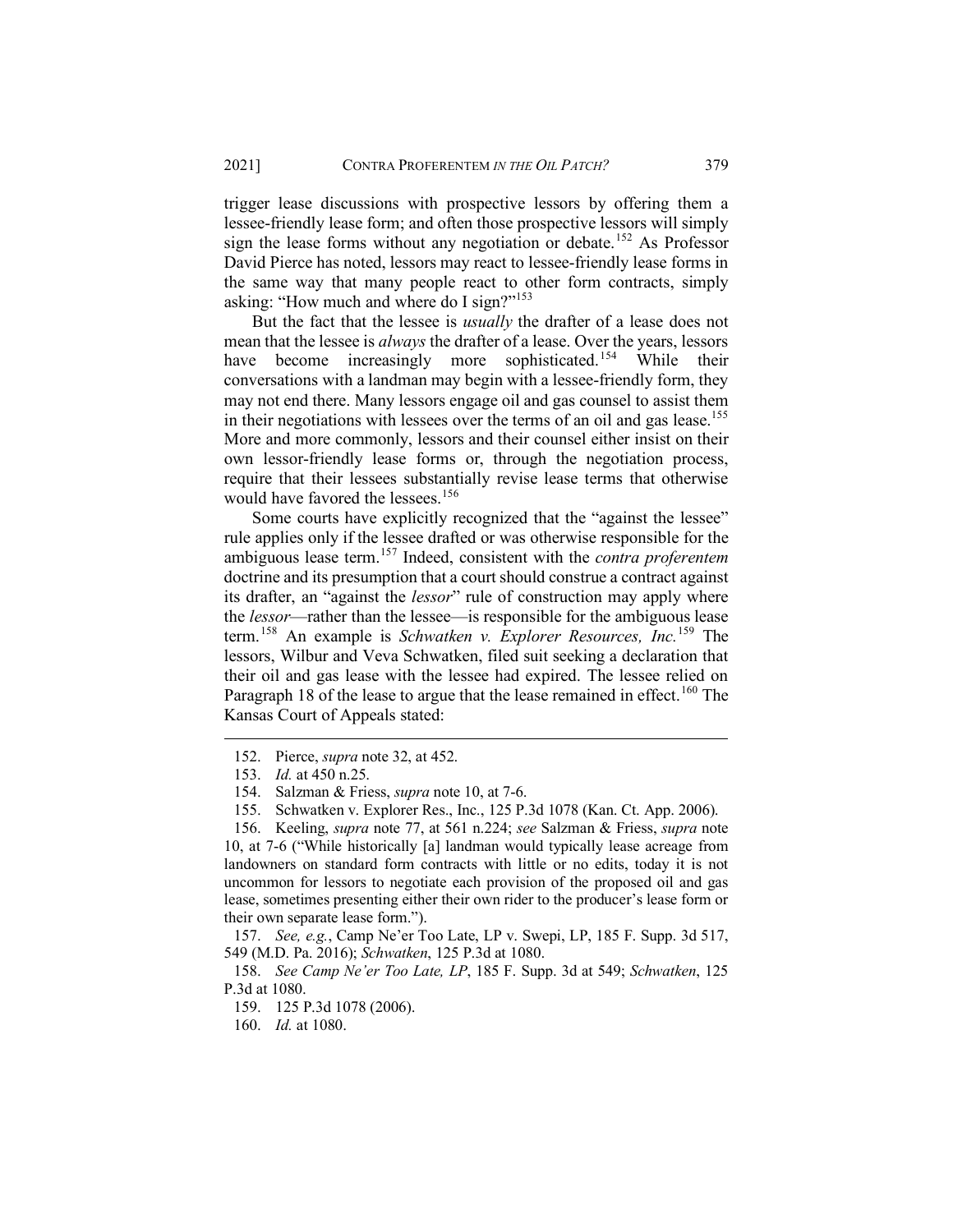trigger lease discussions with prospective lessors by offering them a lessee-friendly lease form; and often those prospective lessors will simply sign the lease forms without any negotiation or debate.[152] As Professor David Pierce has noted, lessors may react to lessee-friendly lease forms in the same way that many people react to other form contracts, simply asking: "How much and where do I sign?"[153]

But the fact that the lessee is *usually* the drafter of a lease does not mean that the lessee is *always* the drafter of a lease. Over the years, lessors have become increasingly more sophisticated.[154] While their conversations with a landman may begin with a lessee-friendly form, they may not end there. Many lessors engage oil and gas counsel to assist them in their negotiations with lessees over the terms of an oil and gas lease.[155] More and more commonly, lessors and their counsel either insist on their own lessor-friendly lease forms or, through the negotiation process, require that their lessees substantially revise lease terms that otherwise would have favored the lessees.[156]

Some courts have explicitly recognized that the "against the lessee" rule applies only if the lessee drafted or was otherwise responsible for the ambiguous lease term.[157] Indeed, consistent with the *contra proferentem* doctrine and its presumption that a court should construe a contract against its drafter, an "against the *lessor*" rule of construction may apply where the *lessor*—rather than the lessee—is responsible for the ambiguous lease term.[158] An example is *Schwatken v. Explorer Resources, Inc.*[159] The lessors, Wilbur and Veva Schwatken, filed suit seeking a declaration that their oil and gas lease with the lessee had expired. The lessee relied on Paragraph 18 of the lease to argue that the lease remained in effect.[160] The Kansas Court of Appeals stated:

---

152. Pierce, *supra* note 32, at 452.

153. *Id.* at 450 n.25.

154. Salzman & Friess, *supra* note 10, at 7-6.

155. Schwatken v. Explorer Res., Inc., 125 P.3d 1078 (Kan. Ct. App. 2006).

156. Keeling, *supra* note 77, at 561 n.224; *see* Salzman & Friess, *supra* note 10, at 7-6 ("While historically [a] landman would typically lease acreage from landowners on standard form contracts with little or no edits, today it is not uncommon for lessors to negotiate each provision of the proposed oil and gas lease, sometimes presenting either their own rider to the producer's lease form or their own separate lease form.").

157. *See, e.g.*, Camp Ne'er Too Late, LP v. Swepi, LP, 185 F. Supp. 3d 517, 549 (M.D. Pa. 2016); *Schwatken*, 125 P.3d at 1080.

158. *See Camp Ne'er Too Late, LP*, 185 F. Supp. 3d at 549; *Schwatken*, 125 P.3d at 1080.

159. 125 P.3d 1078 (2006).

160. *Id.* at 1080.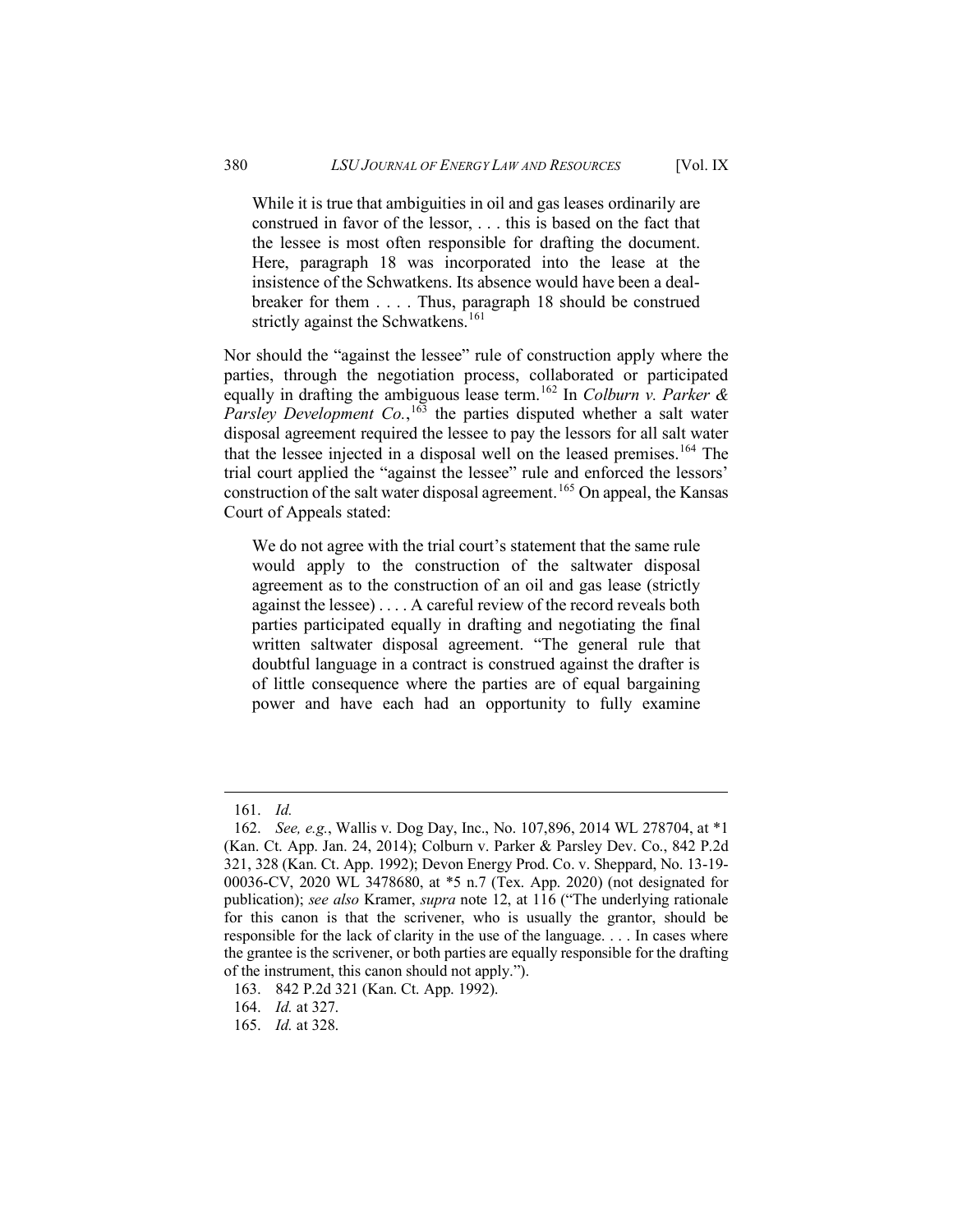> While it is true that ambiguities in oil and gas leases ordinarily are construed in favor of the lessor, . . . this is based on the fact that the lessee is most often responsible for drafting the document. Here, paragraph 18 was incorporated into the lease at the insistence of the Schwatkens. Its absence would have been a deal-breaker for them . . . . Thus, paragraph 18 should be construed strictly against the Schwatkens.[161]

Nor should the "against the lessee" rule of construction apply where the parties, through the negotiation process, collaborated or participated equally in drafting the ambiguous lease term.[162] In *Colburn v. Parker & Parsley Development Co.*,[163] the parties disputed whether a salt water disposal agreement required the lessee to pay the lessors for all salt water that the lessee injected in a disposal well on the leased premises.[164] The trial court applied the "against the lessee" rule and enforced the lessors' construction of the salt water disposal agreement.[165] On appeal, the Kansas Court of Appeals stated:

> We do not agree with the trial court's statement that the same rule would apply to the construction of the saltwater disposal agreement as to the construction of an oil and gas lease (strictly against the lessee) . . . . A careful review of the record reveals both parties participated equally in drafting and negotiating the final written saltwater disposal agreement. "The general rule that doubtful language in a contract is construed against the drafter is of little consequence where the parties are of equal bargaining power and have each had an opportunity to fully examine

---

161. *Id.*

162. *See, e.g.*, Wallis v. Dog Day, Inc., No. 107,896, 2014 WL 278704, at *1 (Kan. Ct. App. Jan. 24, 2014); Colburn v. Parker & Parsley Dev. Co., 842 P.2d 321, 328 (Kan. Ct. App. 1992); Devon Energy Prod. Co. v. Sheppard, No. 13-19-00036-CV, 2020 WL 3478680, at *5 n.7 (Tex. App. 2020) (not designated for publication); *see also* Kramer, *supra* note 12, at 116 ("The underlying rationale for this canon is that the scrivener, who is usually the grantor, should be responsible for the lack of clarity in the use of the language. . . . In cases where the grantee is the scrivener, or both parties are equally responsible for the drafting of the instrument, this canon should not apply.").

163. 842 P.2d 321 (Kan. Ct. App. 1992).

164. *Id.* at 327.

165. *Id.* at 328.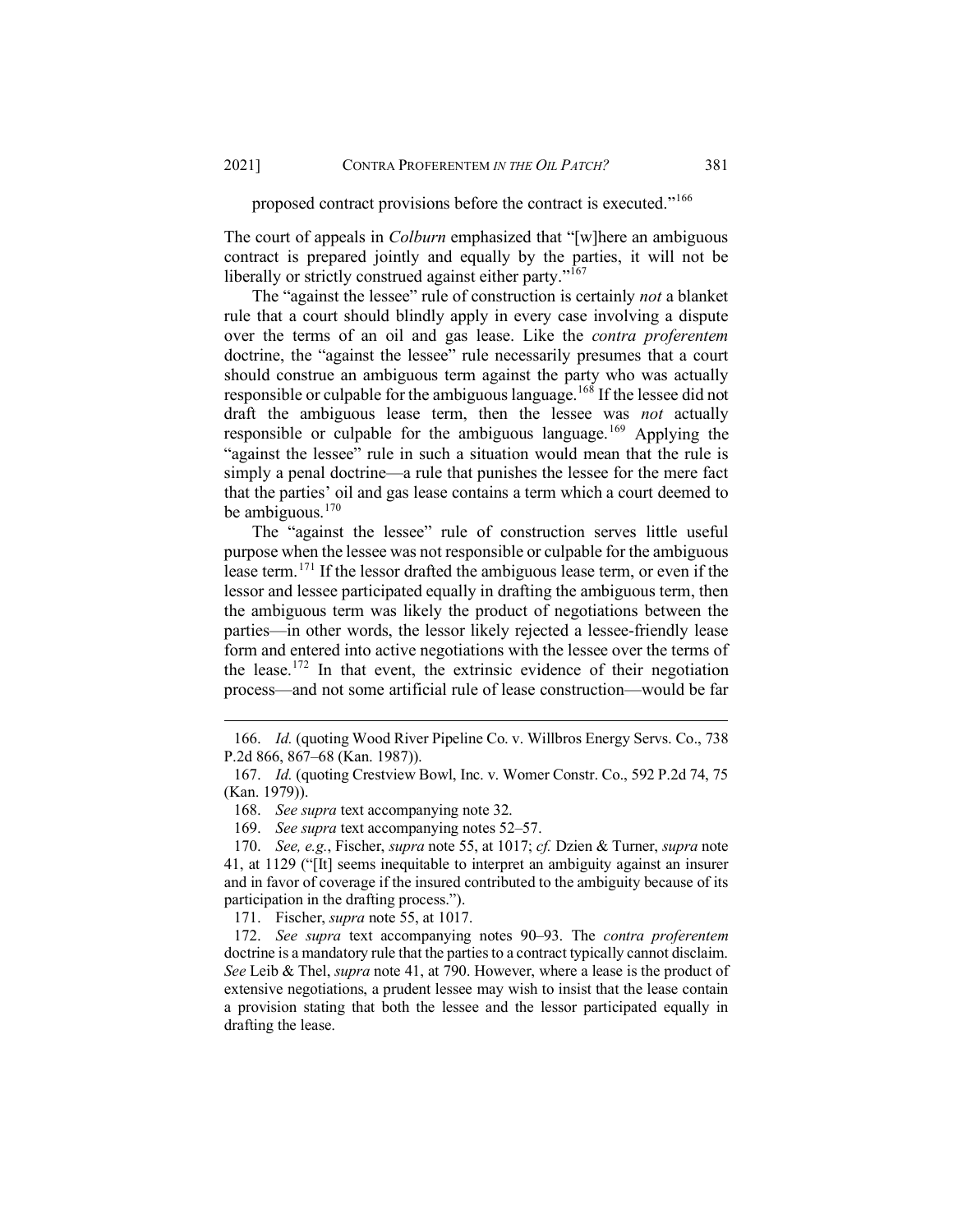proposed contract provisions before the contract is executed."[166]

The court of appeals in *Colburn* emphasized that "[w]here an ambiguous contract is prepared jointly and equally by the parties, it will not be liberally or strictly construed against either party."[167]

The "against the lessee" rule of construction is certainly *not* a blanket rule that a court should blindly apply in every case involving a dispute over the terms of an oil and gas lease. Like the *contra proferentem* doctrine, the "against the lessee" rule necessarily presumes that a court should construe an ambiguous term against the party who was actually responsible or culpable for the ambiguous language.[168] If the lessee did not draft the ambiguous lease term, then the lessee was *not* actually responsible or culpable for the ambiguous language.[169] Applying the "against the lessee" rule in such a situation would mean that the rule is simply a penal doctrine—a rule that punishes the lessee for the mere fact that the parties' oil and gas lease contains a term which a court deemed to be ambiguous.[170]

The "against the lessee" rule of construction serves little useful purpose when the lessee was not responsible or culpable for the ambiguous lease term.[171] If the lessor drafted the ambiguous lease term, or even if the lessor and lessee participated equally in drafting the ambiguous term, then the ambiguous term was likely the product of negotiations between the parties—in other words, the lessor likely rejected a lessee-friendly lease form and entered into active negotiations with the lessee over the terms of the lease.[172] In that event, the extrinsic evidence of their negotiation process—and not some artificial rule of lease construction—would be far

---

166. *Id.* (quoting Wood River Pipeline Co. v. Willbros Energy Servs. Co., 738 P.2d 866, 867–68 (Kan. 1987)).

167. *Id.* (quoting Crestview Bowl, Inc. v. Womer Constr. Co., 592 P.2d 74, 75 (Kan. 1979)).

168. *See supra* text accompanying note 32.

169. *See supra* text accompanying notes 52–57.

170. *See, e.g.*, Fischer, *supra* note 55, at 1017; *cf.* Dzien & Turner, *supra* note 41, at 1129 ("[It] seems inequitable to interpret an ambiguity against an insurer and in favor of coverage if the insured contributed to the ambiguity because of its participation in the drafting process.").

171. Fischer, *supra* note 55, at 1017.

172. *See supra* text accompanying notes 90–93. The *contra proferentem* doctrine is a mandatory rule that the parties to a contract typically cannot disclaim. *See* Leib & Thel, *supra* note 41, at 790. However, where a lease is the product of extensive negotiations, a prudent lessee may wish to insist that the lease contain a provision stating that both the lessee and the lessor participated equally in drafting the lease.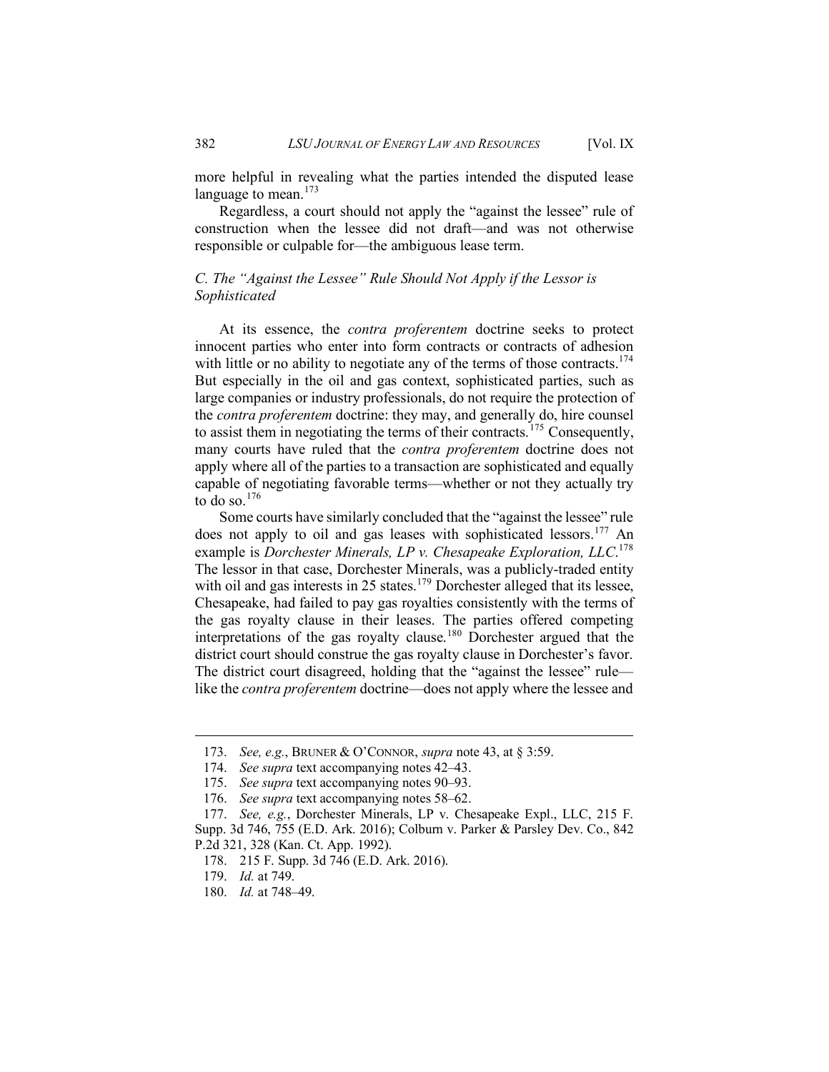more helpful in revealing what the parties intended the disputed lease language to mean.[173]

Regardless, a court should not apply the "against the lessee" rule of construction when the lessee did not draft—and was not otherwise responsible or culpable for—the ambiguous lease term.

### *C. The "Against the Lessee" Rule Should Not Apply if the Lessor is Sophisticated*

At its essence, the *contra proferentem* doctrine seeks to protect innocent parties who enter into form contracts or contracts of adhesion with little or no ability to negotiate any of the terms of those contracts.[174] But especially in the oil and gas context, sophisticated parties, such as large companies or industry professionals, do not require the protection of the *contra proferentem* doctrine: they may, and generally do, hire counsel to assist them in negotiating the terms of their contracts.[175] Consequently, many courts have ruled that the *contra proferentem* doctrine does not apply where all of the parties to a transaction are sophisticated and equally capable of negotiating favorable terms—whether or not they actually try to do so.[176]

Some courts have similarly concluded that the "against the lessee" rule does not apply to oil and gas leases with sophisticated lessors.[177] An example is *Dorchester Minerals, LP v. Chesapeake Exploration, LLC*.[178] The lessor in that case, Dorchester Minerals, was a publicly-traded entity with oil and gas interests in 25 states.[179] Dorchester alleged that its lessee, Chesapeake, had failed to pay gas royalties consistently with the terms of the gas royalty clause in their leases. The parties offered competing interpretations of the gas royalty clause.[180] Dorchester argued that the district court should construe the gas royalty clause in Dorchester's favor. The district court disagreed, holding that the "against the lessee" rule—like the *contra proferentem* doctrine—does not apply where the lessee and

---

173. *See, e.g.*, BRUNER & O'CONNOR, *supra* note 43, at § 3:59.

174. *See supra* text accompanying notes 42–43.

175. *See supra* text accompanying notes 90–93.

176. *See supra* text accompanying notes 58–62.

177. *See, e.g.*, Dorchester Minerals, LP v. Chesapeake Expl., LLC, 215 F. Supp. 3d 746, 755 (E.D. Ark. 2016); Colburn v. Parker & Parsley Dev. Co., 842 P.2d 321, 328 (Kan. Ct. App. 1992).

178. 215 F. Supp. 3d 746 (E.D. Ark. 2016).

179. *Id.* at 749.

180. *Id.* at 748–49.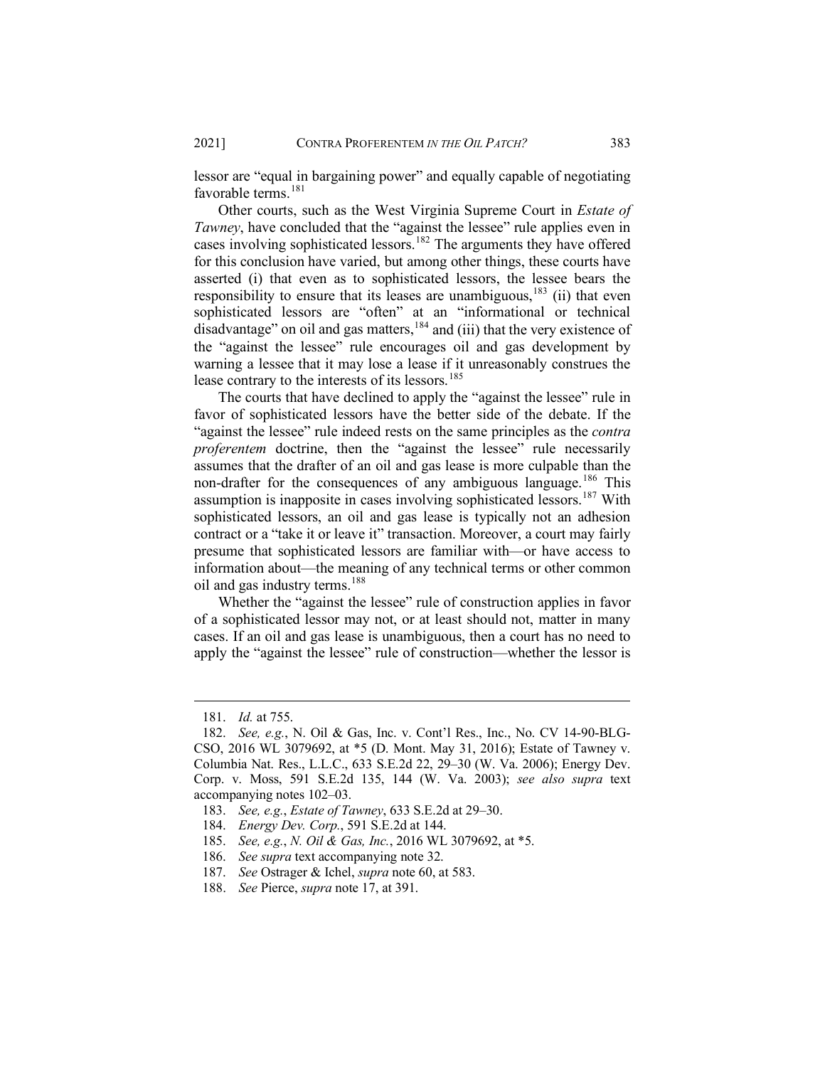lessor are "equal in bargaining power" and equally capable of negotiating favorable terms.[181]

Other courts, such as the West Virginia Supreme Court in *Estate of Tawney*, have concluded that the "against the lessee" rule applies even in cases involving sophisticated lessors.[182] The arguments they have offered for this conclusion have varied, but among other things, these courts have asserted (i) that even as to sophisticated lessors, the lessee bears the responsibility to ensure that its leases are unambiguous,[183] (ii) that even sophisticated lessors are "often" at an "informational or technical disadvantage" on oil and gas matters,[184] and (iii) that the very existence of the "against the lessee" rule encourages oil and gas development by warning a lessee that it may lose a lease if it unreasonably construes the lease contrary to the interests of its lessors.[185]

The courts that have declined to apply the "against the lessee" rule in favor of sophisticated lessors have the better side of the debate. If the "against the lessee" rule indeed rests on the same principles as the *contra proferentem* doctrine, then the "against the lessee" rule necessarily assumes that the drafter of an oil and gas lease is more culpable than the non-drafter for the consequences of any ambiguous language.[186] This assumption is inapposite in cases involving sophisticated lessors.[187] With sophisticated lessors, an oil and gas lease is typically not an adhesion contract or a "take it or leave it" transaction. Moreover, a court may fairly presume that sophisticated lessors are familiar with—or have access to information about—the meaning of any technical terms or other common oil and gas industry terms.[188]

Whether the "against the lessee" rule of construction applies in favor of a sophisticated lessor may not, or at least should not, matter in many cases. If an oil and gas lease is unambiguous, then a court has no need to apply the "against the lessee" rule of construction—whether the lessor is

---

181. *Id.* at 755.

182. *See, e.g.*, N. Oil & Gas, Inc. v. Cont'l Res., Inc., No. CV 14-90-BLG-CSO, 2016 WL 3079692, at *5 (D. Mont. May 31, 2016); Estate of Tawney v. Columbia Nat. Res., L.L.C., 633 S.E.2d 22, 29–30 (W. Va. 2006); Energy Dev. Corp. v. Moss, 591 S.E.2d 135, 144 (W. Va. 2003); *see also supra* text accompanying notes 102–03.

183. *See, e.g.*, *Estate of Tawney*, 633 S.E.2d at 29–30.

184. *Energy Dev. Corp.*, 591 S.E.2d at 144.

185. *See, e.g.*, *N. Oil & Gas, Inc.*, 2016 WL 3079692, at *5.

186. *See supra* text accompanying note 32.

187. *See* Ostrager & Ichel, *supra* note 60, at 583.

188. *See* Pierce, *supra* note 17, at 391.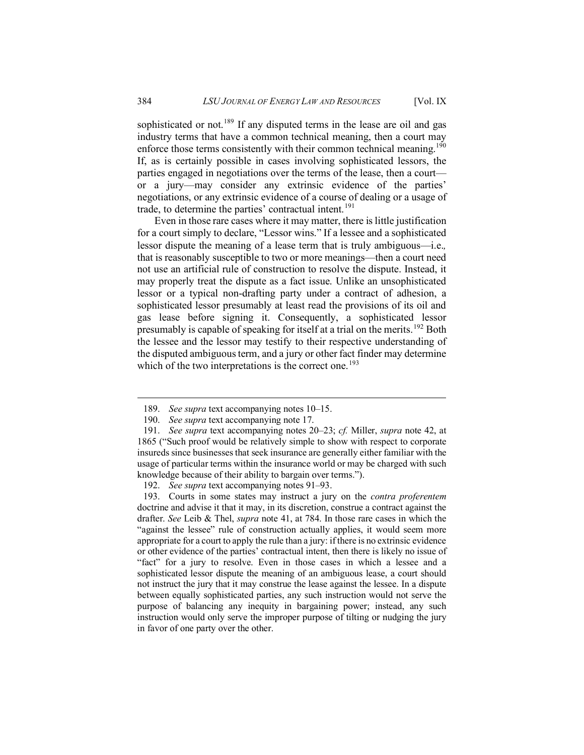sophisticated or not.[189] If any disputed terms in the lease are oil and gas industry terms that have a common technical meaning, then a court may enforce those terms consistently with their common technical meaning.[190] If, as is certainly possible in cases involving sophisticated lessors, the parties engaged in negotiations over the terms of the lease, then a court—or a jury—may consider any extrinsic evidence of the parties' negotiations, or any extrinsic evidence of a course of dealing or a usage of trade, to determine the parties' contractual intent.[191]

Even in those rare cases where it may matter, there is little justification for a court simply to declare, "Lessor wins." If a lessee and a sophisticated lessor dispute the meaning of a lease term that is truly ambiguous—i.e., that is reasonably susceptible to two or more meanings—then a court need not use an artificial rule of construction to resolve the dispute. Instead, it may properly treat the dispute as a fact issue. Unlike an unsophisticated lessor or a typical non-drafting party under a contract of adhesion, a sophisticated lessor presumably at least read the provisions of its oil and gas lease before signing it. Consequently, a sophisticated lessor presumably is capable of speaking for itself at a trial on the merits.[192] Both the lessee and the lessor may testify to their respective understanding of the disputed ambiguous term, and a jury or other fact finder may determine which of the two interpretations is the correct one.[193]

---

189. *See supra* text accompanying notes 10–15.

190. *See supra* text accompanying note 17.

191. *See supra* text accompanying notes 20–23; *cf.* Miller, *supra* note 42, at 1865 ("Such proof would be relatively simple to show with respect to corporate insureds since businesses that seek insurance are generally either familiar with the usage of particular terms within the insurance world or may be charged with such knowledge because of their ability to bargain over terms.").

192. *See supra* text accompanying notes 91–93.

193. Courts in some states may instruct a jury on the *contra proferentem* doctrine and advise it that it may, in its discretion, construe a contract against the drafter. *See* Leib & Thel, *supra* note 41, at 784. In those rare cases in which the "against the lessee" rule of construction actually applies, it would seem more appropriate for a court to apply the rule than a jury: if there is no extrinsic evidence or other evidence of the parties' contractual intent, then there is likely no issue of "fact" for a jury to resolve. Even in those cases in which a lessee and a sophisticated lessor dispute the meaning of an ambiguous lease, a court should not instruct the jury that it may construe the lease against the lessee. In a dispute between equally sophisticated parties, any such instruction would not serve the purpose of balancing any inequity in bargaining power; instead, any such instruction would only serve the improper purpose of tilting or nudging the jury in favor of one party over the other.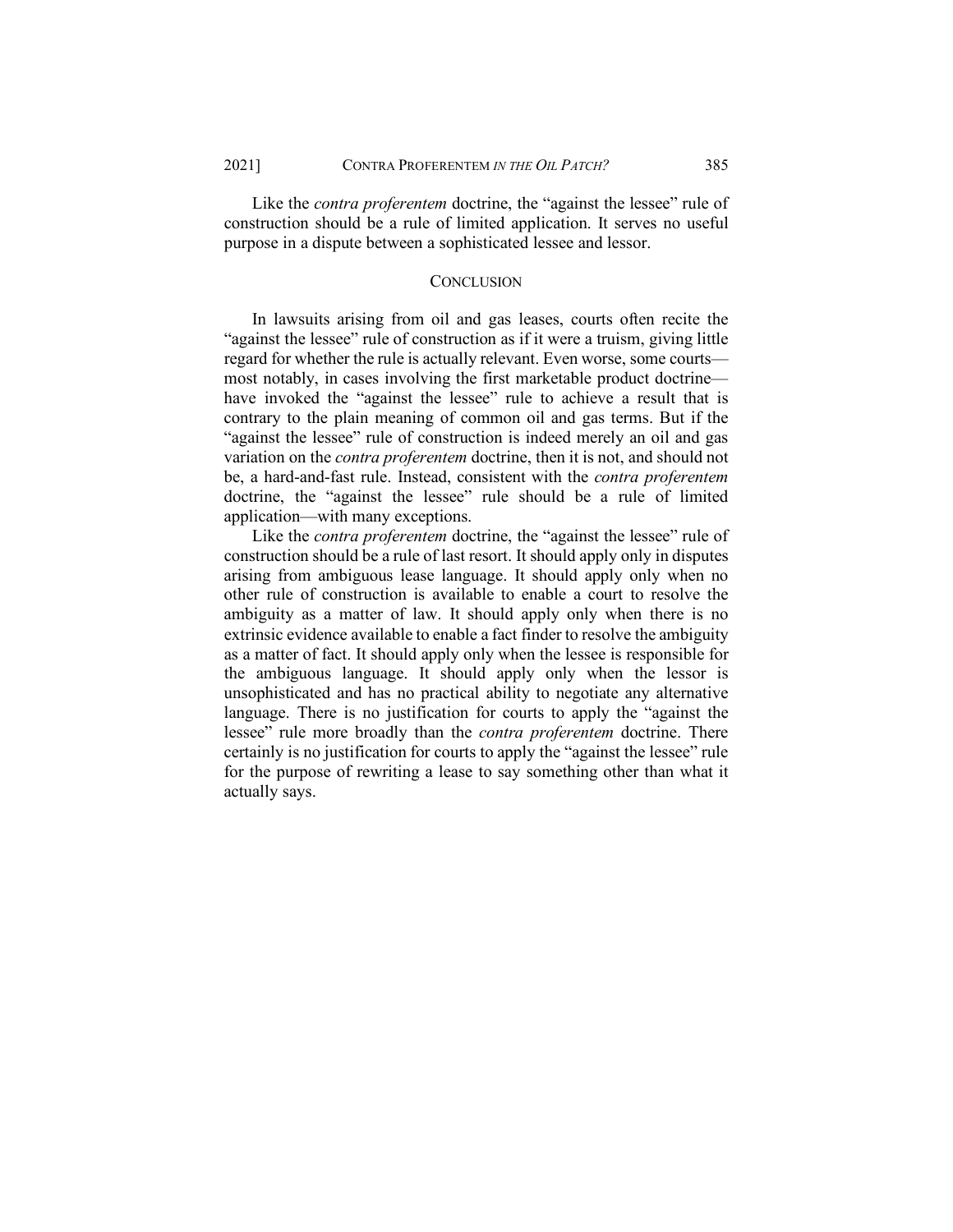Like the *contra proferentem* doctrine, the "against the lessee" rule of construction should be a rule of limited application. It serves no useful purpose in a dispute between a sophisticated lessee and lessor.

## CONCLUSION

In lawsuits arising from oil and gas leases, courts often recite the "against the lessee" rule of construction as if it were a truism, giving little regard for whether the rule is actually relevant. Even worse, some courts—most notably, in cases involving the first marketable product doctrine—have invoked the "against the lessee" rule to achieve a result that is contrary to the plain meaning of common oil and gas terms. But if the "against the lessee" rule of construction is indeed merely an oil and gas variation on the *contra proferentem* doctrine, then it is not, and should not be, a hard-and-fast rule. Instead, consistent with the *contra proferentem* doctrine, the "against the lessee" rule should be a rule of limited application—with many exceptions.

Like the *contra proferentem* doctrine, the "against the lessee" rule of construction should be a rule of last resort. It should apply only in disputes arising from ambiguous lease language. It should apply only when no other rule of construction is available to enable a court to resolve the ambiguity as a matter of law. It should apply only when there is no extrinsic evidence available to enable a fact finder to resolve the ambiguity as a matter of fact. It should apply only when the lessee is responsible for the ambiguous language. It should apply only when the lessor is unsophisticated and has no practical ability to negotiate any alternative language. There is no justification for courts to apply the "against the lessee" rule more broadly than the *contra proferentem* doctrine. There certainly is no justification for courts to apply the "against the lessee" rule for the purpose of rewriting a lease to say something other than what it actually says.